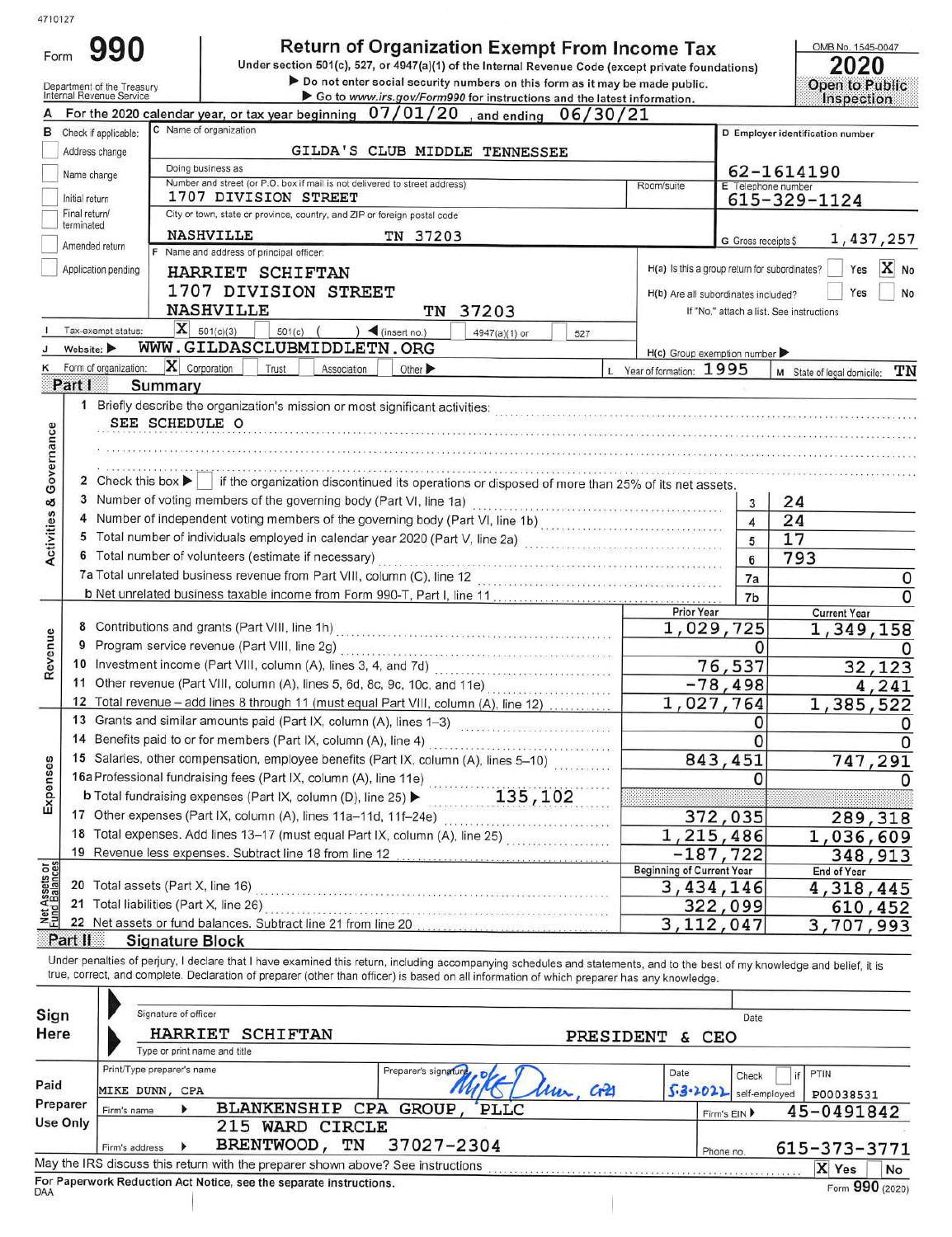4710127

Form **990**

# Return of Organization Exempt From Income Tax

Under section 501(c), 527, or 4947(a)(1) of the Internal Revenue Code (except private foundations)

▶ Do not enter social security numbers on this form as it may be made public.

▶ Go to www.irs.gov/Form990 for instructions and the latest information.

Department of the Treasury
Internal Revenue Service

OMB No. 1545-0047

**2020**

**Open to Public Inspection**

A For the 2020 calendar year, or tax year beginning 07/01/20 , and ending 06/30/21

B Check if applicable:
- [ ] Address change
- [ ] Name change
- [ ] Initial return
- [ ] Final return/terminated
- [ ] Amended return
- [ ] Application pending

C Name of organization: GILDA'S CLUB MIDDLE TENNESSEE

Doing business as

Number and street (or P.O. box if mail is not delivered to street address): 1707 DIVISION STREET — Room/suite

City or town, state or province, country, and ZIP or foreign postal code: NASHVILLE TN 37203

D Employer identification number: 62-1614190

E Telephone number: 615-329-1124

G Gross receipts $ 1,437,257

F Name and address of principal officer: HARRIET SCHIFTAN, 1707 DIVISION STREET, NASHVILLE TN 37203

H(a) Is this a group return for subordinates? [ ] Yes [X] No

H(b) Are all subordinates included? [ ] Yes [ ] No — If "No," attach a list. See instructions

I Tax-exempt status: [X] 501(c)(3) [ ] 501(c) ( ) ◀ (insert no.) [ ] 4947(a)(1) or [ ] 527

J Website: ▶ WWW.GILDASCLUBMIDDLETN.ORG

H(c) Group exemption number ▶

K Form of organization: [X] Corporation [ ] Trust [ ] Association [ ] Other ▶

L Year of formation: 1995 M State of legal domicile: TN

## Part I Summary

**Activities & Governance**

1 Briefly describe the organization's mission or most significant activities:
SEE SCHEDULE O

2 Check this box ▶ [ ] if the organization discontinued its operations or disposed of more than 25% of its net assets.

| | | Line | Value |
|---|---|---|---|
| 3 | Number of voting members of the governing body (Part VI, line 1a) | 3 | 24 |
| 4 | Number of independent voting members of the governing body (Part VI, line 1b) | 4 | 24 |
| 5 | Total number of individuals employed in calendar year 2020 (Part V, line 2a) | 5 | 17 |
| 6 | Total number of volunteers (estimate if necessary) | 6 | 793 |
| 7a | Total unrelated business revenue from Part VIII, column (C), line 12 | 7a | 0 |
| b | Net unrelated business taxable income from Form 990-T, Part I, line 11 | 7b | 0 |

| | | | Prior Year | Current Year |
|---|---|---|---|---|
| **Revenue** | 8 | Contributions and grants (Part VIII, line 1h) | 1,029,725 | 1,349,158 |
| | 9 | Program service revenue (Part VIII, line 2g) | 0 | 0 |
| | 10 | Investment income (Part VIII, column (A), lines 3, 4, and 7d) | 76,537 | 32,123 |
| | 11 | Other revenue (Part VIII, column (A), lines 5, 6d, 8c, 9c, 10c, and 11e) | -78,498 | 4,241 |
| | 12 | Total revenue – add lines 8 through 11 (must equal Part VIII, column (A), line 12) | 1,027,764 | 1,385,522 |
| **Expenses** | 13 | Grants and similar amounts paid (Part IX, column (A), lines 1–3) | 0 | 0 |
| | 14 | Benefits paid to or for members (Part IX, column (A), line 4) | 0 | 0 |
| | 15 | Salaries, other compensation, employee benefits (Part IX, column (A), lines 5–10) | 843,451 | 747,291 |
| | 16a | Professional fundraising fees (Part IX, column (A), line 11e) | 0 | 0 |
| | b | Total fundraising expenses (Part IX, column (D), line 25) ▶ 135,102 | | |
| | 17 | Other expenses (Part IX, column (A), lines 11a–11d, 11f–24e) | 372,035 | 289,318 |
| | 18 | Total expenses. Add lines 13–17 (must equal Part IX, column (A), line 25) | 1,215,486 | 1,036,609 |
| | 19 | Revenue less expenses. Subtract line 18 from line 12 | -187,722 | 348,913 |
| | | | **Beginning of Current Year** | **End of Year** |
| **Net Assets or Fund Balances** | 20 | Total assets (Part X, line 16) | 3,434,146 | 4,318,445 |
| | 21 | Total liabilities (Part X, line 26) | 322,099 | 610,452 |
| | 22 | Net assets or fund balances. Subtract line 21 from line 20 | 3,112,047 | 3,707,993 |

## Part II Signature Block

Under penalties of perjury, I declare that I have examined this return, including accompanying schedules and statements, and to the best of my knowledge and belief, it is true, correct, and complete. Declaration of preparer (other than officer) is based on all information of which preparer has any knowledge.

**Sign Here**

Signature of officer — Date

HARRIET SCHIFTAN — PRESIDENT & CEO

Type or print name and title

**Paid Preparer Use Only**

| Print/Type preparer's name | Preparer's signature | Date | Check [ ] if self-employed | PTIN |
|---|---|---|---|---|
| MIKE DUNN, CPA | Mike Dunn, CPA | 5-3-2022 | | P00038531 |

Firm's name ▶ BLANKENSHIP CPA GROUP, PLLC — Firm's EIN ▶ 45-0491842

Firm's address ▶ 215 WARD CIRCLE, BRENTWOOD, TN 37027-2304 — Phone no. 615-373-3771

May the IRS discuss this return with the preparer shown above? See instructions [X] Yes [ ] No

For Paperwork Reduction Act Notice, see the separate instructions.

DAA

Form **990** (2020)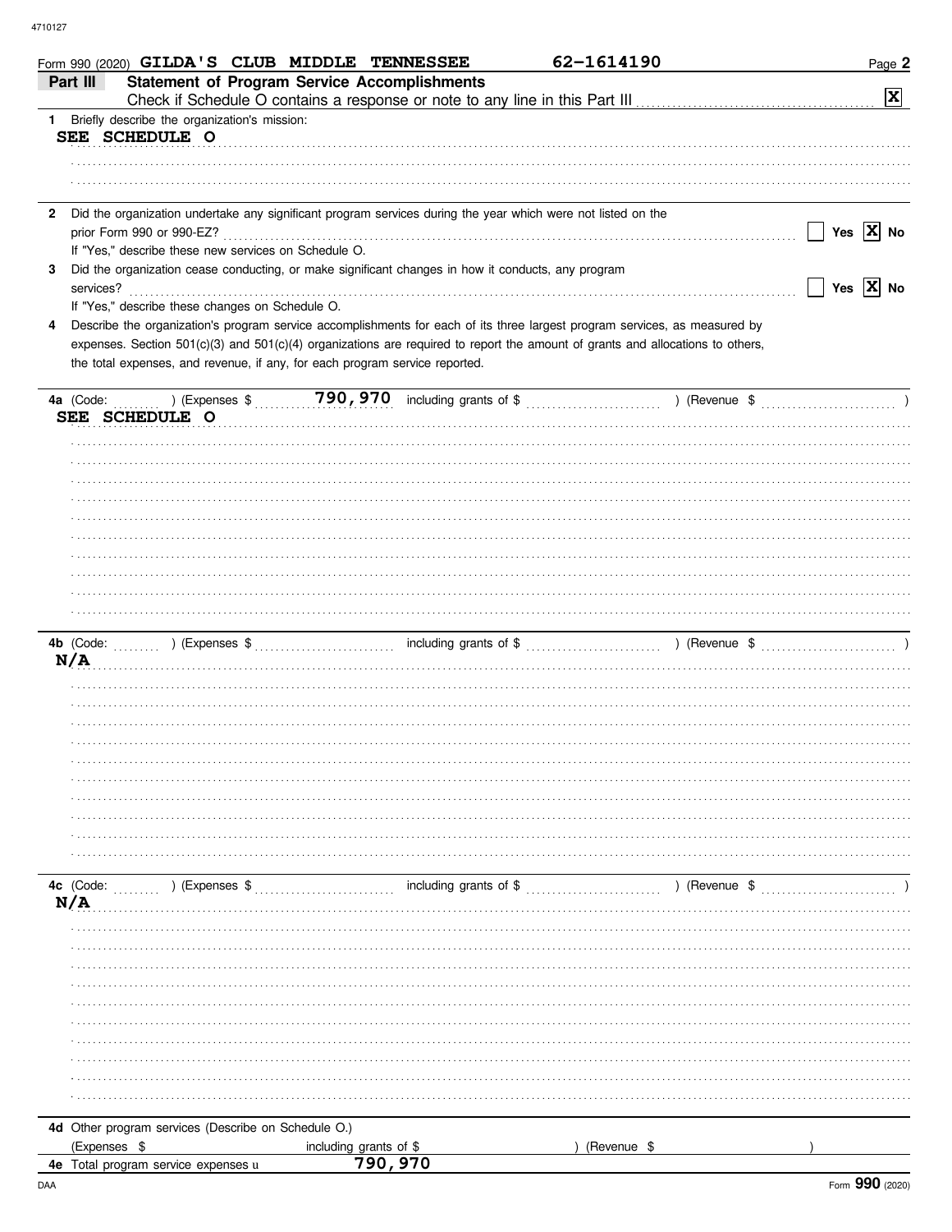4710127

Form 990 (2020) GILDA'S CLUB MIDDLE TENNESSEE 62-1614190

## Part III Statement of Program Service Accomplishments

Check if Schedule O contains a response or note to any line in this Part III ... [X]

**1** Briefly describe the organization's mission:

SEE SCHEDULE O

**2** Did the organization undertake any significant program services during the year which were not listed on the prior Form 990 or 990-EZ? ... [ ] Yes [X] No

If "Yes," describe these new services on Schedule O.

**3** Did the organization cease conducting, or make significant changes in how it conducts, any program services? ... [ ] Yes [X] No

If "Yes," describe these changes on Schedule O.

**4** Describe the organization's program service accomplishments for each of its three largest program services, as measured by expenses. Section 501(c)(3) and 501(c)(4) organizations are required to report the amount of grants and allocations to others, the total expenses, and revenue, if any, for each program service reported.

**4a** (Code: ) (Expenses $ 790,970 including grants of $ ) (Revenue $ )

SEE SCHEDULE O

**4b** (Code: ) (Expenses $ including grants of $ ) (Revenue $ )

N/A

**4c** (Code: ) (Expenses $ including grants of $ ) (Revenue $ )

N/A

**4d** Other program services (Describe on Schedule O.)

(Expenses $ including grants of $ ) (Revenue $ )

**4e** Total program service expenses ▶ 790,970

DAA Form **990** (2020)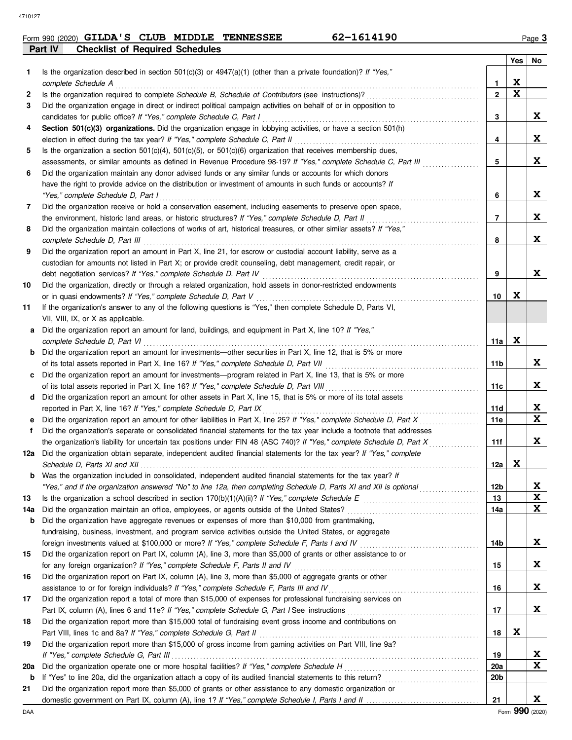Form 990 (2020) **GILDA'S CLUB MIDDLE TENNESSEE** **62-1614190**

## Part IV Checklist of Required Schedules

| | | | Yes | No |
|---|---|---|---|---|
| 1 | Is the organization described in section 501(c)(3) or 4947(a)(1) (other than a private foundation)? *If "Yes," complete Schedule A* | 1 | X | |
| 2 | Is the organization required to complete *Schedule B, Schedule of Contributors* (see instructions)? | 2 | X | |
| 3 | Did the organization engage in direct or indirect political campaign activities on behalf of or in opposition to candidates for public office? *If "Yes," complete Schedule C, Part I* | 3 | | X |
| 4 | **Section 501(c)(3) organizations.** Did the organization engage in lobbying activities, or have a section 501(h) election in effect during the tax year? *If "Yes," complete Schedule C, Part II* | 4 | | X |
| 5 | Is the organization a section 501(c)(4), 501(c)(5), or 501(c)(6) organization that receives membership dues, assessments, or similar amounts as defined in Revenue Procedure 98-19? *If "Yes," complete Schedule C, Part III* | 5 | | X |
| 6 | Did the organization maintain any donor advised funds or any similar funds or accounts for which donors have the right to provide advice on the distribution or investment of amounts in such funds or accounts? *If "Yes," complete Schedule D, Part I* | 6 | | X |
| 7 | Did the organization receive or hold a conservation easement, including easements to preserve open space, the environment, historic land areas, or historic structures? *If "Yes," complete Schedule D, Part II* | 7 | | X |
| 8 | Did the organization maintain collections of works of art, historical treasures, or other similar assets? *If "Yes," complete Schedule D, Part III* | 8 | | X |
| 9 | Did the organization report an amount in Part X, line 21, for escrow or custodial account liability, serve as a custodian for amounts not listed in Part X; or provide credit counseling, debt management, credit repair, or debt negotiation services? *If "Yes," complete Schedule D, Part IV* | 9 | | X |
| 10 | Did the organization, directly or through a related organization, hold assets in donor-restricted endowments or in quasi endowments? *If "Yes," complete Schedule D, Part V* | 10 | X | |
| 11 | If the organization's answer to any of the following questions is "Yes," then complete Schedule D, Parts VI, VII, VIII, IX, or X as applicable. | | | |
| a | Did the organization report an amount for land, buildings, and equipment in Part X, line 10? *If "Yes," complete Schedule D, Part VI* | 11a | X | |
| b | Did the organization report an amount for investments—other securities in Part X, line 12, that is 5% or more of its total assets reported in Part X, line 16? *If "Yes," complete Schedule D, Part VII* | 11b | | X |
| c | Did the organization report an amount for investments—program related in Part X, line 13, that is 5% or more of its total assets reported in Part X, line 16? *If "Yes," complete Schedule D, Part VIII* | 11c | | X |
| d | Did the organization report an amount for other assets in Part X, line 15, that is 5% or more of its total assets reported in Part X, line 16? *If "Yes," complete Schedule D, Part IX* | 11d | | X |
| e | Did the organization report an amount for other liabilities in Part X, line 25? *If "Yes," complete Schedule D, Part X* | 11e | | X |
| f | Did the organization's separate or consolidated financial statements for the tax year include a footnote that addresses the organization's liability for uncertain tax positions under FIN 48 (ASC 740)? *If "Yes," complete Schedule D, Part X* | 11f | | X |
| 12a | Did the organization obtain separate, independent audited financial statements for the tax year? *If "Yes," complete Schedule D, Parts XI and XII* | 12a | X | |
| b | Was the organization included in consolidated, independent audited financial statements for the tax year? *If "Yes," and if the organization answered "No" to line 12a, then completing Schedule D, Parts XI and XII is optional* | 12b | | X |
| 13 | Is the organization a school described in section 170(b)(1)(A)(ii)? *If "Yes," complete Schedule E* | 13 | | X |
| 14a | Did the organization maintain an office, employees, or agents outside of the United States? | 14a | | X |
| b | Did the organization have aggregate revenues or expenses of more than $10,000 from grantmaking, fundraising, business, investment, and program service activities outside the United States, or aggregate foreign investments valued at $100,000 or more? *If "Yes," complete Schedule F, Parts I and IV* | 14b | | X |
| 15 | Did the organization report on Part IX, column (A), line 3, more than $5,000 of grants or other assistance to or for any foreign organization? *If "Yes," complete Schedule F, Parts II and IV* | 15 | | X |
| 16 | Did the organization report on Part IX, column (A), line 3, more than $5,000 of aggregate grants or other assistance to or for foreign individuals? *If "Yes," complete Schedule F, Parts III and IV* | 16 | | X |
| 17 | Did the organization report a total of more than $15,000 of expenses for professional fundraising services on Part IX, column (A), lines 6 and 11e? *If "Yes," complete Schedule G, Part I* See instructions | 17 | | X |
| 18 | Did the organization report more than $15,000 total of fundraising event gross income and contributions on Part VIII, lines 1c and 8a? *If "Yes," complete Schedule G, Part II* | 18 | X | |
| 19 | Did the organization report more than $15,000 of gross income from gaming activities on Part VIII, line 9a? *If "Yes," complete Schedule G, Part III* | 19 | | X |
| 20a | Did the organization operate one or more hospital facilities? *If "Yes," complete Schedule H* | 20a | | X |
| b | If "Yes" to line 20a, did the organization attach a copy of its audited financial statements to this return? | 20b | | |
| 21 | Did the organization report more than $5,000 of grants or other assistance to any domestic organization or domestic government on Part IX, column (A), line 1? *If "Yes," complete Schedule I, Parts I and II* | 21 | | X |

Form **990** (2020)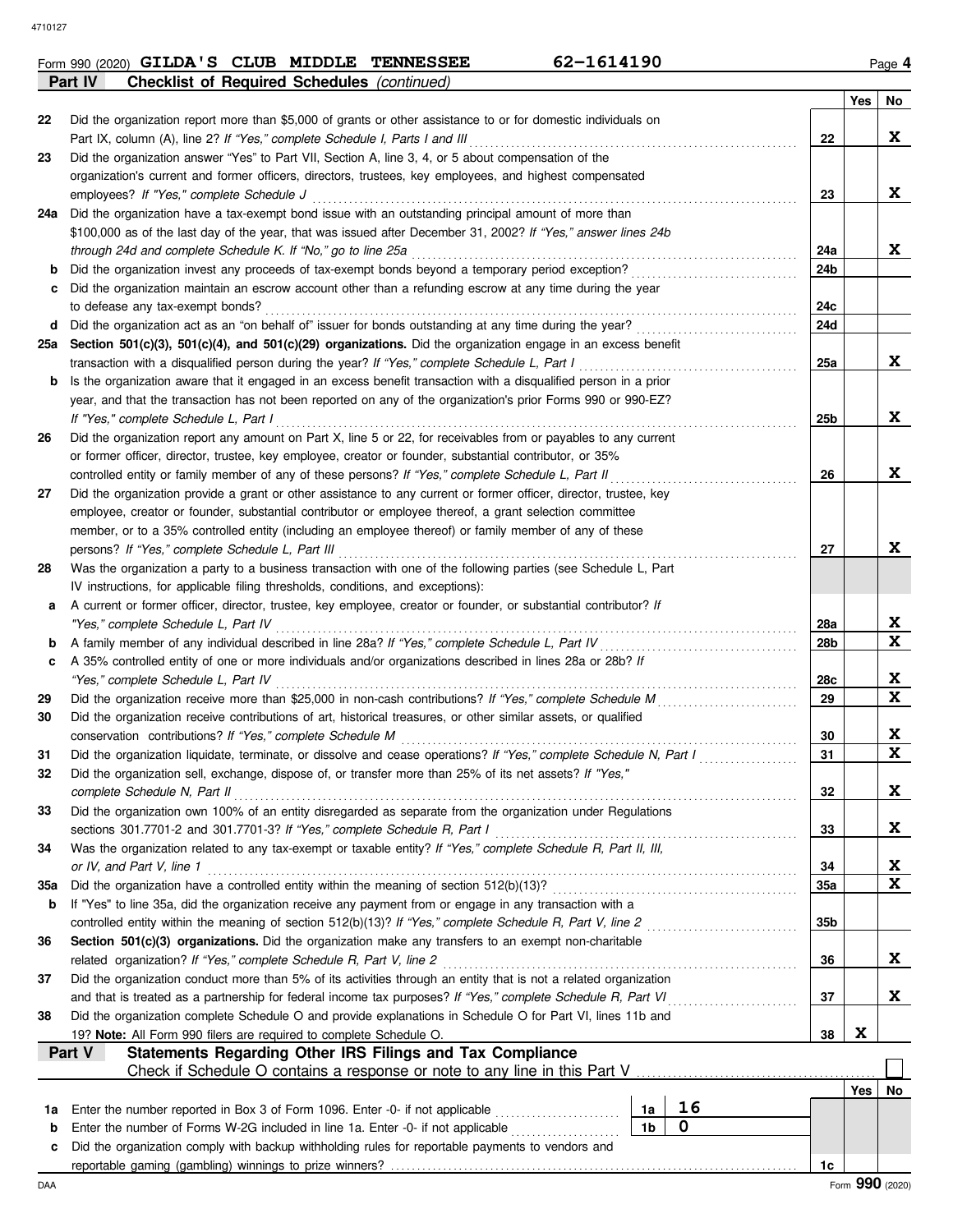Form 990 (2020) **GILDA'S CLUB MIDDLE TENNESSEE** **62-1614190** Page **4**

## Part IV Checklist of Required Schedules *(continued)*

| | | | Yes | No |
|---|---|---|---|---|
| **22** | Did the organization report more than $5,000 of grants or other assistance to or for domestic individuals on Part IX, column (A), line 2? *If "Yes," complete Schedule I, Parts I and III* | 22 | | X |
| **23** | Did the organization answer "Yes" to Part VII, Section A, line 3, 4, or 5 about compensation of the organization's current and former officers, directors, trustees, key employees, and highest compensated employees? *If "Yes," complete Schedule J* | 23 | | X |
| **24a** | Did the organization have a tax-exempt bond issue with an outstanding principal amount of more than $100,000 as of the last day of the year, that was issued after December 31, 2002? *If "Yes," answer lines 24b through 24d and complete Schedule K. If "No," go to line 25a* | 24a | | X |
| **b** | Did the organization invest any proceeds of tax-exempt bonds beyond a temporary period exception? | 24b | | |
| **c** | Did the organization maintain an escrow account other than a refunding escrow at any time during the year to defease any tax-exempt bonds? | 24c | | |
| **d** | Did the organization act as an "on behalf of" issuer for bonds outstanding at any time during the year? | 24d | | |
| **25a** | **Section 501(c)(3), 501(c)(4), and 501(c)(29) organizations.** Did the organization engage in an excess benefit transaction with a disqualified person during the year? *If "Yes," complete Schedule L, Part I* | 25a | | X |
| **b** | Is the organization aware that it engaged in an excess benefit transaction with a disqualified person in a prior year, and that the transaction has not been reported on any of the organization's prior Forms 990 or 990-EZ? *If "Yes," complete Schedule L, Part I* | 25b | | X |
| **26** | Did the organization report any amount on Part X, line 5 or 22, for receivables from or payables to any current or former officer, director, trustee, key employee, creator or founder, substantial contributor, or 35% controlled entity or family member of any of these persons? *If "Yes," complete Schedule L, Part II* | 26 | | X |
| **27** | Did the organization provide a grant or other assistance to any current or former officer, director, trustee, key employee, creator or founder, substantial contributor or employee thereof, a grant selection committee member, or to a 35% controlled entity (including an employee thereof) or family member of any of these persons? *If "Yes," complete Schedule L, Part III* | 27 | | X |
| **28** | Was the organization a party to a business transaction with one of the following parties (see Schedule L, Part IV instructions, for applicable filing thresholds, conditions, and exceptions): | | | |
| **a** | A current or former officer, director, trustee, key employee, creator or founder, or substantial contributor? *If "Yes," complete Schedule L, Part IV* | 28a | | X |
| **b** | A family member of any individual described in line 28a? *If "Yes," complete Schedule L, Part IV* | 28b | | X |
| **c** | A 35% controlled entity of one or more individuals and/or organizations described in lines 28a or 28b? *If "Yes," complete Schedule L, Part IV* | 28c | | X |
| **29** | Did the organization receive more than $25,000 in non-cash contributions? *If "Yes," complete Schedule M* | 29 | | X |
| **30** | Did the organization receive contributions of art, historical treasures, or other similar assets, or qualified conservation contributions? *If "Yes," complete Schedule M* | 30 | | X |
| **31** | Did the organization liquidate, terminate, or dissolve and cease operations? *If "Yes," complete Schedule N, Part I* | 31 | | X |
| **32** | Did the organization sell, exchange, dispose of, or transfer more than 25% of its net assets? *If "Yes," complete Schedule N, Part II* | 32 | | X |
| **33** | Did the organization own 100% of an entity disregarded as separate from the organization under Regulations sections 301.7701-2 and 301.7701-3? *If "Yes," complete Schedule R, Part I* | 33 | | X |
| **34** | Was the organization related to any tax-exempt or taxable entity? *If "Yes," complete Schedule R, Part II, III, or IV, and Part V, line 1* | 34 | | X |
| **35a** | Did the organization have a controlled entity within the meaning of section 512(b)(13)? | 35a | | X |
| **b** | If "Yes" to line 35a, did the organization receive any payment from or engage in any transaction with a controlled entity within the meaning of section 512(b)(13)? *If "Yes," complete Schedule R, Part V, line 2* | 35b | | |
| **36** | **Section 501(c)(3) organizations.** Did the organization make any transfers to an exempt non-charitable related organization? *If "Yes," complete Schedule R, Part V, line 2* | 36 | | X |
| **37** | Did the organization conduct more than 5% of its activities through an entity that is not a related organization and that is treated as a partnership for federal income tax purposes? *If "Yes," complete Schedule R, Part VI* | 37 | | X |
| **38** | Did the organization complete Schedule O and provide explanations in Schedule O for Part VI, lines 11b and 19? **Note:** All Form 990 filers are required to complete Schedule O. | 38 | X | |

## Part V Statements Regarding Other IRS Filings and Tax Compliance

Check if Schedule O contains a response or note to any line in this Part V ☐

| | | | | | Yes | No |
|---|---|---|---|---|---|---|
| **1a** | Enter the number reported in Box 3 of Form 1096. Enter -0- if not applicable | 1a | 16 | | | |
| **b** | Enter the number of Forms W-2G included in line 1a. Enter -0- if not applicable | 1b | 0 | | | |
| **c** | Did the organization comply with backup withholding rules for reportable payments to vendors and reportable gaming (gambling) winnings to prize winners? | | | 1c | | |

Form **990** (2020)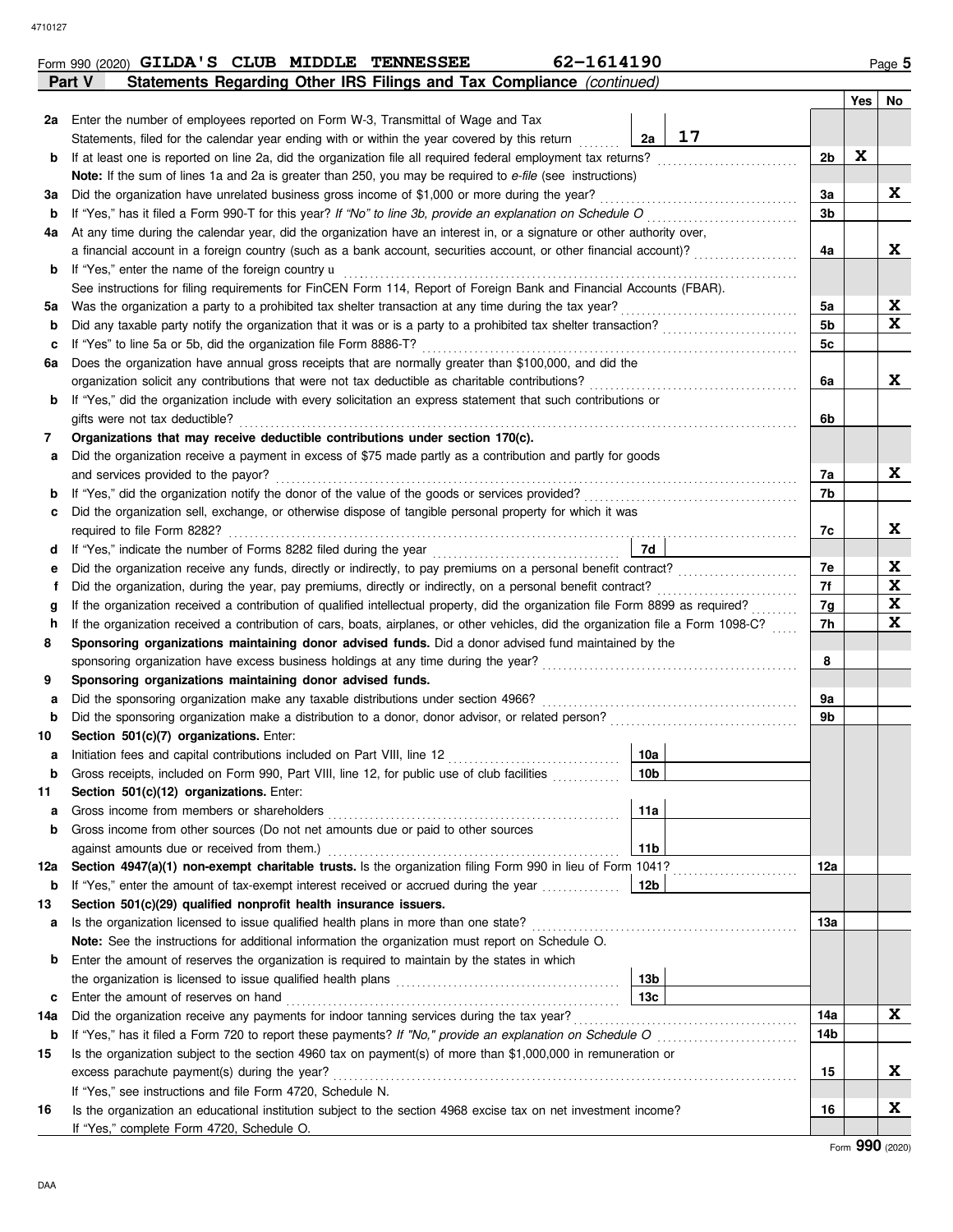Form 990 (2020) **GILDA'S CLUB MIDDLE TENNESSEE** **62-1614190**

## Part V — Statements Regarding Other IRS Filings and Tax Compliance *(continued)*

| | | | | Yes | No |
|---|---|---|---|---|---|
| **2a** | Enter the number of employees reported on Form W-3, Transmittal of Wage and Tax Statements, filed for the calendar year ending with or within the year covered by this return | **2a** 17 | | | |
| **b** | If at least one is reported on line 2a, did the organization file all required federal employment tax returns? | | **2b** | X | |
| | **Note:** If the sum of lines 1a and 2a is greater than 250, you may be required to *e-file* (see instructions) | | | | |
| **3a** | Did the organization have unrelated business gross income of $1,000 or more during the year? | | **3a** | | X |
| **b** | If "Yes," has it filed a Form 990-T for this year? *If "No" to line 3b, provide an explanation on Schedule O* | | **3b** | | |
| **4a** | At any time during the calendar year, did the organization have an interest in, or a signature or other authority over, a financial account in a foreign country (such as a bank account, securities account, or other financial account)? | | **4a** | | X |
| **b** | If "Yes," enter the name of the foreign country u | | | | |
| | See instructions for filing requirements for FinCEN Form 114, Report of Foreign Bank and Financial Accounts (FBAR). | | | | |
| **5a** | Was the organization a party to a prohibited tax shelter transaction at any time during the tax year? | | **5a** | | X |
| **b** | Did any taxable party notify the organization that it was or is a party to a prohibited tax shelter transaction? | | **5b** | | X |
| **c** | If "Yes" to line 5a or 5b, did the organization file Form 8886-T? | | **5c** | | |
| **6a** | Does the organization have annual gross receipts that are normally greater than $100,000, and did the organization solicit any contributions that were not tax deductible as charitable contributions? | | **6a** | | X |
| **b** | If "Yes," did the organization include with every solicitation an express statement that such contributions or gifts were not tax deductible? | | **6b** | | |
| **7** | **Organizations that may receive deductible contributions under section 170(c).** | | | | |
| **a** | Did the organization receive a payment in excess of $75 made partly as a contribution and partly for goods and services provided to the payor? | | **7a** | | X |
| **b** | If "Yes," did the organization notify the donor of the value of the goods or services provided? | | **7b** | | |
| **c** | Did the organization sell, exchange, or otherwise dispose of tangible personal property for which it was required to file Form 8282? | | **7c** | | X |
| **d** | If "Yes," indicate the number of Forms 8282 filed during the year | **7d** | | | |
| **e** | Did the organization receive any funds, directly or indirectly, to pay premiums on a personal benefit contract? | | **7e** | | X |
| **f** | Did the organization, during the year, pay premiums, directly or indirectly, on a personal benefit contract? | | **7f** | | X |
| **g** | If the organization received a contribution of qualified intellectual property, did the organization file Form 8899 as required? | | **7g** | | X |
| **h** | If the organization received a contribution of cars, boats, airplanes, or other vehicles, did the organization file a Form 1098-C? | | **7h** | | X |
| **8** | **Sponsoring organizations maintaining donor advised funds.** Did a donor advised fund maintained by the sponsoring organization have excess business holdings at any time during the year? | | **8** | | |
| **9** | **Sponsoring organizations maintaining donor advised funds.** | | | | |
| **a** | Did the sponsoring organization make any taxable distributions under section 4966? | | **9a** | | |
| **b** | Did the sponsoring organization make a distribution to a donor, donor advisor, or related person? | | **9b** | | |
| **10** | **Section 501(c)(7) organizations.** Enter: | | | | |
| **a** | Initiation fees and capital contributions included on Part VIII, line 12 | **10a** | | | |
| **b** | Gross receipts, included on Form 990, Part VIII, line 12, for public use of club facilities | **10b** | | | |
| **11** | **Section 501(c)(12) organizations.** Enter: | | | | |
| **a** | Gross income from members or shareholders | **11a** | | | |
| **b** | Gross income from other sources (Do not net amounts due or paid to other sources against amounts due or received from them.) | **11b** | | | |
| **12a** | **Section 4947(a)(1) non-exempt charitable trusts.** Is the organization filing Form 990 in lieu of Form 1041? | | **12a** | | |
| **b** | If "Yes," enter the amount of tax-exempt interest received or accrued during the year | **12b** | | | |
| **13** | **Section 501(c)(29) qualified nonprofit health insurance issuers.** | | | | |
| **a** | Is the organization licensed to issue qualified health plans in more than one state? | | **13a** | | |
| | **Note:** See the instructions for additional information the organization must report on Schedule O. | | | | |
| **b** | Enter the amount of reserves the organization is required to maintain by the states in which the organization is licensed to issue qualified health plans | **13b** | | | |
| **c** | Enter the amount of reserves on hand | **13c** | | | |
| **14a** | Did the organization receive any payments for indoor tanning services during the tax year? | | **14a** | | X |
| **b** | If "Yes," has it filed a Form 720 to report these payments? *If "No," provide an explanation on Schedule O* | | **14b** | | |
| **15** | Is the organization subject to the section 4960 tax on payment(s) of more than $1,000,000 in remuneration or excess parachute payment(s) during the year? | | **15** | | X |
| | If "Yes," see instructions and file Form 4720, Schedule N. | | | | |
| **16** | Is the organization an educational institution subject to the section 4968 excise tax on net investment income? | | **16** | | X |
| | If "Yes," complete Form 4720, Schedule O. | | | | |

Form **990** (2020)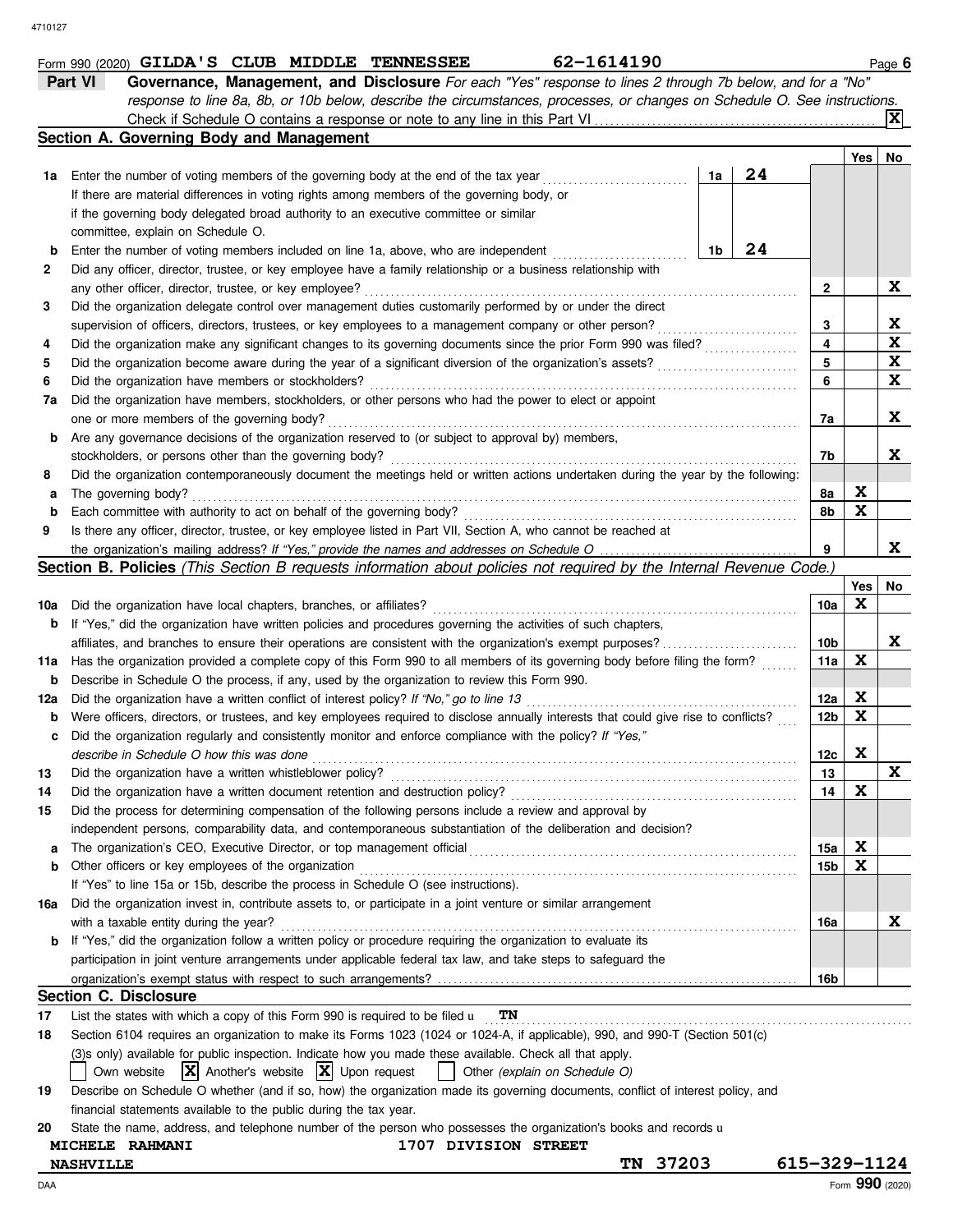Form 990 (2020) **GILDA'S CLUB MIDDLE TENNESSEE** **62-1614190** Page **6**

## Part VI — Governance, Management, and Disclosure

*For each "Yes" response to lines 2 through 7b below, and for a "No" response to line 8a, 8b, or 10b below, describe the circumstances, processes, or changes on Schedule O. See instructions.*

Check if Schedule O contains a response or note to any line in this Part VI . . . . . [X]

### Section A. Governing Body and Management

| Line | Question | | | Yes | No |
|---|---|---|---|---|---|
| 1a | Enter the number of voting members of the governing body at the end of the tax year. If there are material differences in voting rights among members of the governing body, or if the governing body delegated broad authority to an executive committee or similar committee, explain on Schedule O. | 1a | 24 | | |
| b | Enter the number of voting members included on line 1a, above, who are independent | 1b | 24 | | |
| 2 | Did any officer, director, trustee, or key employee have a family relationship or a business relationship with any other officer, director, trustee, or key employee? | 2 | | | X |
| 3 | Did the organization delegate control over management duties customarily performed by or under the direct supervision of officers, directors, trustees, or key employees to a management company or other person? | 3 | | | X |
| 4 | Did the organization make any significant changes to its governing documents since the prior Form 990 was filed? | 4 | | | X |
| 5 | Did the organization become aware during the year of a significant diversion of the organization's assets? | 5 | | | X |
| 6 | Did the organization have members or stockholders? | 6 | | | X |
| 7a | Did the organization have members, stockholders, or other persons who had the power to elect or appoint one or more members of the governing body? | 7a | | | X |
| b | Are any governance decisions of the organization reserved to (or subject to approval by) members, stockholders, or persons other than the governing body? | 7b | | | X |
| 8 | Did the organization contemporaneously document the meetings held or written actions undertaken during the year by the following: | | | | |
| a | The governing body? | 8a | | X | |
| b | Each committee with authority to act on behalf of the governing body? | 8b | | X | |
| 9 | Is there any officer, director, trustee, or key employee listed in Part VII, Section A, who cannot be reached at the organization's mailing address? *If "Yes," provide the names and addresses on Schedule O* | 9 | | | X |

### Section B. Policies *(This Section B requests information about policies not required by the Internal Revenue Code.)*

| Line | Question | | Yes | No |
|---|---|---|---|---|
| 10a | Did the organization have local chapters, branches, or affiliates? | 10a | X | |
| b | If "Yes," did the organization have written policies and procedures governing the activities of such chapters, affiliates, and branches to ensure their operations are consistent with the organization's exempt purposes? | 10b | | X |
| 11a | Has the organization provided a complete copy of this Form 990 to all members of its governing body before filing the form? | 11a | X | |
| b | Describe in Schedule O the process, if any, used by the organization to review this Form 990. | | | |
| 12a | Did the organization have a written conflict of interest policy? *If "No," go to line 13* | 12a | X | |
| b | Were officers, directors, or trustees, and key employees required to disclose annually interests that could give rise to conflicts? | 12b | X | |
| c | Did the organization regularly and consistently monitor and enforce compliance with the policy? *If "Yes," describe in Schedule O how this was done* | 12c | X | |
| 13 | Did the organization have a written whistleblower policy? | 13 | | X |
| 14 | Did the organization have a written document retention and destruction policy? | 14 | X | |
| 15 | Did the process for determining compensation of the following persons include a review and approval by independent persons, comparability data, and contemporaneous substantiation of the deliberation and decision? | | | |
| a | The organization's CEO, Executive Director, or top management official | 15a | X | |
| b | Other officers or key employees of the organization | 15b | X | |
| | If "Yes" to line 15a or 15b, describe the process in Schedule O (see instructions). | | | |
| 16a | Did the organization invest in, contribute assets to, or participate in a joint venture or similar arrangement with a taxable entity during the year? | 16a | | X |
| b | If "Yes," did the organization follow a written policy or procedure requiring the organization to evaluate its participation in joint venture arrangements under applicable federal tax law, and take steps to safeguard the organization's exempt status with respect to such arrangements? | 16b | | |

### Section C. Disclosure

**17** List the states with which a copy of this Form 990 is required to be filed: **TN**

**18** Section 6104 requires an organization to make its Forms 1023 (1024 or 1024-A, if applicable), 990, and 990-T (Section 501(c)(3)s only) available for public inspection. Indicate how you made these available. Check all that apply.

[ ] Own website  [X] Another's website  [X] Upon request  [ ] Other *(explain on Schedule O)*

**19** Describe on Schedule O whether (and if so, how) the organization made its governing documents, conflict of interest policy, and financial statements available to the public during the tax year.

**20** State the name, address, and telephone number of the person who possesses the organization's books and records:

**MICHELE RAHMANI** **1707 DIVISION STREET**
**NASHVILLE** **TN 37203** **615-329-1124**

Form **990** (2020)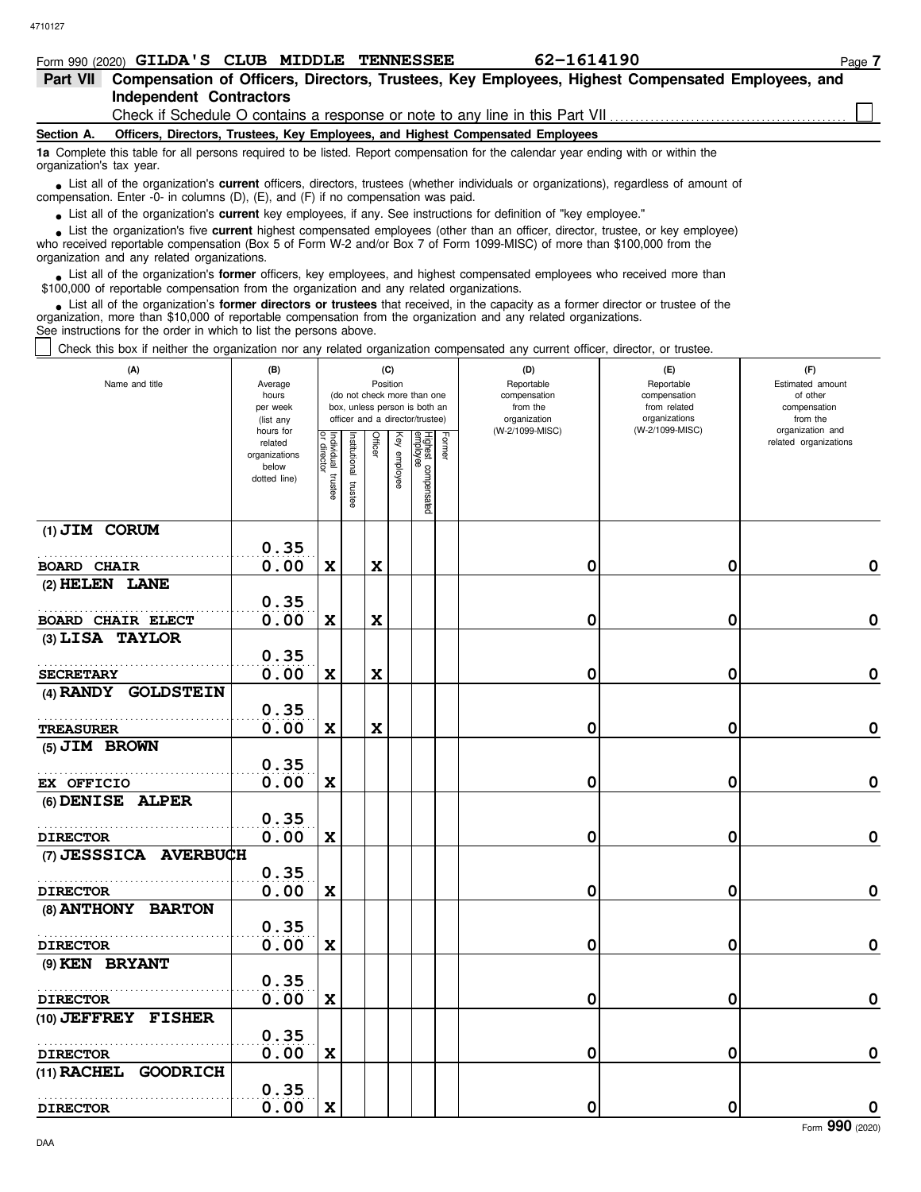Form 990 (2020) **GILDA'S CLUB MIDDLE TENNESSEE** **62-1614190**

## Part VII Compensation of Officers, Directors, Trustees, Key Employees, Highest Compensated Employees, and Independent Contractors

Check if Schedule O contains a response or note to any line in this Part VII ☐

### Section A. Officers, Directors, Trustees, Key Employees, and Highest Compensated Employees

**1a** Complete this table for all persons required to be listed. Report compensation for the calendar year ending with or within the organization's tax year.

- List all of the organization's **current** officers, directors, trustees (whether individuals or organizations), regardless of amount of compensation. Enter -0- in columns (D), (E), and (F) if no compensation was paid.
- List all of the organization's **current** key employees, if any. See instructions for definition of "key employee."
- List the organization's five **current** highest compensated employees (other than an officer, director, trustee, or key employee) who received reportable compensation (Box 5 of Form W-2 and/or Box 7 of Form 1099-MISC) of more than $100,000 from the organization and any related organizations.
- List all of the organization's **former** officers, key employees, and highest compensated employees who received more than $100,000 of reportable compensation from the organization and any related organizations.
- List all of the organization's **former directors or trustees** that received, in the capacity as a former director or trustee of the organization, more than $10,000 of reportable compensation from the organization and any related organizations.

See instructions for the order in which to list the persons above.

☐ Check this box if neither the organization nor any related organization compensated any current officer, director, or trustee.

| (A) Name and title | (B) Average hours per week (list any hours for related organizations below dotted line) | (C) Position: Individual trustee or director | Institutional trustee | Officer | Key employee | Highest compensated employee | Former | (D) Reportable compensation from the organization (W-2/1099-MISC) | (E) Reportable compensation from related organizations (W-2/1099-MISC) | (F) Estimated amount of other compensation from the organization and related organizations |
|---|---|---|---|---|---|---|---|---|---|---|
| (1) JIM CORUM<br>BOARD CHAIR | 0.35<br>0.00 | X | | X | | | | 0 | 0 | 0 |
| (2) HELEN LANE<br>BOARD CHAIR ELECT | 0.35<br>0.00 | X | | X | | | | 0 | 0 | 0 |
| (3) LISA TAYLOR<br>SECRETARY | 0.35<br>0.00 | X | | X | | | | 0 | 0 | 0 |
| (4) RANDY GOLDSTEIN<br>TREASURER | 0.35<br>0.00 | X | | X | | | | 0 | 0 | 0 |
| (5) JIM BROWN<br>EX OFFICIO | 0.35<br>0.00 | X | | | | | | 0 | 0 | 0 |
| (6) DENISE ALPER<br>DIRECTOR | 0.35<br>0.00 | X | | | | | | 0 | 0 | 0 |
| (7) JESSSICA AVERBUCH<br>DIRECTOR | 0.35<br>0.00 | X | | | | | | 0 | 0 | 0 |
| (8) ANTHONY BARTON<br>DIRECTOR | 0.35<br>0.00 | X | | | | | | 0 | 0 | 0 |
| (9) KEN BRYANT<br>DIRECTOR | 0.35<br>0.00 | X | | | | | | 0 | 0 | 0 |
| (10) JEFFREY FISHER<br>DIRECTOR | 0.35<br>0.00 | X | | | | | | 0 | 0 | 0 |
| (11) RACHEL GOODRICH<br>DIRECTOR | 0.35<br>0.00 | X | | | | | | 0 | 0 | 0 |

Form **990** (2020)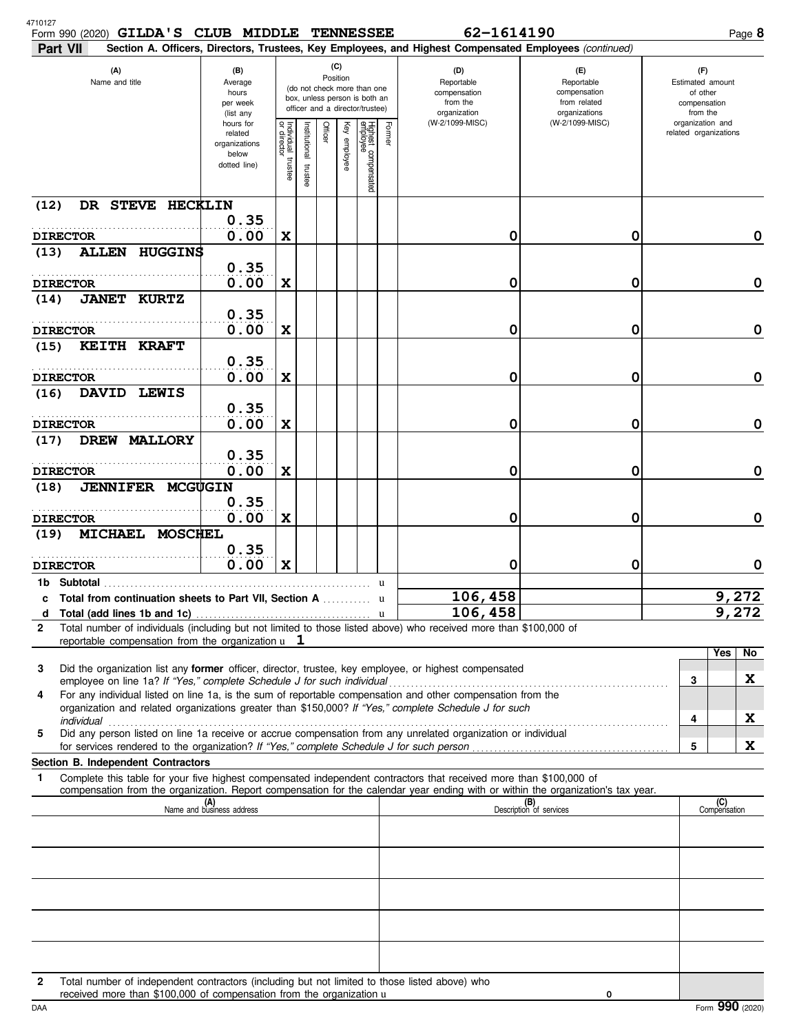Form 990 (2020) **GILDA'S CLUB MIDDLE TENNESSEE** **62-1614190**

**Part VII** **Section A. Officers, Directors, Trustees, Key Employees, and Highest Compensated Employees** *(continued)*

| (A) Name and title | (B) Average hours per week (list any hours for related organizations below dotted line) | (C) Position: Individual trustee or director | Institutional trustee | Officer | Key employee | Highest compensated employee | Former | (D) Reportable compensation from the organization (W-2/1099-MISC) | (E) Reportable compensation from related organizations (W-2/1099-MISC) | (F) Estimated amount of other compensation from the organization and related organizations |
|---|---|---|---|---|---|---|---|---|---|---|
| (12) DR STEVE HECKLIN<br>DIRECTOR | 0.35<br>0.00 | X | | | | | | 0 | 0 | 0 |
| (13) ALLEN HUGGINS<br>DIRECTOR | 0.35<br>0.00 | X | | | | | | 0 | 0 | 0 |
| (14) JANET KURTZ<br>DIRECTOR | 0.35<br>0.00 | X | | | | | | 0 | 0 | 0 |
| (15) KEITH KRAFT<br>DIRECTOR | 0.35<br>0.00 | X | | | | | | 0 | 0 | 0 |
| (16) DAVID LEWIS<br>DIRECTOR | 0.35<br>0.00 | X | | | | | | 0 | 0 | 0 |
| (17) DREW MALLORY<br>DIRECTOR | 0.35<br>0.00 | X | | | | | | 0 | 0 | 0 |
| (18) JENNIFER MCGUGIN<br>DIRECTOR | 0.35<br>0.00 | X | | | | | | 0 | 0 | 0 |
| (19) MICHAEL MOSCHEL<br>DIRECTOR | 0.35<br>0.00 | X | | | | | | 0 | 0 | 0 |
| **1b Subtotal** | | | | | | | | | | |
| **c Total from continuation sheets to Part VII, Section A** | | | | | | | | 106,458 | | 9,272 |
| **d Total (add lines 1b and 1c)** | | | | | | | | 106,458 | | 9,272 |

**2** Total number of individuals (including but not limited to those listed above) who received more than $100,000 of reportable compensation from the organization u **1**

| | | | Yes | No |
|---|---|---|---|---|
| **3** | Did the organization list any **former** officer, director, trustee, key employee, or highest compensated employee on line 1a? *If "Yes," complete Schedule J for such individual* | 3 | | X |
| **4** | For any individual listed on line 1a, is the sum of reportable compensation and other compensation from the organization and related organizations greater than $150,000? *If "Yes," complete Schedule J for such individual* | 4 | | X |
| **5** | Did any person listed on line 1a receive or accrue compensation from any unrelated organization or individual for services rendered to the organization? *If "Yes," complete Schedule J for such person* | 5 | | X |

**Section B. Independent Contractors**

**1** Complete this table for your five highest compensated independent contractors that received more than $100,000 of compensation from the organization. Report compensation for the calendar year ending with or within the organization's tax year.

| (A) Name and business address | (B) Description of services | (C) Compensation |
|---|---|---|
| | | |
| | | |
| | | |
| | | |
| | | |

**2** Total number of independent contractors (including but not limited to those listed above) who received more than $100,000 of compensation from the organization u 0

Form **990** (2020)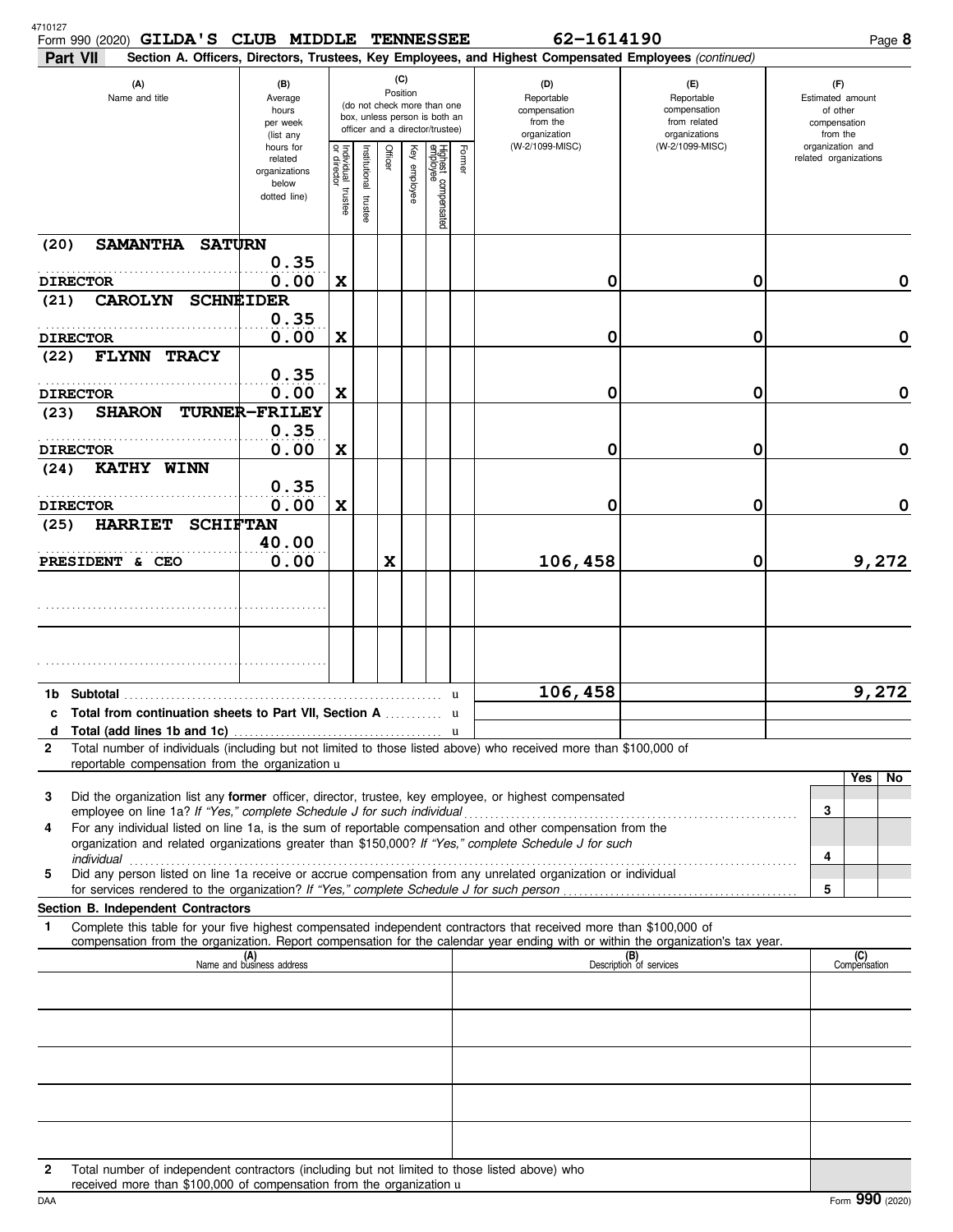Form 990 (2020) **GILDA'S CLUB MIDDLE TENNESSEE** **62-1614190** Page **8**

**Part VII** **Section A. Officers, Directors, Trustees, Key Employees, and Highest Compensated Employees** *(continued)*

| (A) Name and title | (B) Average hours per week (list any hours for related organizations below dotted line) | (C) Position: Individual trustee or director | Institutional trustee | Officer | Key employee | Highest compensated employee | Former | (D) Reportable compensation from the organization (W-2/1099-MISC) | (E) Reportable compensation from related organizations (W-2/1099-MISC) | (F) Estimated amount of other compensation from the organization and related organizations |
|---|---|---|---|---|---|---|---|---|---|---|
| (20) SAMANTHA SATURN<br>DIRECTOR | 0.35<br>0.00 | X | | | | | | 0 | 0 | 0 |
| (21) CAROLYN SCHNEIDER<br>DIRECTOR | 0.35<br>0.00 | X | | | | | | 0 | 0 | 0 |
| (22) FLYNN TRACY<br>DIRECTOR | 0.35<br>0.00 | X | | | | | | 0 | 0 | 0 |
| (23) SHARON TURNER-FRILEY<br>DIRECTOR | 0.35<br>0.00 | X | | | | | | 0 | 0 | 0 |
| (24) KATHY WINN<br>DIRECTOR | 0.35<br>0.00 | X | | | | | | 0 | 0 | 0 |
| (25) HARRIET SCHIFTAN<br>PRESIDENT & CEO | 40.00<br>0.00 | | | X | | | | 106,458 | 0 | 9,272 |
| | | | | | | | | | | |
| | | | | | | | | | | |
| **1b Subtotal** | | | | | | | | 106,458 | | 9,272 |
| **c Total from continuation sheets to Part VII, Section A** | | | | | | | | | | |
| **d Total (add lines 1b and 1c)** | | | | | | | | | | |

**2** Total number of individuals (including but not limited to those listed above) who received more than $100,000 of reportable compensation from the organization

| | | Yes | No |
|---|---|---|---|
| **3** Did the organization list any **former** officer, director, trustee, key employee, or highest compensated employee on line 1a? *If "Yes," complete Schedule J for such individual* | 3 | | |
| **4** For any individual listed on line 1a, is the sum of reportable compensation and other compensation from the organization and related organizations greater than $150,000? *If "Yes," complete Schedule J for such individual* | 4 | | |
| **5** Did any person listed on line 1a receive or accrue compensation from any unrelated organization or individual for services rendered to the organization? *If "Yes," complete Schedule J for such person* | 5 | | |

**Section B. Independent Contractors**

**1** Complete this table for your five highest compensated independent contractors that received more than $100,000 of compensation from the organization. Report compensation for the calendar year ending with or within the organization's tax year.

| (A) Name and business address | (B) Description of services | (C) Compensation |
|---|---|---|
| | | |
| | | |
| | | |
| | | |
| | | |

**2** Total number of independent contractors (including but not limited to those listed above) who received more than $100,000 of compensation from the organization

Form **990** (2020)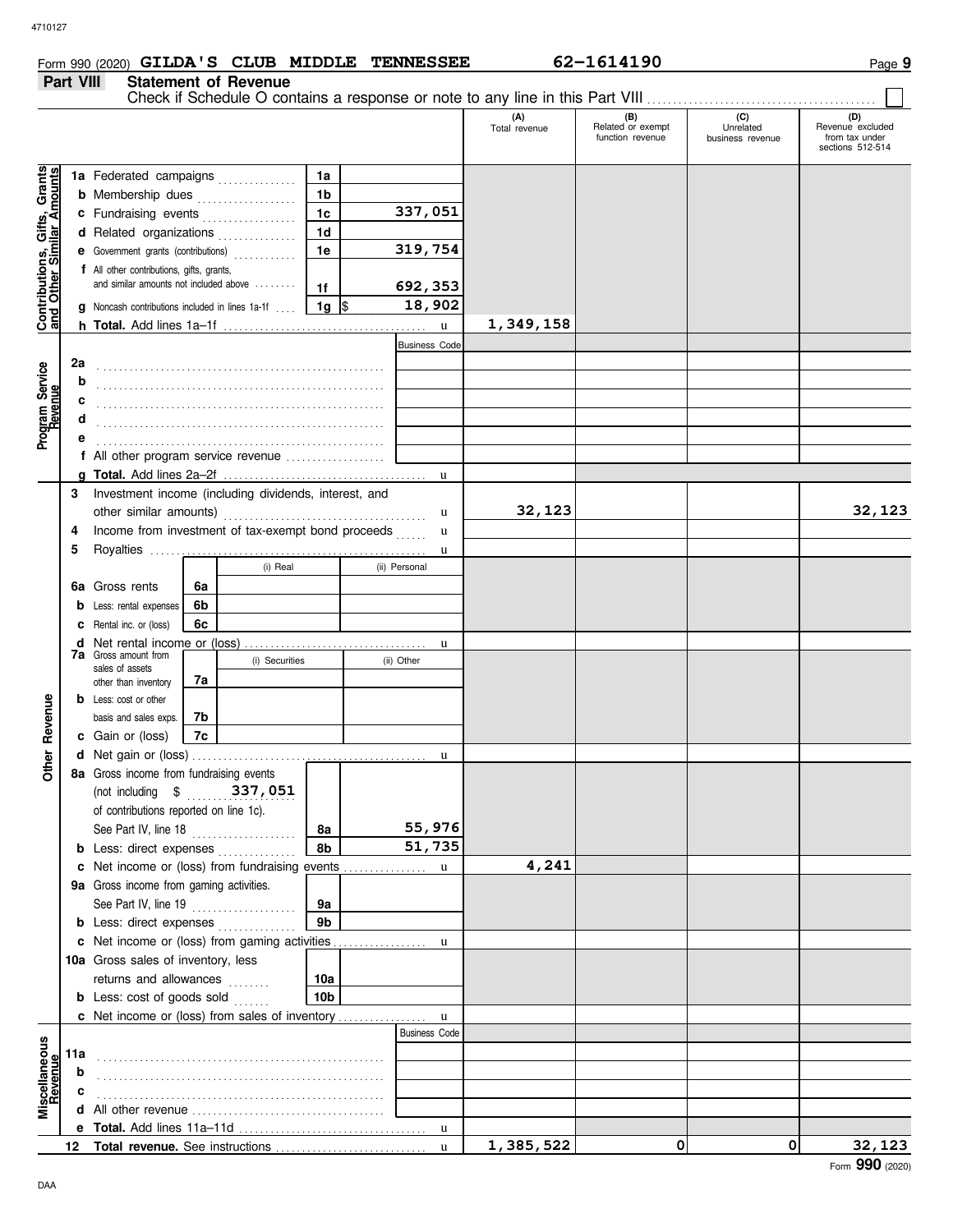Form 990 (2020) **GILDA'S CLUB MIDDLE TENNESSEE** **62-1614190** Page **9**

## Part VIII Statement of Revenue

Check if Schedule O contains a response or note to any line in this Part VIII . . . . . . . . . ☐

| | | | | (A) Total revenue | (B) Related or exempt function revenue | (C) Unrelated business revenue | (D) Revenue excluded from tax under sections 512-514 |
|---|---|---|---|---|---|---|---|
| **Contributions, Gifts, Grants and Other Similar Amounts** | **1a** Federated campaigns | 1a | | | | | |
| | **b** Membership dues | 1b | | | | | |
| | **c** Fundraising events | 1c | 337,051 | | | | |
| | **d** Related organizations | 1d | | | | | |
| | **e** Government grants (contributions) | 1e | 319,754 | | | | |
| | **f** All other contributions, gifts, grants, and similar amounts not included above | 1f | 692,353 | | | | |
| | **g** Noncash contributions included in lines 1a-1f | 1g | $ 18,902 | | | | |
| | **h Total.** Add lines 1a–1f | | | 1,349,158 | | | |
| **Program Service Revenue** | | | Business Code | | | | |
| | **2a** | | | | | | |
| | **b** | | | | | | |
| | **c** | | | | | | |
| | **d** | | | | | | |
| | **e** | | | | | | |
| | **f** All other program service revenue | | | | | | |
| | **g Total.** Add lines 2a–2f | | | | | | |
| **Other Revenue** | **3** Investment income (including dividends, interest, and other similar amounts) | | | 32,123 | | | 32,123 |
| | **4** Income from investment of tax-exempt bond proceeds | | | | | | |
| | **5** Royalties | | | | | | |
| | | | (i) Real / (ii) Personal | | | | |
| | **6a** Gross rents | 6a | | | | | |
| | **b** Less: rental expenses | 6b | | | | | |
| | **c** Rental inc. or (loss) | 6c | | | | | |
| | **d** Net rental income or (loss) | | | | | | |
| | | | (i) Securities / (ii) Other | | | | |
| | **7a** Gross amount from sales of assets other than inventory | 7a | | | | | |
| | **b** Less: cost or other basis and sales exps. | 7b | | | | | |
| | **c** Gain or (loss) | 7c | | | | | |
| | **d** Net gain or (loss) | | | | | | |
| | **8a** Gross income from fundraising events (not including $ 337,051 of contributions reported on line 1c). See Part IV, line 18 | 8a | 55,976 | | | | |
| | **b** Less: direct expenses | 8b | 51,735 | | | | |
| | **c** Net income or (loss) from fundraising events | | | 4,241 | | | |
| | **9a** Gross income from gaming activities. See Part IV, line 19 | 9a | | | | | |
| | **b** Less: direct expenses | 9b | | | | | |
| | **c** Net income or (loss) from gaming activities | | | | | | |
| | **10a** Gross sales of inventory, less returns and allowances | 10a | | | | | |
| | **b** Less: cost of goods sold | 10b | | | | | |
| | **c** Net income or (loss) from sales of inventory | | | | | | |
| **Miscellaneous Revenue** | | | Business Code | | | | |
| | **11a** | | | | | | |
| | **b** | | | | | | |
| | **c** | | | | | | |
| | **d** All other revenue | | | | | | |
| | **e Total.** Add lines 11a–11d | | | | | | |
| | **12 Total revenue.** See instructions | | | 1,385,522 | 0 | 0 | 32,123 |

Form **990** (2020)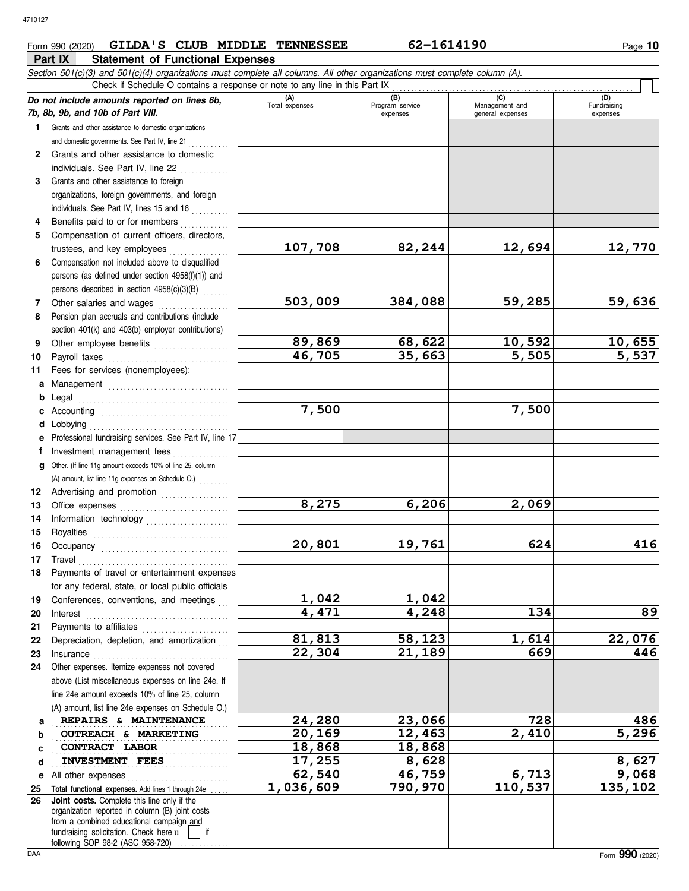Form 990 (2020) **GILDA'S CLUB MIDDLE TENNESSEE** **62-1614190** Page **10**

## Part IX Statement of Functional Expenses

*Section 501(c)(3) and 501(c)(4) organizations must complete all columns. All other organizations must complete column (A).*

Check if Schedule O contains a response or note to any line in this Part IX

| | *Do not include amounts reported on lines 6b, 7b, 8b, 9b, and 10b of Part VIII.* | (A) Total expenses | (B) Program service expenses | (C) Management and general expenses | (D) Fundraising expenses |
|---|---|---|---|---|---|
| 1 | Grants and other assistance to domestic organizations and domestic governments. See Part IV, line 21 | | | | |
| 2 | Grants and other assistance to domestic individuals. See Part IV, line 22 | | | | |
| 3 | Grants and other assistance to foreign organizations, foreign governments, and foreign individuals. See Part IV, lines 15 and 16 | | | | |
| 4 | Benefits paid to or for members | | | | |
| 5 | Compensation of current officers, directors, trustees, and key employees | 107,708 | 82,244 | 12,694 | 12,770 |
| 6 | Compensation not included above to disqualified persons (as defined under section 4958(f)(1)) and persons described in section 4958(c)(3)(B) | | | | |
| 7 | Other salaries and wages | 503,009 | 384,088 | 59,285 | 59,636 |
| 8 | Pension plan accruals and contributions (include section 401(k) and 403(b) employer contributions) | | | | |
| 9 | Other employee benefits | 89,869 | 68,622 | 10,592 | 10,655 |
| 10 | Payroll taxes | 46,705 | 35,663 | 5,505 | 5,537 |
| 11 | Fees for services (nonemployees): | | | | |
| a | Management | | | | |
| b | Legal | | | | |
| c | Accounting | 7,500 | | 7,500 | |
| d | Lobbying | | | | |
| e | Professional fundraising services. See Part IV, line 17 | | | | |
| f | Investment management fees | | | | |
| g | Other. (If line 11g amount exceeds 10% of line 25, column (A) amount, list line 11g expenses on Schedule O.) | | | | |
| 12 | Advertising and promotion | | | | |
| 13 | Office expenses | 8,275 | 6,206 | 2,069 | |
| 14 | Information technology | | | | |
| 15 | Royalties | | | | |
| 16 | Occupancy | 20,801 | 19,761 | 624 | 416 |
| 17 | Travel | | | | |
| 18 | Payments of travel or entertainment expenses for any federal, state, or local public officials | | | | |
| 19 | Conferences, conventions, and meetings | 1,042 | 1,042 | | |
| 20 | Interest | 4,471 | 4,248 | 134 | 89 |
| 21 | Payments to affiliates | | | | |
| 22 | Depreciation, depletion, and amortization | 81,813 | 58,123 | 1,614 | 22,076 |
| 23 | Insurance | 22,304 | 21,189 | 669 | 446 |
| 24 | Other expenses. Itemize expenses not covered above (List miscellaneous expenses on line 24e. If line 24e amount exceeds 10% of line 25, column (A) amount, list line 24e expenses on Schedule O.) | | | | |
| a | REPAIRS & MAINTENANCE | 24,280 | 23,066 | 728 | 486 |
| b | OUTREACH & MARKETING | 20,169 | 12,463 | 2,410 | 5,296 |
| c | CONTRACT LABOR | 18,868 | 18,868 | | |
| d | INVESTMENT FEES | 17,255 | 8,628 | | 8,627 |
| e | All other expenses | 62,540 | 46,759 | 6,713 | 9,068 |
| 25 | **Total functional expenses.** Add lines 1 through 24e | 1,036,609 | 790,970 | 110,537 | 135,102 |
| 26 | **Joint costs.** Complete this line only if the organization reported in column (B) joint costs from a combined educational campaign and fundraising solicitation. Check here ☐ if following SOP 98-2 (ASC 958-720) | | | | |

Form **990** (2020)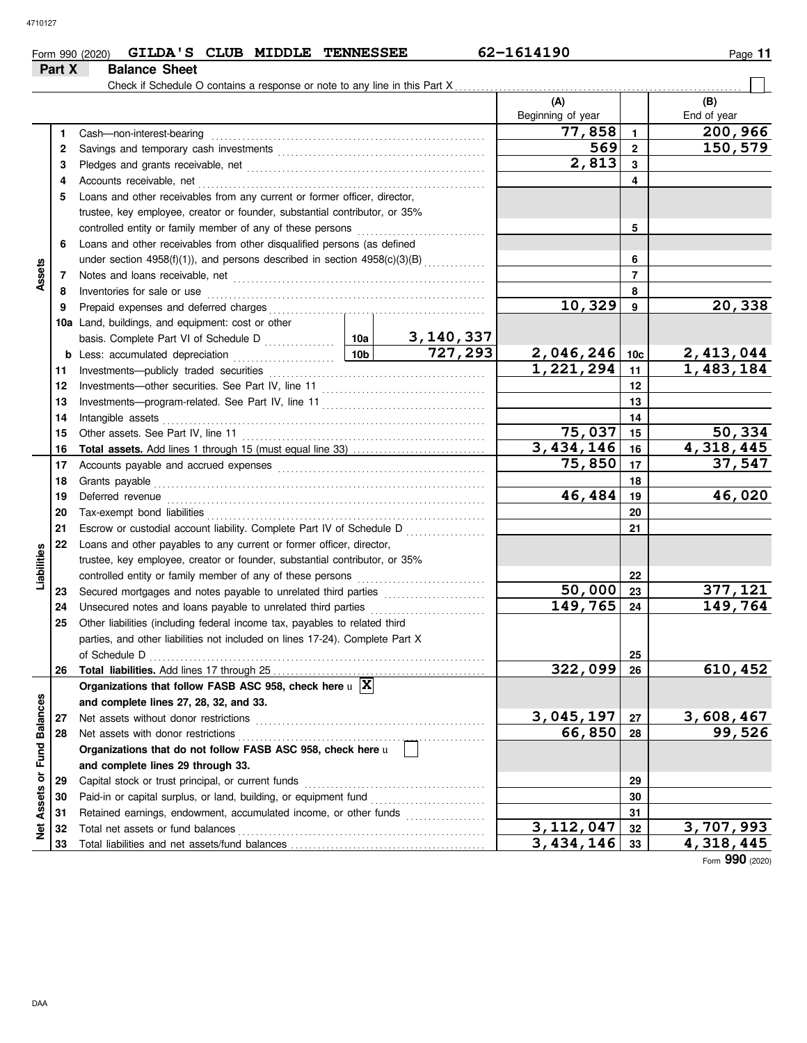Form 990 (2020) **GILDA'S CLUB MIDDLE TENNESSEE** **62-1614190**

## Part X Balance Sheet

Check if Schedule O contains a response or note to any line in this Part X ☐

| | | | | (A) Beginning of year | | (B) End of year |
|---|---|---|---|---|---|---|
| **Assets** | 1 | Cash—non-interest-bearing | | 77,858 | 1 | 200,966 |
| | 2 | Savings and temporary cash investments | | 569 | 2 | 150,579 |
| | 3 | Pledges and grants receivable, net | | 2,813 | 3 | |
| | 4 | Accounts receivable, net | | | 4 | |
| | 5 | Loans and other receivables from any current or former officer, director, trustee, key employee, creator or founder, substantial contributor, or 35% controlled entity or family member of any of these persons | | | 5 | |
| | 6 | Loans and other receivables from other disqualified persons (as defined under section 4958(f)(1)), and persons described in section 4958(c)(3)(B) | | | 6 | |
| | 7 | Notes and loans receivable, net | | | 7 | |
| | 8 | Inventories for sale or use | | | 8 | |
| | 9 | Prepaid expenses and deferred charges | | 10,329 | 9 | 20,338 |
| | 10a | Land, buildings, and equipment: cost or other basis. Complete Part VI of Schedule D | 10a 3,140,337 | | | |
| | b | Less: accumulated depreciation | 10b 727,293 | 2,046,246 | 10c | 2,413,044 |
| | 11 | Investments—publicly traded securities | | 1,221,294 | 11 | 1,483,184 |
| | 12 | Investments—other securities. See Part IV, line 11 | | | 12 | |
| | 13 | Investments—program-related. See Part IV, line 11 | | | 13 | |
| | 14 | Intangible assets | | | 14 | |
| | 15 | Other assets. See Part IV, line 11 | | 75,037 | 15 | 50,334 |
| | 16 | **Total assets.** Add lines 1 through 15 (must equal line 33) | | 3,434,146 | 16 | 4,318,445 |
| **Liabilities** | 17 | Accounts payable and accrued expenses | | 75,850 | 17 | 37,547 |
| | 18 | Grants payable | | | 18 | |
| | 19 | Deferred revenue | | 46,484 | 19 | 46,020 |
| | 20 | Tax-exempt bond liabilities | | | 20 | |
| | 21 | Escrow or custodial account liability. Complete Part IV of Schedule D | | | 21 | |
| | 22 | Loans and other payables to any current or former officer, director, trustee, key employee, creator or founder, substantial contributor, or 35% controlled entity or family member of any of these persons | | | 22 | |
| | 23 | Secured mortgages and notes payable to unrelated third parties | | 50,000 | 23 | 377,121 |
| | 24 | Unsecured notes and loans payable to unrelated third parties | | 149,765 | 24 | 149,764 |
| | 25 | Other liabilities (including federal income tax, payables to related third parties, and other liabilities not included on lines 17-24). Complete Part X of Schedule D | | | 25 | |
| | 26 | **Total liabilities.** Add lines 17 through 25 | | 322,099 | 26 | 610,452 |
| **Net Assets or Fund Balances** | | **Organizations that follow FASB ASC 958, check here** ☒ **and complete lines 27, 28, 32, and 33.** | | | | |
| | 27 | Net assets without donor restrictions | | 3,045,197 | 27 | 3,608,467 |
| | 28 | Net assets with donor restrictions | | 66,850 | 28 | 99,526 |
| | | **Organizations that do not follow FASB ASC 958, check here** ☐ **and complete lines 29 through 33.** | | | | |
| | 29 | Capital stock or trust principal, or current funds | | | 29 | |
| | 30 | Paid-in or capital surplus, or land, building, or equipment fund | | | 30 | |
| | 31 | Retained earnings, endowment, accumulated income, or other funds | | | 31 | |
| | 32 | Total net assets or fund balances | | 3,112,047 | 32 | 3,707,993 |
| | 33 | Total liabilities and net assets/fund balances | | 3,434,146 | 33 | 4,318,445 |

Form **990** (2020)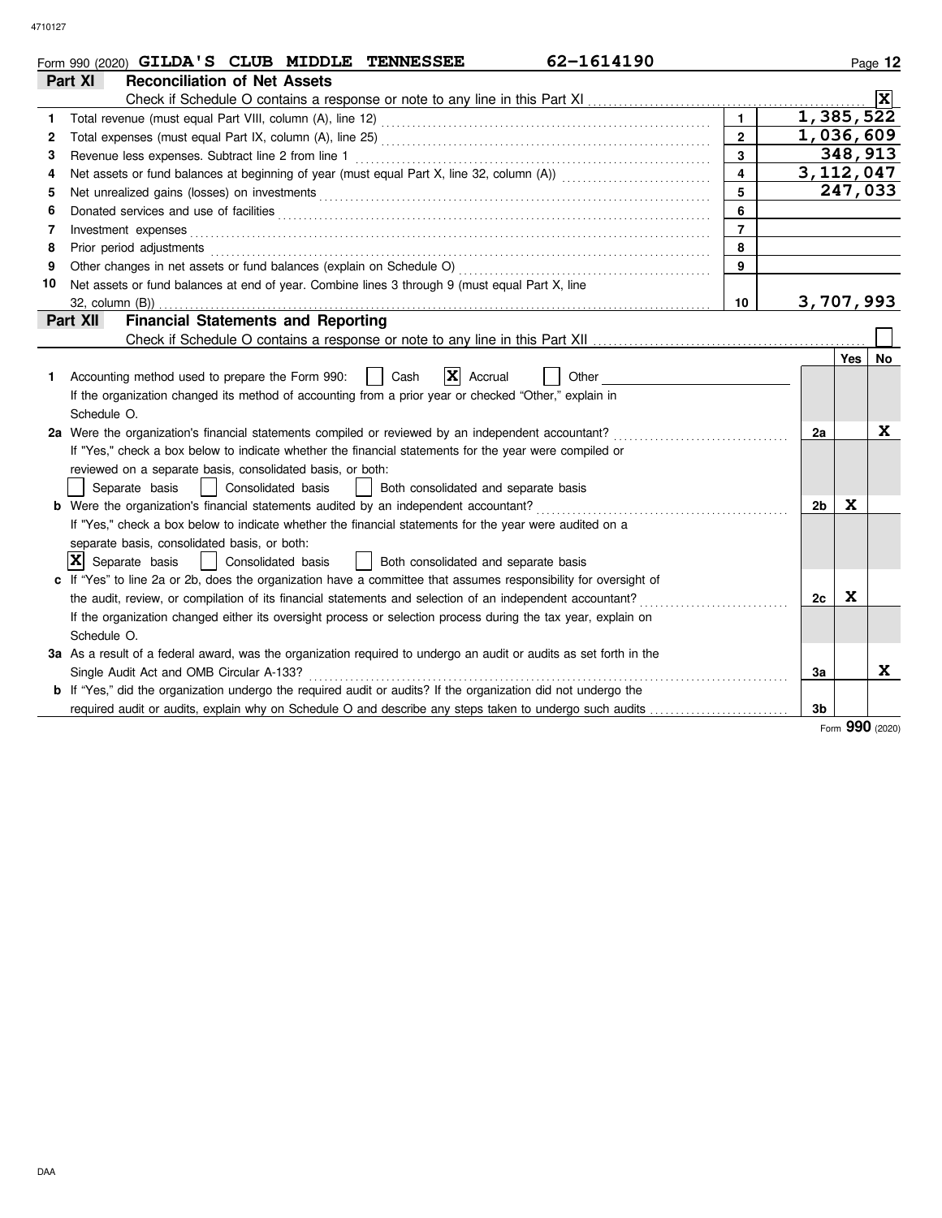Form 990 (2020) **GILDA'S CLUB MIDDLE TENNESSEE** **62-1614190**

## Part XI Reconciliation of Net Assets

Check if Schedule O contains a response or note to any line in this Part XI ....... **X**

| | | | |
|---|---|---|---|
| 1 | Total revenue (must equal Part VIII, column (A), line 12) | 1 | 1,385,522 |
| 2 | Total expenses (must equal Part IX, column (A), line 25) | 2 | 1,036,609 |
| 3 | Revenue less expenses. Subtract line 2 from line 1 | 3 | 348,913 |
| 4 | Net assets or fund balances at beginning of year (must equal Part X, line 32, column (A)) | 4 | 3,112,047 |
| 5 | Net unrealized gains (losses) on investments | 5 | 247,033 |
| 6 | Donated services and use of facilities | 6 | |
| 7 | Investment expenses | 7 | |
| 8 | Prior period adjustments | 8 | |
| 9 | Other changes in net assets or fund balances (explain on Schedule O) | 9 | |
| 10 | Net assets or fund balances at end of year. Combine lines 3 through 9 (must equal Part X, line 32, column (B)) | 10 | 3,707,993 |

## Part XII Financial Statements and Reporting

Check if Schedule O contains a response or note to any line in this Part XII ....... ☐

| | | | Yes | No |
|---|---|---|---|---|
| 1 | Accounting method used to prepare the Form 990: ☐ Cash **X** Accrual ☐ Other<br>If the organization changed its method of accounting from a prior year or checked "Other," explain in Schedule O. | | | |
| 2a | Were the organization's financial statements compiled or reviewed by an independent accountant?<br>If "Yes," check a box below to indicate whether the financial statements for the year were compiled or reviewed on a separate basis, consolidated basis, or both:<br>☐ Separate basis ☐ Consolidated basis ☐ Both consolidated and separate basis | 2a | | X |
| b | Were the organization's financial statements audited by an independent accountant?<br>If "Yes," check a box below to indicate whether the financial statements for the year were audited on a separate basis, consolidated basis, or both:<br>**X** Separate basis ☐ Consolidated basis ☐ Both consolidated and separate basis | 2b | X | |
| c | If "Yes" to line 2a or 2b, does the organization have a committee that assumes responsibility for oversight of the audit, review, or compilation of its financial statements and selection of an independent accountant?<br>If the organization changed either its oversight process or selection process during the tax year, explain on Schedule O. | 2c | X | |
| 3a | As a result of a federal award, was the organization required to undergo an audit or audits as set forth in the Single Audit Act and OMB Circular A-133? | 3a | | X |
| b | If "Yes," did the organization undergo the required audit or audits? If the organization did not undergo the required audit or audits, explain why on Schedule O and describe any steps taken to undergo such audits | 3b | | |

Form **990** (2020)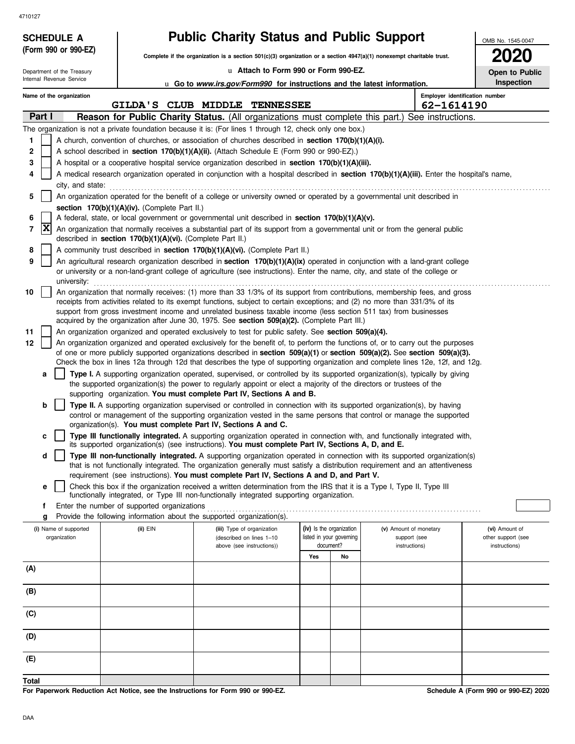4710127

**SCHEDULE A**
**(Form 990 or 990-EZ)**

Department of the Treasury
Internal Revenue Service

# Public Charity Status and Public Support

**Complete if the organization is a section 501(c)(3) organization or a section 4947(a)(1) nonexempt charitable trust.**

u **Attach to Form 990 or Form 990-EZ.**

u **Go to *www.irs.gov/Form990* for instructions and the latest information.**

OMB No. 1545-0047

**2020**

**Open to Public Inspection**

Name of the organization: **GILDA'S CLUB MIDDLE TENNESSEE**

Employer identification number: **62-1614190**

**Part I** **Reason for Public Charity Status.** (All organizations must complete this part.) See instructions.

The organization is not a private foundation because it is: (For lines 1 through 12, check only one box.)

1 [ ] A church, convention of churches, or association of churches described in **section 170(b)(1)(A)(i).**

2 [ ] A school described in **section 170(b)(1)(A)(ii).** (Attach Schedule E (Form 990 or 990-EZ).)

3 [ ] A hospital or a cooperative hospital service organization described in **section 170(b)(1)(A)(iii).**

4 [ ] A medical research organization operated in conjunction with a hospital described in **section 170(b)(1)(A)(iii).** Enter the hospital's name, city, and state:

5 [ ] An organization operated for the benefit of a college or university owned or operated by a governmental unit described in **section 170(b)(1)(A)(iv).** (Complete Part II.)

6 [ ] A federal, state, or local government or governmental unit described in **section 170(b)(1)(A)(v).**

7 [X] An organization that normally receives a substantial part of its support from a governmental unit or from the general public described in **section 170(b)(1)(A)(vi).** (Complete Part II.)

8 [ ] A community trust described in **section 170(b)(1)(A)(vi).** (Complete Part II.)

9 [ ] An agricultural research organization described in **section 170(b)(1)(A)(ix)** operated in conjunction with a land-grant college or university or a non-land-grant college of agriculture (see instructions). Enter the name, city, and state of the college or university:

10 [ ] An organization that normally receives: (1) more than 33 1/3% of its support from contributions, membership fees, and gross receipts from activities related to its exempt functions, subject to certain exceptions; and (2) no more than 331/3% of its support from gross investment income and unrelated business taxable income (less section 511 tax) from businesses acquired by the organization after June 30, 1975. See **section 509(a)(2).** (Complete Part III.)

11 [ ] An organization organized and operated exclusively to test for public safety. See **section 509(a)(4).**

12 [ ] An organization organized and operated exclusively for the benefit of, to perform the functions of, or to carry out the purposes of one or more publicly supported organizations described in **section 509(a)(1)** or **section 509(a)(2).** See **section 509(a)(3).** Check the box in lines 12a through 12d that describes the type of supporting organization and complete lines 12e, 12f, and 12g.

a [ ] **Type I.** A supporting organization operated, supervised, or controlled by its supported organization(s), typically by giving the supported organization(s) the power to regularly appoint or elect a majority of the directors or trustees of the supporting organization. **You must complete Part IV, Sections A and B.**

b [ ] **Type II.** A supporting organization supervised or controlled in connection with its supported organization(s), by having control or management of the supporting organization vested in the same persons that control or manage the supported organization(s). **You must complete Part IV, Sections A and C.**

c [ ] **Type III functionally integrated.** A supporting organization operated in connection with, and functionally integrated with, its supported organization(s) (see instructions). **You must complete Part IV, Sections A, D, and E.**

d [ ] **Type III non-functionally integrated.** A supporting organization operated in connection with its supported organization(s) that is not functionally integrated. The organization generally must satisfy a distribution requirement and an attentiveness requirement (see instructions). **You must complete Part IV, Sections A and D, and Part V.**

e [ ] Check this box if the organization received a written determination from the IRS that it is a Type I, Type II, Type III functionally integrated, or Type III non-functionally integrated supporting organization.

f Enter the number of supported organizations

g Provide the following information about the supported organization(s).

| (i) Name of supported organization | (ii) EIN | (iii) Type of organization (described on lines 1–10 above (see instructions)) | (iv) Is the organization listed in your governing document? Yes | No | (v) Amount of monetary support (see instructions) | (vi) Amount of other support (see instructions) |
|---|---|---|---|---|---|---|
| (A) | | | | | | |
| (B) | | | | | | |
| (C) | | | | | | |
| (D) | | | | | | |
| (E) | | | | | | |
| **Total** | | | | | | |

**For Paperwork Reduction Act Notice, see the Instructions for Form 990 or 990-EZ.** **Schedule A (Form 990 or 990-EZ) 2020**

DAA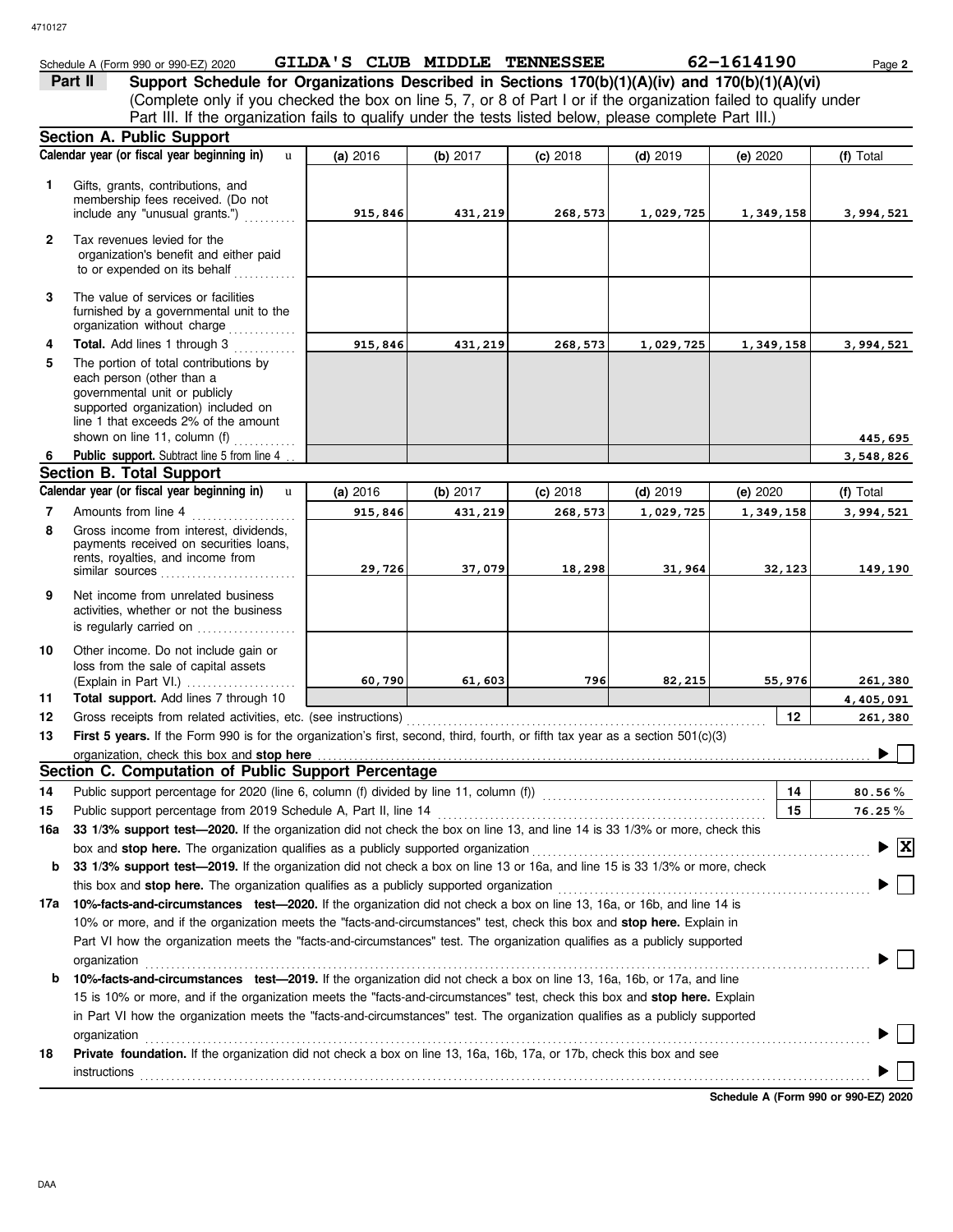Schedule A (Form 990 or 990-EZ) 2020 **GILDA'S CLUB MIDDLE TENNESSEE** **62-1614190** Page **2**

## Part II Support Schedule for Organizations Described in Sections 170(b)(1)(A)(iv) and 170(b)(1)(A)(vi)

(Complete only if you checked the box on line 5, 7, or 8 of Part I or if the organization failed to qualify under Part III. If the organization fails to qualify under the tests listed below, please complete Part III.)

### Section A. Public Support

| | Calendar year (or fiscal year beginning in) | (a) 2016 | (b) 2017 | (c) 2018 | (d) 2019 | (e) 2020 | (f) Total |
|---|---|---|---|---|---|---|---|
| 1 | Gifts, grants, contributions, and membership fees received. (Do not include any "unusual grants.") | 915,846 | 431,219 | 268,573 | 1,029,725 | 1,349,158 | 3,994,521 |
| 2 | Tax revenues levied for the organization's benefit and either paid to or expended on its behalf | | | | | | |
| 3 | The value of services or facilities furnished by a governmental unit to the organization without charge | | | | | | |
| 4 | **Total.** Add lines 1 through 3 | 915,846 | 431,219 | 268,573 | 1,029,725 | 1,349,158 | 3,994,521 |
| 5 | The portion of total contributions by each person (other than a governmental unit or publicly supported organization) included on line 1 that exceeds 2% of the amount shown on line 11, column (f) | | | | | | 445,695 |
| 6 | **Public support.** Subtract line 5 from line 4 | | | | | | 3,548,826 |

### Section B. Total Support

| | Calendar year (or fiscal year beginning in) | (a) 2016 | (b) 2017 | (c) 2018 | (d) 2019 | (e) 2020 | (f) Total |
|---|---|---|---|---|---|---|---|
| 7 | Amounts from line 4 | 915,846 | 431,219 | 268,573 | 1,029,725 | 1,349,158 | 3,994,521 |
| 8 | Gross income from interest, dividends, payments received on securities loans, rents, royalties, and income from similar sources | 29,726 | 37,079 | 18,298 | 31,964 | 32,123 | 149,190 |
| 9 | Net income from unrelated business activities, whether or not the business is regularly carried on | | | | | | |
| 10 | Other income. Do not include gain or loss from the sale of capital assets (Explain in Part VI.) | 60,790 | 61,603 | 796 | 82,215 | 55,976 | 261,380 |
| 11 | **Total support.** Add lines 7 through 10 | | | | | | 4,405,091 |

| | | | |
|---|---|---|---|
| 12 | Gross receipts from related activities, etc. (see instructions) | 12 | 261,380 |
| 13 | **First 5 years.** If the Form 990 is for the organization's first, second, third, fourth, or fifth tax year as a section 501(c)(3) organization, check this box and **stop here** | | ☐ |

### Section C. Computation of Public Support Percentage

| | | | |
|---|---|---|---|
| 14 | Public support percentage for 2020 (line 6, column (f) divided by line 11, column (f)) | 14 | 80.56 % |
| 15 | Public support percentage from 2019 Schedule A, Part II, line 14 | 15 | 76.25 % |

**16a 33 1/3% support test—2020.** If the organization did not check the box on line 13, and line 14 is 33 1/3% or more, check this box and **stop here.** The organization qualifies as a publicly supported organization ☒

**b 33 1/3% support test—2019.** If the organization did not check a box on line 13 or 16a, and line 15 is 33 1/3% or more, check this box and **stop here.** The organization qualifies as a publicly supported organization ☐

**17a 10%-facts-and-circumstances test—2020.** If the organization did not check a box on line 13, 16a, or 16b, and line 14 is 10% or more, and if the organization meets the "facts-and-circumstances" test, check this box and **stop here.** Explain in Part VI how the organization meets the "facts-and-circumstances" test. The organization qualifies as a publicly supported organization ☐

**b 10%-facts-and-circumstances test—2019.** If the organization did not check a box on line 13, 16a, 16b, or 17a, and line 15 is 10% or more, and if the organization meets the "facts-and-circumstances" test, check this box and **stop here.** Explain in Part VI how the organization meets the "facts-and-circumstances" test. The organization qualifies as a publicly supported organization ☐

**18 Private foundation.** If the organization did not check a box on line 13, 16a, 16b, 17a, or 17b, check this box and see instructions ☐

**Schedule A (Form 990 or 990-EZ) 2020**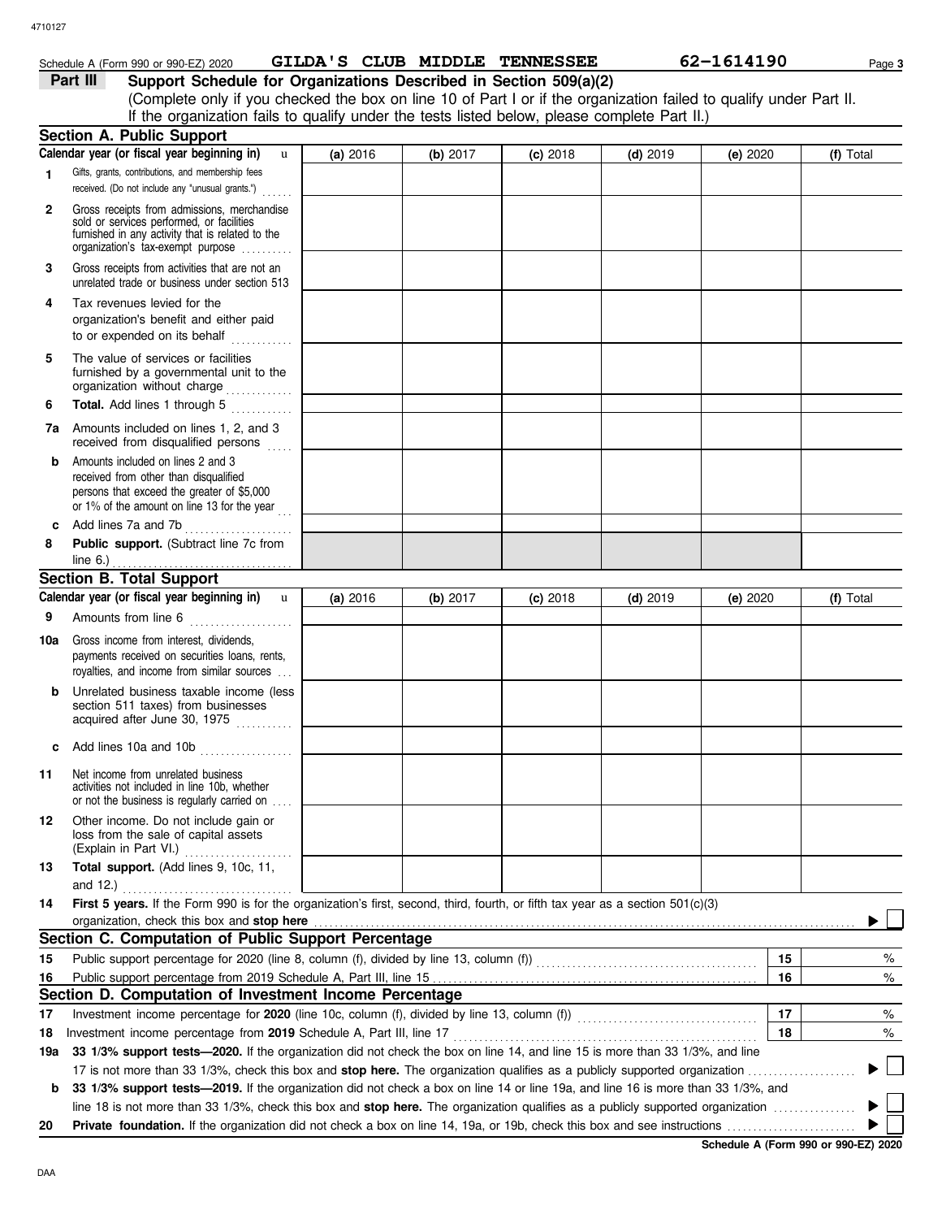Schedule A (Form 990 or 990-EZ) 2020 **GILDA'S CLUB MIDDLE TENNESSEE** **62-1614190**

## Part III Support Schedule for Organizations Described in Section 509(a)(2)

(Complete only if you checked the box on line 10 of Part I or if the organization failed to qualify under Part II. If the organization fails to qualify under the tests listed below, please complete Part II.)

### Section A. Public Support

| Calendar year (or fiscal year beginning in) | (a) 2016 | (b) 2017 | (c) 2018 | (d) 2019 | (e) 2020 | (f) Total |
|---|---|---|---|---|---|---|
| 1 Gifts, grants, contributions, and membership fees received. (Do not include any "unusual grants.") | | | | | | |
| 2 Gross receipts from admissions, merchandise sold or services performed, or facilities furnished in any activity that is related to the organization's tax-exempt purpose | | | | | | |
| 3 Gross receipts from activities that are not an unrelated trade or business under section 513 | | | | | | |
| 4 Tax revenues levied for the organization's benefit and either paid to or expended on its behalf | | | | | | |
| 5 The value of services or facilities furnished by a governmental unit to the organization without charge | | | | | | |
| 6 **Total.** Add lines 1 through 5 | | | | | | |
| 7a Amounts included on lines 1, 2, and 3 received from disqualified persons | | | | | | |
| b Amounts included on lines 2 and 3 received from other than disqualified persons that exceed the greater of $5,000 or 1% of the amount on line 13 for the year | | | | | | |
| c Add lines 7a and 7b | | | | | | |
| 8 **Public support.** (Subtract line 7c from line 6.) | | | | | | |

### Section B. Total Support

| Calendar year (or fiscal year beginning in) | (a) 2016 | (b) 2017 | (c) 2018 | (d) 2019 | (e) 2020 | (f) Total |
|---|---|---|---|---|---|---|
| 9 Amounts from line 6 | | | | | | |
| 10a Gross income from interest, dividends, payments received on securities loans, rents, royalties, and income from similar sources | | | | | | |
| b Unrelated business taxable income (less section 511 taxes) from businesses acquired after June 30, 1975 | | | | | | |
| c Add lines 10a and 10b | | | | | | |
| 11 Net income from unrelated business activities not included in line 10b, whether or not the business is regularly carried on | | | | | | |
| 12 Other income. Do not include gain or loss from the sale of capital assets (Explain in Part VI.) | | | | | | |
| 13 **Total support.** (Add lines 9, 10c, 11, and 12.) | | | | | | |

**14 First 5 years.** If the Form 990 is for the organization's first, second, third, fourth, or fifth tax year as a section 501(c)(3) organization, check this box and **stop here** ☐

### Section C. Computation of Public Support Percentage

| | | | |
|---|---|---|---|
| 15 | Public support percentage for 2020 (line 8, column (f), divided by line 13, column (f)) | 15 | % |
| 16 | Public support percentage from 2019 Schedule A, Part III, line 15 | 16 | % |

### Section D. Computation of Investment Income Percentage

| | | | |
|---|---|---|---|
| 17 | Investment income percentage for **2020** (line 10c, column (f), divided by line 13, column (f)) | 17 | % |
| 18 | Investment income percentage from **2019** Schedule A, Part III, line 17 | 18 | % |

**19a 33 1/3% support tests—2020.** If the organization did not check the box on line 14, and line 15 is more than 33 1/3%, and line 17 is not more than 33 1/3%, check this box and **stop here.** The organization qualifies as a publicly supported organization ☐

**b 33 1/3% support tests—2019.** If the organization did not check a box on line 14 or line 19a, and line 16 is more than 33 1/3%, and line 18 is not more than 33 1/3%, check this box and **stop here.** The organization qualifies as a publicly supported organization ☐

**20 Private foundation.** If the organization did not check a box on line 14, 19a, or 19b, check this box and see instructions ☐

**Schedule A (Form 990 or 990-EZ) 2020**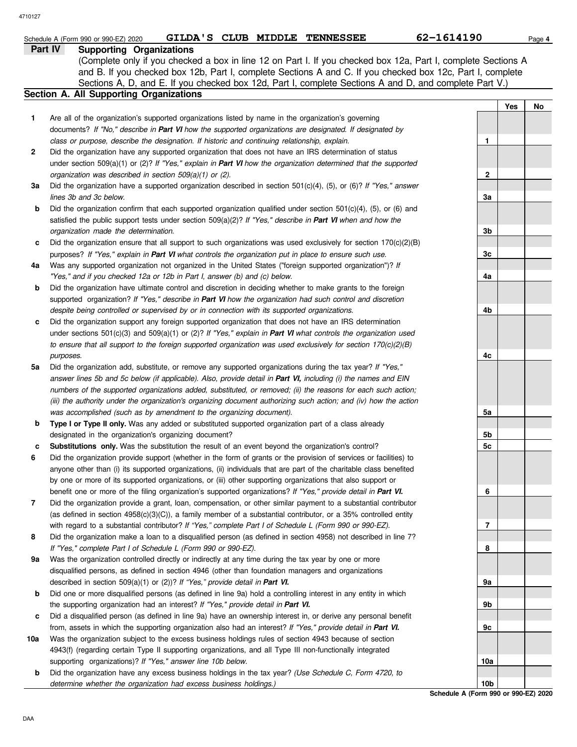Schedule A (Form 990 or 990-EZ) 2020 **GILDA'S CLUB MIDDLE TENNESSEE** **62-1614190**

## Part IV Supporting Organizations

(Complete only if you checked a box in line 12 on Part I. If you checked box 12a, Part I, complete Sections A and B. If you checked box 12b, Part I, complete Sections A and C. If you checked box 12c, Part I, complete Sections A, D, and E. If you checked box 12d, Part I, complete Sections A and D, and complete Part V.)

### Section A. All Supporting Organizations

| | | | Yes | No |
|---|---|---|---|---|
| **1** | Are all of the organization's supported organizations listed by name in the organization's governing documents? *If "No," describe in **Part VI** how the supported organizations are designated. If designated by class or purpose, describe the designation. If historic and continuing relationship, explain.* | 1 | | |
| **2** | Did the organization have any supported organization that does not have an IRS determination of status under section 509(a)(1) or (2)? *If "Yes," explain in **Part VI** how the organization determined that the supported organization was described in section 509(a)(1) or (2).* | 2 | | |
| **3a** | Did the organization have a supported organization described in section 501(c)(4), (5), or (6)? *If "Yes," answer lines 3b and 3c below.* | 3a | | |
| **b** | Did the organization confirm that each supported organization qualified under section 501(c)(4), (5), or (6) and satisfied the public support tests under section 509(a)(2)? *If "Yes," describe in **Part VI** when and how the organization made the determination.* | 3b | | |
| **c** | Did the organization ensure that all support to such organizations was used exclusively for section 170(c)(2)(B) purposes? *If "Yes," explain in **Part VI** what controls the organization put in place to ensure such use.* | 3c | | |
| **4a** | Was any supported organization not organized in the United States ("foreign supported organization")? *If "Yes," and if you checked 12a or 12b in Part I, answer (b) and (c) below.* | 4a | | |
| **b** | Did the organization have ultimate control and discretion in deciding whether to make grants to the foreign supported organization? *If "Yes," describe in **Part VI** how the organization had such control and discretion despite being controlled or supervised by or in connection with its supported organizations.* | 4b | | |
| **c** | Did the organization support any foreign supported organization that does not have an IRS determination under sections 501(c)(3) and 509(a)(1) or (2)? *If "Yes," explain in **Part VI** what controls the organization used to ensure that all support to the foreign supported organization was used exclusively for section 170(c)(2)(B) purposes.* | 4c | | |
| **5a** | Did the organization add, substitute, or remove any supported organizations during the tax year? *If "Yes," answer lines 5b and 5c below (if applicable). Also, provide detail in **Part VI,** including (i) the names and EIN numbers of the supported organizations added, substituted, or removed; (ii) the reasons for each such action; (iii) the authority under the organization's organizing document authorizing such action; and (iv) how the action was accomplished (such as by amendment to the organizing document).* | 5a | | |
| **b** | **Type I or Type II only.** Was any added or substituted supported organization part of a class already designated in the organization's organizing document? | 5b | | |
| **c** | **Substitutions only.** Was the substitution the result of an event beyond the organization's control? | 5c | | |
| **6** | Did the organization provide support (whether in the form of grants or the provision of services or facilities) to anyone other than (i) its supported organizations, (ii) individuals that are part of the charitable class benefited by one or more of its supported organizations, or (iii) other supporting organizations that also support or benefit one or more of the filing organization's supported organizations? *If "Yes," provide detail in **Part VI.*** | 6 | | |
| **7** | Did the organization provide a grant, loan, compensation, or other similar payment to a substantial contributor (as defined in section 4958(c)(3)(C)), a family member of a substantial contributor, or a 35% controlled entity with regard to a substantial contributor? *If "Yes," complete Part I of Schedule L (Form 990 or 990-EZ).* | 7 | | |
| **8** | Did the organization make a loan to a disqualified person (as defined in section 4958) not described in line 7? *If "Yes," complete Part I of Schedule L (Form 990 or 990-EZ).* | 8 | | |
| **9a** | Was the organization controlled directly or indirectly at any time during the tax year by one or more disqualified persons, as defined in section 4946 (other than foundation managers and organizations described in section 509(a)(1) or (2))? *If "Yes," provide detail in **Part VI.*** | 9a | | |
| **b** | Did one or more disqualified persons (as defined in line 9a) hold a controlling interest in any entity in which the supporting organization had an interest? *If "Yes," provide detail in **Part VI.*** | 9b | | |
| **c** | Did a disqualified person (as defined in line 9a) have an ownership interest in, or derive any personal benefit from, assets in which the supporting organization also had an interest? *If "Yes," provide detail in **Part VI.*** | 9c | | |
| **10a** | Was the organization subject to the excess business holdings rules of section 4943 because of section 4943(f) (regarding certain Type II supporting organizations, and all Type III non-functionally integrated supporting organizations)? *If "Yes," answer line 10b below.* | 10a | | |
| **b** | Did the organization have any excess business holdings in the tax year? *(Use Schedule C, Form 4720, to determine whether the organization had excess business holdings.)* | 10b | | |

**Schedule A (Form 990 or 990-EZ) 2020**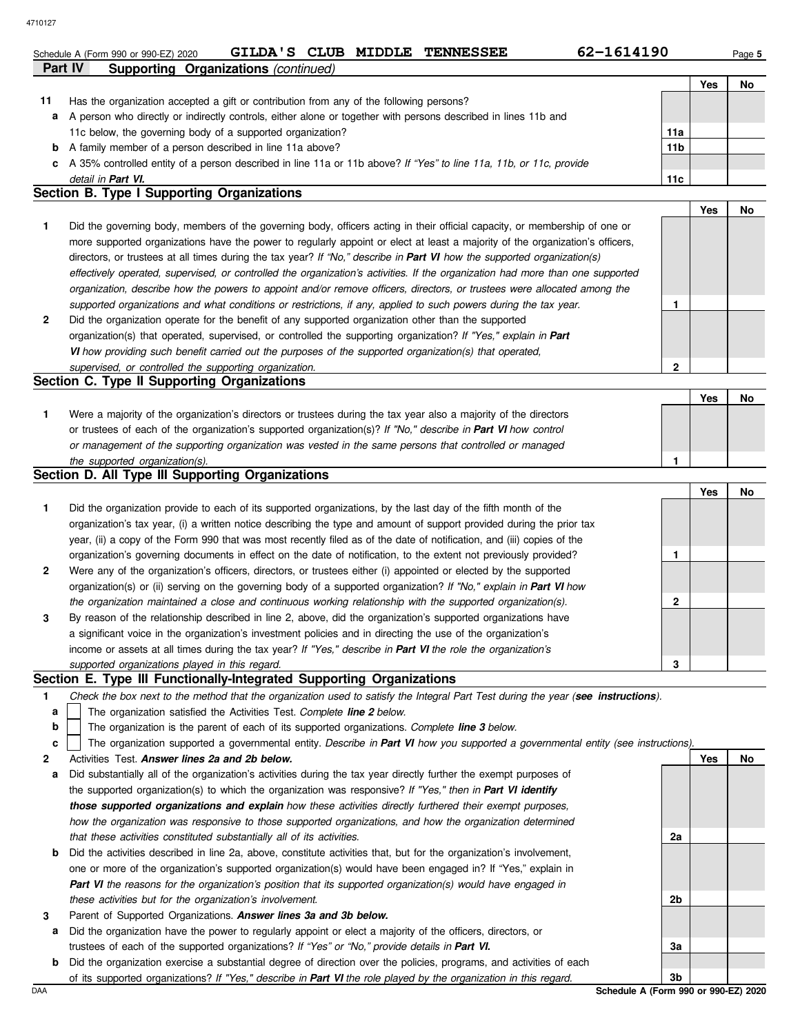Schedule A (Form 990 or 990-EZ) 2020 GILDA'S CLUB MIDDLE TENNESSEE 62-1614190

**Part IV Supporting Organizations** *(continued)*

| | | | Yes | No |
|---|---|---|---|---|
| **11** | Has the organization accepted a gift or contribution from any of the following persons? | | | |
| **a** | A person who directly or indirectly controls, either alone or together with persons described in lines 11b and 11c below, the governing body of a supported organization? | 11a | | |
| **b** | A family member of a person described in line 11a above? | 11b | | |
| **c** | A 35% controlled entity of a person described in line 11a or 11b above? *If "Yes" to line 11a, 11b, or 11c, provide detail in **Part VI.*** | 11c | | |

## Section B. Type I Supporting Organizations

| | | | Yes | No |
|---|---|---|---|---|
| **1** | Did the governing body, members of the governing body, officers acting in their official capacity, or membership of one or more supported organizations have the power to regularly appoint or elect at least a majority of the organization's officers, directors, or trustees at all times during the tax year? *If "No," describe in **Part VI** how the supported organization(s) effectively operated, supervised, or controlled the organization's activities. If the organization had more than one supported organization, describe how the powers to appoint and/or remove officers, directors, or trustees were allocated among the supported organizations and what conditions or restrictions, if any, applied to such powers during the tax year.* | 1 | | |
| **2** | Did the organization operate for the benefit of any supported organization other than the supported organization(s) that operated, supervised, or controlled the supporting organization? *If "Yes," explain in **Part VI** how providing such benefit carried out the purposes of the supported organization(s) that operated, supervised, or controlled the supporting organization.* | 2 | | |

## Section C. Type II Supporting Organizations

| | | | Yes | No |
|---|---|---|---|---|
| **1** | Were a majority of the organization's directors or trustees during the tax year also a majority of the directors or trustees of each of the organization's supported organization(s)? *If "No," describe in **Part VI** how control or management of the supporting organization was vested in the same persons that controlled or managed the supported organization(s).* | 1 | | |

## Section D. All Type III Supporting Organizations

| | | | Yes | No |
|---|---|---|---|---|
| **1** | Did the organization provide to each of its supported organizations, by the last day of the fifth month of the organization's tax year, (i) a written notice describing the type and amount of support provided during the prior tax year, (ii) a copy of the Form 990 that was most recently filed as of the date of notification, and (iii) copies of the organization's governing documents in effect on the date of notification, to the extent not previously provided? | 1 | | |
| **2** | Were any of the organization's officers, directors, or trustees either (i) appointed or elected by the supported organization(s) or (ii) serving on the governing body of a supported organization? *If "No," explain in **Part VI** how the organization maintained a close and continuous working relationship with the supported organization(s).* | 2 | | |
| **3** | By reason of the relationship described in line 2, above, did the organization's supported organizations have a significant voice in the organization's investment policies and in directing the use of the organization's income or assets at all times during the tax year? *If "Yes," describe in **Part VI** the role the organization's supported organizations played in this regard.* | 3 | | |

## Section E. Type III Functionally-Integrated Supporting Organizations

**1** *Check the box next to the method that the organization used to satisfy the Integral Part Test during the year (**see instructions**).*

- **a** ☐ The organization satisfied the Activities Test. *Complete **line 2** below.*
- **b** ☐ The organization is the parent of each of its supported organizations. *Complete **line 3** below.*
- **c** ☐ The organization supported a governmental entity. *Describe in **Part VI** how you supported a governmental entity (see instructions).*

| | | | Yes | No |
|---|---|---|---|---|
| **2** | Activities Test. ***Answer lines 2a and 2b below.*** | | | |
| **a** | Did substantially all of the organization's activities during the tax year directly further the exempt purposes of the supported organization(s) to which the organization was responsive? *If "Yes," then in **Part VI identify those supported organizations and explain** how these activities directly furthered their exempt purposes, how the organization was responsive to those supported organizations, and how the organization determined that these activities constituted substantially all of its activities.* | 2a | | |
| **b** | Did the activities described in line 2a, above, constitute activities that, but for the organization's involvement, one or more of the organization's supported organization(s) would have been engaged in? If "Yes," explain in ***Part VI*** *the reasons for the organization's position that its supported organization(s) would have engaged in these activities but for the organization's involvement.* | 2b | | |
| **3** | Parent of Supported Organizations. ***Answer lines 3a and 3b below.*** | | | |
| **a** | Did the organization have the power to regularly appoint or elect a majority of the officers, directors, or trustees of each of the supported organizations? *If "Yes" or "No," provide details in **Part VI.*** | 3a | | |
| **b** | Did the organization exercise a substantial degree of direction over the policies, programs, and activities of each of its supported organizations? *If "Yes," describe in **Part VI** the role played by the organization in this regard.* | 3b | | |

Schedule A (Form 990 or 990-EZ) 2020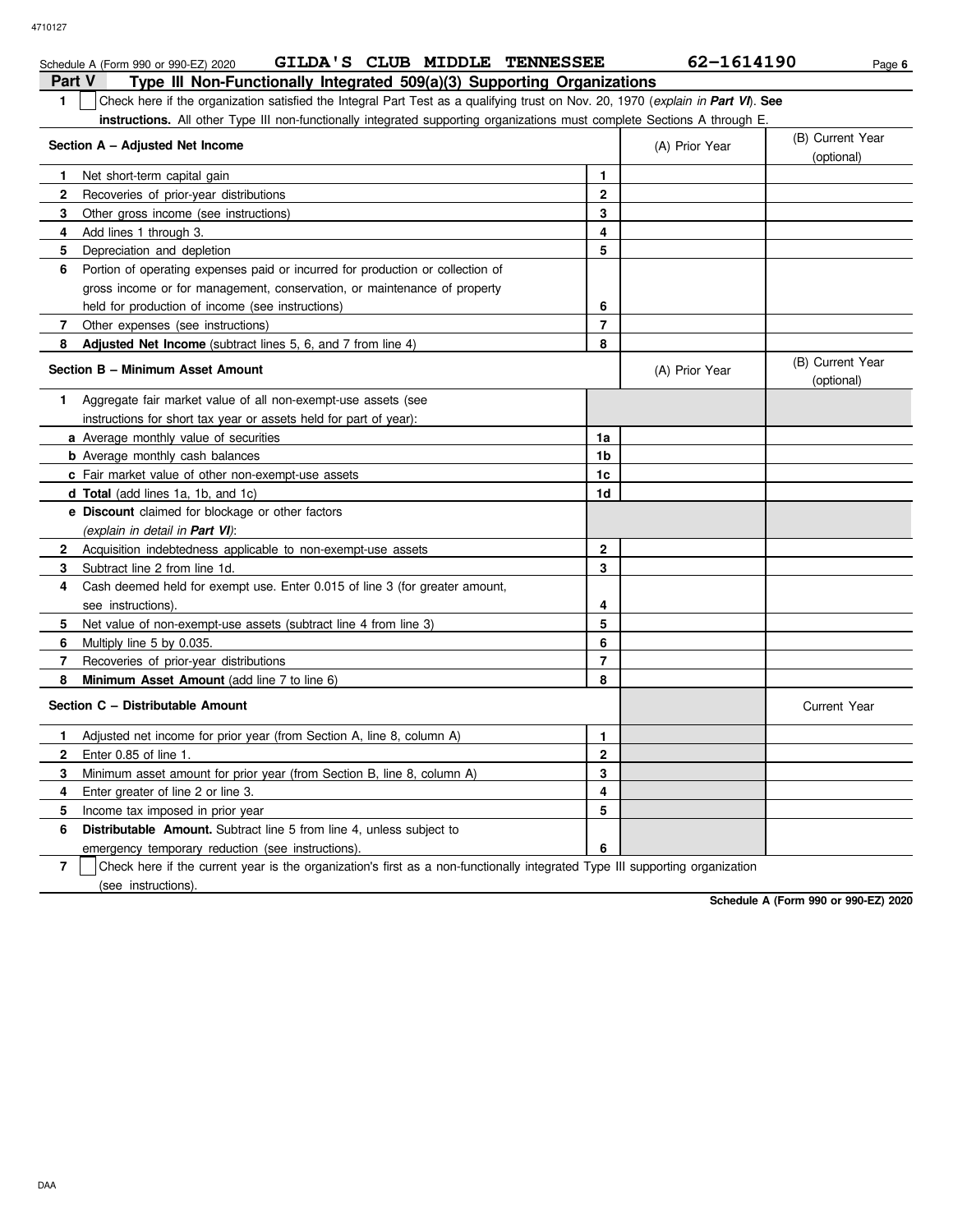Schedule A (Form 990 or 990-EZ) 2020 GILDA'S CLUB MIDDLE TENNESSEE 62-1614190

## Part V Type III Non-Functionally Integrated 509(a)(3) Supporting Organizations

**1** ☐ Check here if the organization satisfied the Integral Part Test as a qualifying trust on Nov. 20, 1970 (*explain in **Part VI***). **See instructions.** All other Type III non-functionally integrated supporting organizations must complete Sections A through E.

| **Section A – Adjusted Net Income** | | (A) Prior Year | (B) Current Year (optional) |
|---|---|---|---|
| **1** Net short-term capital gain | **1** | | |
| **2** Recoveries of prior-year distributions | **2** | | |
| **3** Other gross income (see instructions) | **3** | | |
| **4** Add lines 1 through 3. | **4** | | |
| **5** Depreciation and depletion | **5** | | |
| **6** Portion of operating expenses paid or incurred for production or collection of gross income or for management, conservation, or maintenance of property held for production of income (see instructions) | **6** | | |
| **7** Other expenses (see instructions) | **7** | | |
| **8** **Adjusted Net Income** (subtract lines 5, 6, and 7 from line 4) | **8** | | |

| **Section B – Minimum Asset Amount** | | (A) Prior Year | (B) Current Year (optional) |
|---|---|---|---|
| **1** Aggregate fair market value of all non-exempt-use assets (see instructions for short tax year or assets held for part of year): | | | |
| **a** Average monthly value of securities | **1a** | | |
| **b** Average monthly cash balances | **1b** | | |
| **c** Fair market value of other non-exempt-use assets | **1c** | | |
| **d** **Total** (add lines 1a, 1b, and 1c) | **1d** | | |
| **e** **Discount** claimed for blockage or other factors (*explain in detail in **Part VI***): | | | |
| **2** Acquisition indebtedness applicable to non-exempt-use assets | **2** | | |
| **3** Subtract line 2 from line 1d. | **3** | | |
| **4** Cash deemed held for exempt use. Enter 0.015 of line 3 (for greater amount, see instructions). | **4** | | |
| **5** Net value of non-exempt-use assets (subtract line 4 from line 3) | **5** | | |
| **6** Multiply line 5 by 0.035. | **6** | | |
| **7** Recoveries of prior-year distributions | **7** | | |
| **8** **Minimum Asset Amount** (add line 7 to line 6) | **8** | | |

| **Section C – Distributable Amount** | | | Current Year |
|---|---|---|---|
| **1** Adjusted net income for prior year (from Section A, line 8, column A) | **1** | | |
| **2** Enter 0.85 of line 1. | **2** | | |
| **3** Minimum asset amount for prior year (from Section B, line 8, column A) | **3** | | |
| **4** Enter greater of line 2 or line 3. | **4** | | |
| **5** Income tax imposed in prior year | **5** | | |
| **6** **Distributable Amount.** Subtract line 5 from line 4, unless subject to emergency temporary reduction (see instructions). | **6** | | |

**7** ☐ Check here if the current year is the organization's first as a non-functionally integrated Type III supporting organization (see instructions).

**Schedule A (Form 990 or 990-EZ) 2020**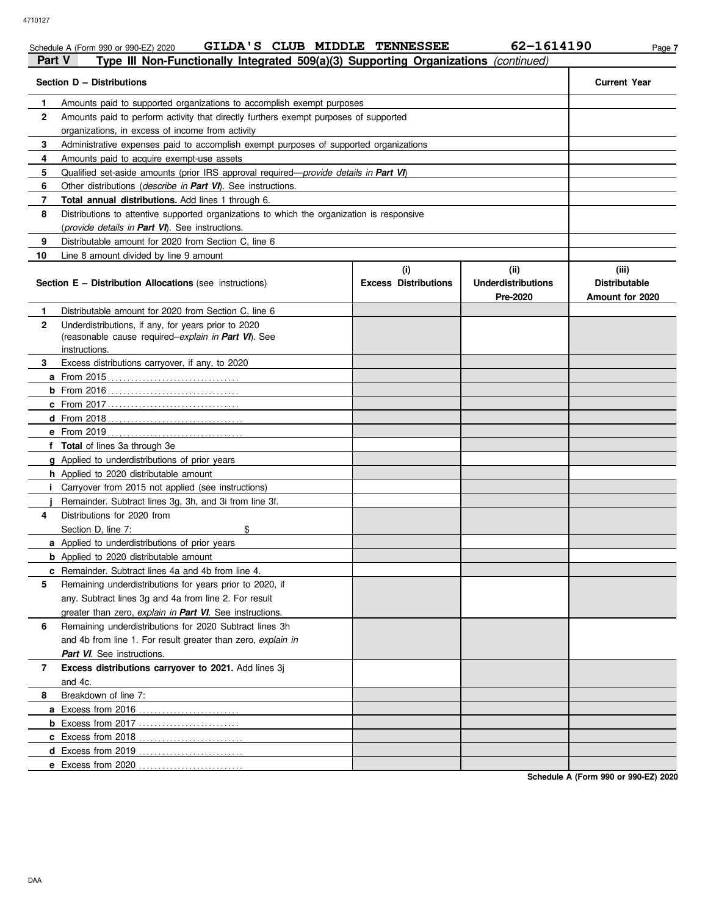Schedule A (Form 990 or 990-EZ) 2020 GILDA'S CLUB MIDDLE TENNESSEE 62-1614190

## Part V Type III Non-Functionally Integrated 509(a)(3) Supporting Organizations *(continued)*

| Section D – Distributions | | Current Year |
|---|---|---|
| 1 | Amounts paid to supported organizations to accomplish exempt purposes | |
| 2 | Amounts paid to perform activity that directly furthers exempt purposes of supported organizations, in excess of income from activity | |
| 3 | Administrative expenses paid to accomplish exempt purposes of supported organizations | |
| 4 | Amounts paid to acquire exempt-use assets | |
| 5 | Qualified set-aside amounts (prior IRS approval required—*provide details in **Part VI***) | |
| 6 | Other distributions (*describe in **Part VI***). See instructions. | |
| 7 | **Total annual distributions.** Add lines 1 through 6. | |
| 8 | Distributions to attentive supported organizations to which the organization is responsive (*provide details in **Part VI***). See instructions. | |
| 9 | Distributable amount for 2020 from Section C, line 6 | |
| 10 | Line 8 amount divided by line 9 amount | |

| Section E – Distribution Allocations (see instructions) | (i) Excess Distributions | (ii) Underdistributions Pre-2020 | (iii) Distributable Amount for 2020 |
|---|---|---|---|
| **1** Distributable amount for 2020 from Section C, line 6 | | | |
| **2** Underdistributions, if any, for years prior to 2020 (reasonable cause required–*explain in **Part VI***). See instructions. | | | |
| **3** Excess distributions carryover, if any, to 2020 | | | |
| **a** From 2015 | | | |
| **b** From 2016 | | | |
| **c** From 2017 | | | |
| **d** From 2018 | | | |
| **e** From 2019 | | | |
| **f** **Total** of lines 3a through 3e | | | |
| **g** Applied to underdistributions of prior years | | | |
| **h** Applied to 2020 distributable amount | | | |
| **i** Carryover from 2015 not applied (see instructions) | | | |
| **j** Remainder. Subtract lines 3g, 3h, and 3i from line 3f. | | | |
| **4** Distributions for 2020 from Section D, line 7: $ | | | |
| **a** Applied to underdistributions of prior years | | | |
| **b** Applied to 2020 distributable amount | | | |
| **c** Remainder. Subtract lines 4a and 4b from line 4. | | | |
| **5** Remaining underdistributions for years prior to 2020, if any. Subtract lines 3g and 4a from line 2. For result greater than zero, *explain in **Part VI***. See instructions. | | | |
| **6** Remaining underdistributions for 2020 Subtract lines 3h and 4b from line 1. For result greater than zero, *explain in **Part VI***. See instructions. | | | |
| **7** **Excess distributions carryover to 2021.** Add lines 3j and 4c. | | | |
| **8** Breakdown of line 7: | | | |
| **a** Excess from 2016 | | | |
| **b** Excess from 2017 | | | |
| **c** Excess from 2018 | | | |
| **d** Excess from 2019 | | | |
| **e** Excess from 2020 | | | |

**Schedule A (Form 990 or 990-EZ) 2020**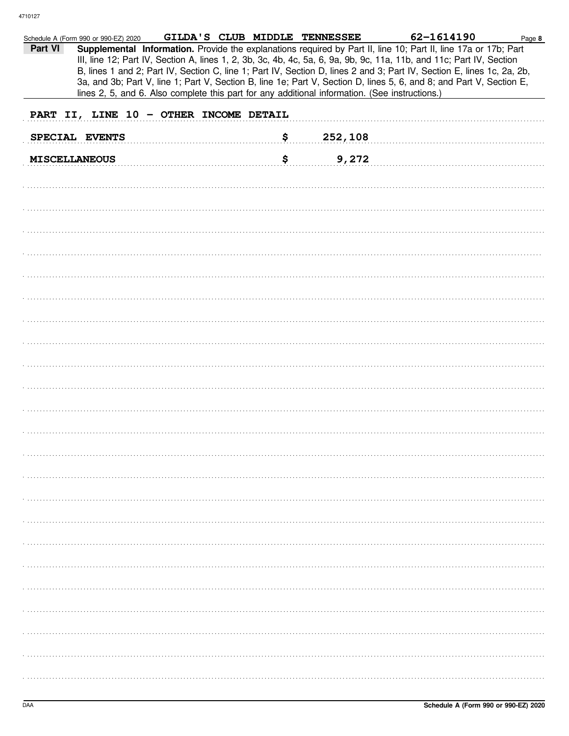Schedule A (Form 990 or 990-EZ) 2020 GILDA'S CLUB MIDDLE TENNESSEE 62-1614190

**Part VI** **Supplemental Information.** Provide the explanations required by Part II, line 10; Part II, line 17a or 17b; Part III, line 12; Part IV, Section A, lines 1, 2, 3b, 3c, 4b, 4c, 5a, 6, 9a, 9b, 9c, 11a, 11b, and 11c; Part IV, Section B, lines 1 and 2; Part IV, Section C, line 1; Part IV, Section D, lines 2 and 3; Part IV, Section E, lines 1c, 2a, 2b, 3a, and 3b; Part V, line 1; Part V, Section B, line 1e; Part V, Section D, lines 5, 6, and 8; and Part V, Section E, lines 2, 5, and 6. Also complete this part for any additional information. (See instructions.)

PART II, LINE 10 - OTHER INCOME DETAIL

| | |
|---|---|
| SPECIAL EVENTS | $ 252,108 |
| MISCELLANEOUS | $ 9,272 |

Schedule A (Form 990 or 990-EZ) 2020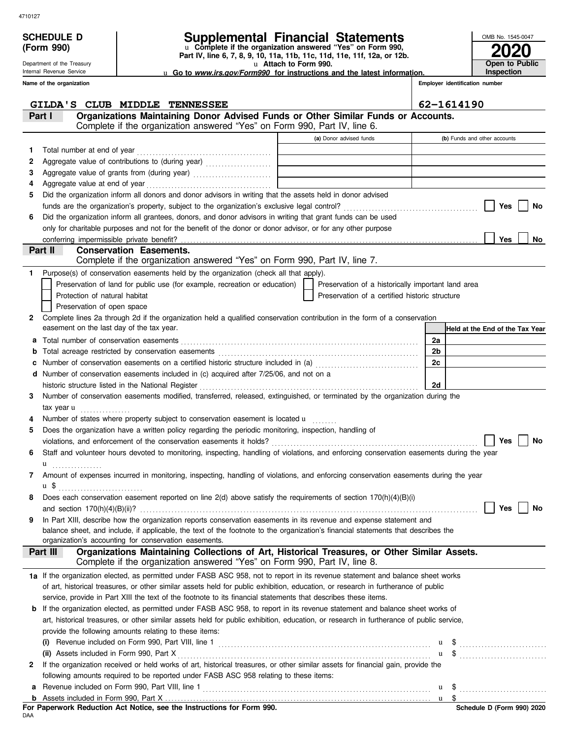**SCHEDULE D (Form 990)**

Department of the Treasury
Internal Revenue Service

# Supplemental Financial Statements

u Complete if the organization answered "Yes" on Form 990, Part IV, line 6, 7, 8, 9, 10, 11a, 11b, 11c, 11d, 11e, 11f, 12a, or 12b.
u Attach to Form 990.
u Go to *www.irs.gov/Form990* for instructions and the latest information.

OMB No. 1545-0047

**2020**

**Open to Public Inspection**

**Name of the organization**: GILDA'S CLUB MIDDLE TENNESSEE

**Employer identification number**: 62-1614190

## Part I — Organizations Maintaining Donor Advised Funds or Other Similar Funds or Accounts.

Complete if the organization answered "Yes" on Form 990, Part IV, line 6.

| | | (a) Donor advised funds | (b) Funds and other accounts |
|---|---|---|---|
| 1 | Total number at end of year | | |
| 2 | Aggregate value of contributions to (during year) | | |
| 3 | Aggregate value of grants from (during year) | | |
| 4 | Aggregate value at end of year | | |

5 Did the organization inform all donors and donor advisors in writing that the assets held in donor advised funds are the organization's property, subject to the organization's exclusive legal control? Yes No

6 Did the organization inform all grantees, donors, and donor advisors in writing that grant funds can be used only for charitable purposes and not for the benefit of the donor or donor advisor, or for any other purpose conferring impermissible private benefit? Yes No

## Part II — Conservation Easements.

Complete if the organization answered "Yes" on Form 990, Part IV, line 7.

1 Purpose(s) of conservation easements held by the organization (check all that apply).

- Preservation of land for public use (for example, recreation or education)
- Preservation of a historically important land area
- Protection of natural habitat
- Preservation of a certified historic structure
- Preservation of open space

2 Complete lines 2a through 2d if the organization held a qualified conservation contribution in the form of a conservation easement on the last day of the tax year.

| | | | Held at the End of the Tax Year |
|---|---|---|---|
| a | Total number of conservation easements | 2a | |
| b | Total acreage restricted by conservation easements | 2b | |
| c | Number of conservation easements on a certified historic structure included in (a) | 2c | |
| d | Number of conservation easements included in (c) acquired after 7/25/06, and not on a historic structure listed in the National Register | 2d | |

3 Number of conservation easements modified, transferred, released, extinguished, or terminated by the organization during the tax year u

4 Number of states where property subject to conservation easement is located u

5 Does the organization have a written policy regarding the periodic monitoring, inspection, handling of violations, and enforcement of the conservation easements it holds? Yes No

6 Staff and volunteer hours devoted to monitoring, inspecting, handling of violations, and enforcing conservation easements during the year u

7 Amount of expenses incurred in monitoring, inspecting, handling of violations, and enforcing conservation easements during the year u $

8 Does each conservation easement reported on line 2(d) above satisfy the requirements of section 170(h)(4)(B)(i) and section 170(h)(4)(B)(ii)? Yes No

9 In Part XIII, describe how the organization reports conservation easements in its revenue and expense statement and balance sheet, and include, if applicable, the text of the footnote to the organization's financial statements that describes the organization's accounting for conservation easements.

## Part III — Organizations Maintaining Collections of Art, Historical Treasures, or Other Similar Assets.

Complete if the organization answered "Yes" on Form 990, Part IV, line 8.

1a If the organization elected, as permitted under FASB ASC 958, not to report in its revenue statement and balance sheet works of art, historical treasures, or other similar assets held for public exhibition, education, or research in furtherance of public service, provide in Part XIII the text of the footnote to its financial statements that describes these items.

b If the organization elected, as permitted under FASB ASC 958, to report in its revenue statement and balance sheet works of art, historical treasures, or other similar assets held for public exhibition, education, or research in furtherance of public service, provide the following amounts relating to these items:

(i) Revenue included on Form 990, Part VIII, line 1 u $

(ii) Assets included in Form 990, Part X u $

2 If the organization received or held works of art, historical treasures, or other similar assets for financial gain, provide the following amounts required to be reported under FASB ASC 958 relating to these items:

a Revenue included on Form 990, Part VIII, line 1 u $

b Assets included in Form 990, Part X u $

**For Paperwork Reduction Act Notice, see the Instructions for Form 990.**

Schedule D (Form 990) 2020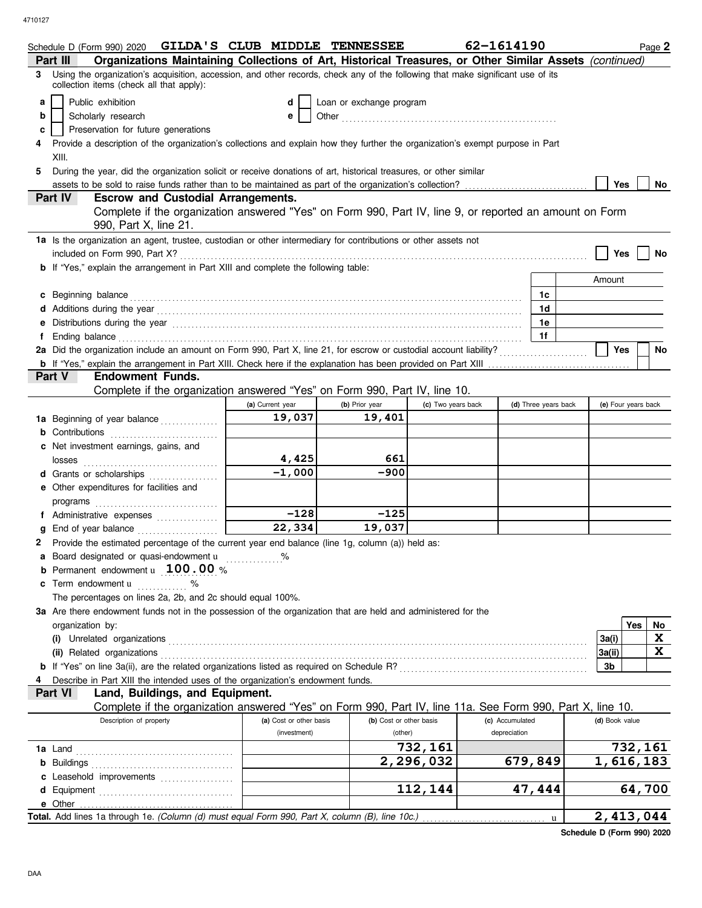Schedule D (Form 990) 2020 **GILDA'S CLUB MIDDLE TENNESSEE** **62-1614190** Page **2**

## Part III Organizations Maintaining Collections of Art, Historical Treasures, or Other Similar Assets *(continued)*

**3** Using the organization's acquisition, accession, and other records, check any of the following that make significant use of its collection items (check all that apply):

- **a** ☐ Public exhibition
- **b** ☐ Scholarly research
- **c** ☐ Preservation for future generations
- **d** ☐ Loan or exchange program
- **e** ☐ Other ..........

**4** Provide a description of the organization's collections and explain how they further the organization's exempt purpose in Part XIII.

**5** During the year, did the organization solicit or receive donations of art, historical treasures, or other similar assets to be sold to raise funds rather than to be maintained as part of the organization's collection? ☐ Yes ☐ No

## Part IV Escrow and Custodial Arrangements.

Complete if the organization answered "Yes" on Form 990, Part IV, line 9, or reported an amount on Form 990, Part X, line 21.

**1a** Is the organization an agent, trustee, custodian or other intermediary for contributions or other assets not included on Form 990, Part X? ☐ Yes ☐ No

**b** If "Yes," explain the arrangement in Part XIII and complete the following table:

| | | Amount |
|---|---|---|
| **c** Beginning balance | 1c | |
| **d** Additions during the year | 1d | |
| **e** Distributions during the year | 1e | |
| **f** Ending balance | 1f | |

**2a** Did the organization include an amount on Form 990, Part X, line 21, for escrow or custodial account liability? ☐ Yes ☐ No

**b** If "Yes," explain the arrangement in Part XIII. Check here if the explanation has been provided on Part XIII ☐

## Part V Endowment Funds.

Complete if the organization answered "Yes" on Form 990, Part IV, line 10.

| | (a) Current year | (b) Prior year | (c) Two years back | (d) Three years back | (e) Four years back |
|---|---|---|---|---|---|
| **1a** Beginning of year balance | 19,037 | 19,401 | | | |
| **b** Contributions | | | | | |
| **c** Net investment earnings, gains, and losses | 4,425 | 661 | | | |
| **d** Grants or scholarships | -1,000 | -900 | | | |
| **e** Other expenditures for facilities and programs | | | | | |
| **f** Administrative expenses | -128 | -125 | | | |
| **g** End of year balance | 22,334 | 19,037 | | | |

**2** Provide the estimated percentage of the current year end balance (line 1g, column (a)) held as:

- **a** Board designated or quasi-endowment ▸ ........ %
- **b** Permanent endowment ▸ **100.00** %
- **c** Term endowment ▸ ........ %

The percentages on lines 2a, 2b, and 2c should equal 100%.

**3a** Are there endowment funds not in the possession of the organization that are held and administered for the organization by:

| | | Yes | No |
|---|---|---|---|
| **(i)** Unrelated organizations | 3a(i) | | X |
| **(ii)** Related organizations | 3a(ii) | | X |
| **b** If "Yes" on line 3a(ii), are the related organizations listed as required on Schedule R? | 3b | | |

**4** Describe in Part XIII the intended uses of the organization's endowment funds.

## Part VI Land, Buildings, and Equipment.

Complete if the organization answered "Yes" on Form 990, Part IV, line 11a. See Form 990, Part X, line 10.

| Description of property | (a) Cost or other basis (investment) | (b) Cost or other basis (other) | (c) Accumulated depreciation | (d) Book value |
|---|---|---|---|---|
| **1a** Land | | 732,161 | | 732,161 |
| **b** Buildings | | 2,296,032 | 679,849 | 1,616,183 |
| **c** Leasehold improvements | | | | |
| **d** Equipment | | 112,144 | 47,444 | 64,700 |
| **e** Other | | | | |
| **Total.** Add lines 1a through 1e. *(Column (d) must equal Form 990, Part X, column (B), line 10c.)* ▸ | | | | 2,413,044 |

**Schedule D (Form 990) 2020**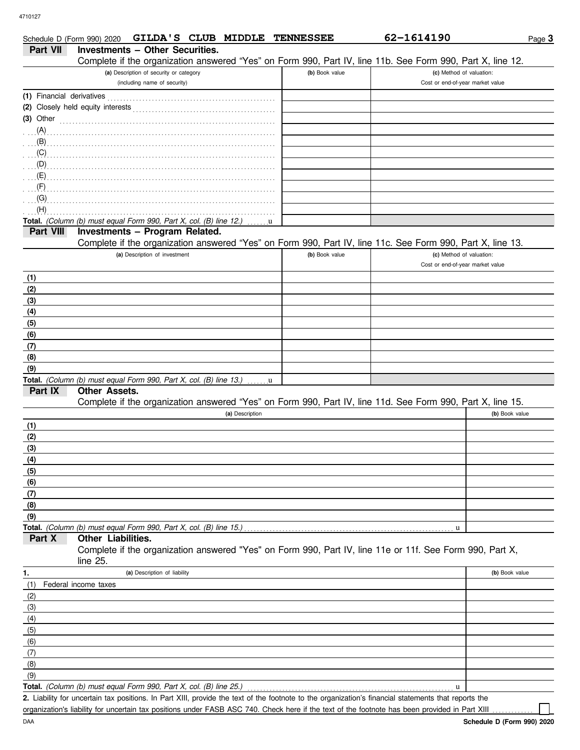Schedule D (Form 990) 2020 **GILDA'S CLUB MIDDLE TENNESSEE** **62-1614190** Page **3**

## Part VII Investments – Other Securities.

Complete if the organization answered "Yes" on Form 990, Part IV, line 11b. See Form 990, Part X, line 12.

| (a) Description of security or category (including name of security) | (b) Book value | (c) Method of valuation: Cost or end-of-year market value |
|---|---|---|
| (1) Financial derivatives | | |
| (2) Closely held equity interests | | |
| (3) Other | | |
| (A) | | |
| (B) | | |
| (C) | | |
| (D) | | |
| (E) | | |
| (F) | | |
| (G) | | |
| (H) | | |
| **Total.** *(Column (b) must equal Form 990, Part X, col. (B) line 12.)* | | |

## Part VIII Investments – Program Related.

Complete if the organization answered "Yes" on Form 990, Part IV, line 11c. See Form 990, Part X, line 13.

| (a) Description of investment | (b) Book value | (c) Method of valuation: Cost or end-of-year market value |
|---|---|---|
| (1) | | |
| (2) | | |
| (3) | | |
| (4) | | |
| (5) | | |
| (6) | | |
| (7) | | |
| (8) | | |
| (9) | | |
| **Total.** *(Column (b) must equal Form 990, Part X, col. (B) line 13.)* | | |

## Part IX Other Assets.

Complete if the organization answered "Yes" on Form 990, Part IV, line 11d. See Form 990, Part X, line 15.

| (a) Description | (b) Book value |
|---|---|
| (1) | |
| (2) | |
| (3) | |
| (4) | |
| (5) | |
| (6) | |
| (7) | |
| (8) | |
| (9) | |
| **Total.** *(Column (b) must equal Form 990, Part X, col. (B) line 15.)* | |

## Part X Other Liabilities.

Complete if the organization answered "Yes" on Form 990, Part IV, line 11e or 11f. See Form 990, Part X, line 25.

| 1. (a) Description of liability | (b) Book value |
|---|---|
| (1) Federal income taxes | |
| (2) | |
| (3) | |
| (4) | |
| (5) | |
| (6) | |
| (7) | |
| (8) | |
| (9) | |
| **Total.** *(Column (b) must equal Form 990, Part X, col. (B) line 25.)* | |

**2.** Liability for uncertain tax positions. In Part XIII, provide the text of the footnote to the organization's financial statements that reports the organization's liability for uncertain tax positions under FASB ASC 740. Check here if the text of the footnote has been provided in Part XIII ☐

DAA **Schedule D (Form 990) 2020**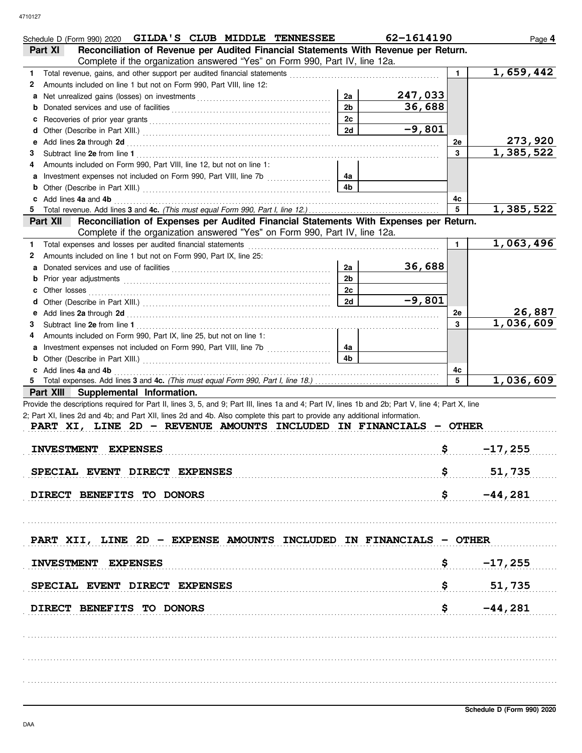Schedule D (Form 990) 2020 GILDA'S CLUB MIDDLE TENNESSEE 62-1614190 Page 4

**Part XI Reconciliation of Revenue per Audited Financial Statements With Revenue per Return.** Complete if the organization answered "Yes" on Form 990, Part IV, line 12a.

| | | | | | |
|---|---|---|---|---|---|
| 1 | Total revenue, gains, and other support per audited financial statements | | | 1 | 1,659,442 |
| 2 | Amounts included on line 1 but not on Form 990, Part VIII, line 12: | | | | |
| a | Net unrealized gains (losses) on investments | 2a | 247,033 | | |
| b | Donated services and use of facilities | 2b | 36,688 | | |
| c | Recoveries of prior year grants | 2c | | | |
| d | Other (Describe in Part XIII.) | 2d | -9,801 | | |
| e | Add lines **2a** through **2d** | | | 2e | 273,920 |
| 3 | Subtract line **2e** from line **1** | | | 3 | 1,385,522 |
| 4 | Amounts included on Form 990, Part VIII, line 12, but not on line 1: | | | | |
| a | Investment expenses not included on Form 990, Part VIII, line 7b | 4a | | | |
| b | Other (Describe in Part XIII.) | 4b | | | |
| c | Add lines **4a** and **4b** | | | 4c | |
| 5 | Total revenue. Add lines **3** and **4c.** *(This must equal Form 990, Part I, line 12.)* | | | 5 | 1,385,522 |

**Part XII Reconciliation of Expenses per Audited Financial Statements With Expenses per Return.** Complete if the organization answered "Yes" on Form 990, Part IV, line 12a.

| | | | | | |
|---|---|---|---|---|---|
| 1 | Total expenses and losses per audited financial statements | | | 1 | 1,063,496 |
| 2 | Amounts included on line 1 but not on Form 990, Part IX, line 25: | | | | |
| a | Donated services and use of facilities | 2a | 36,688 | | |
| b | Prior year adjustments | 2b | | | |
| c | Other losses | 2c | | | |
| d | Other (Describe in Part XIII.) | 2d | -9,801 | | |
| e | Add lines **2a** through **2d** | | | 2e | 26,887 |
| 3 | Subtract line **2e** from line **1** | | | 3 | 1,036,609 |
| 4 | Amounts included on Form 990, Part IX, line 25, but not on line 1: | | | | |
| a | Investment expenses not included on Form 990, Part VIII, line 7b | 4a | | | |
| b | Other (Describe in Part XIII.) | 4b | | | |
| c | Add lines **4a** and **4b** | | | 4c | |
| 5 | Total expenses. Add lines **3** and **4c.** *(This must equal Form 990, Part I, line 18.)* | | | 5 | 1,036,609 |

**Part XIII Supplemental Information.**

Provide the descriptions required for Part II, lines 3, 5, and 9; Part III, lines 1a and 4; Part IV, lines 1b and 2b; Part V, line 4; Part X, line 2; Part XI, lines 2d and 4b; and Part XII, lines 2d and 4b. Also complete this part to provide any additional information.

PART XI, LINE 2D - REVENUE AMOUNTS INCLUDED IN FINANCIALS - OTHER

| | |
|---|---|
| INVESTMENT EXPENSES | $ -17,255 |
| SPECIAL EVENT DIRECT EXPENSES | $ 51,735 |
| DIRECT BENEFITS TO DONORS | $ -44,281 |

PART XII, LINE 2D - EXPENSE AMOUNTS INCLUDED IN FINANCIALS - OTHER

| | |
|---|---|
| INVESTMENT EXPENSES | $ -17,255 |
| SPECIAL EVENT DIRECT EXPENSES | $ 51,735 |
| DIRECT BENEFITS TO DONORS | $ -44,281 |

Schedule D (Form 990) 2020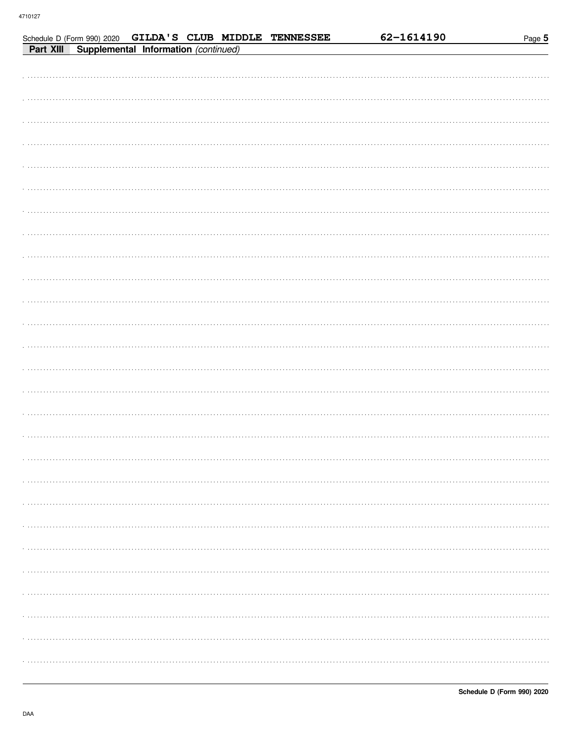Schedule D (Form 990) 2020 GILDA'S CLUB MIDDLE TENNESSEE 62-1614190

**Part XIII Supplemental Information** *(continued)*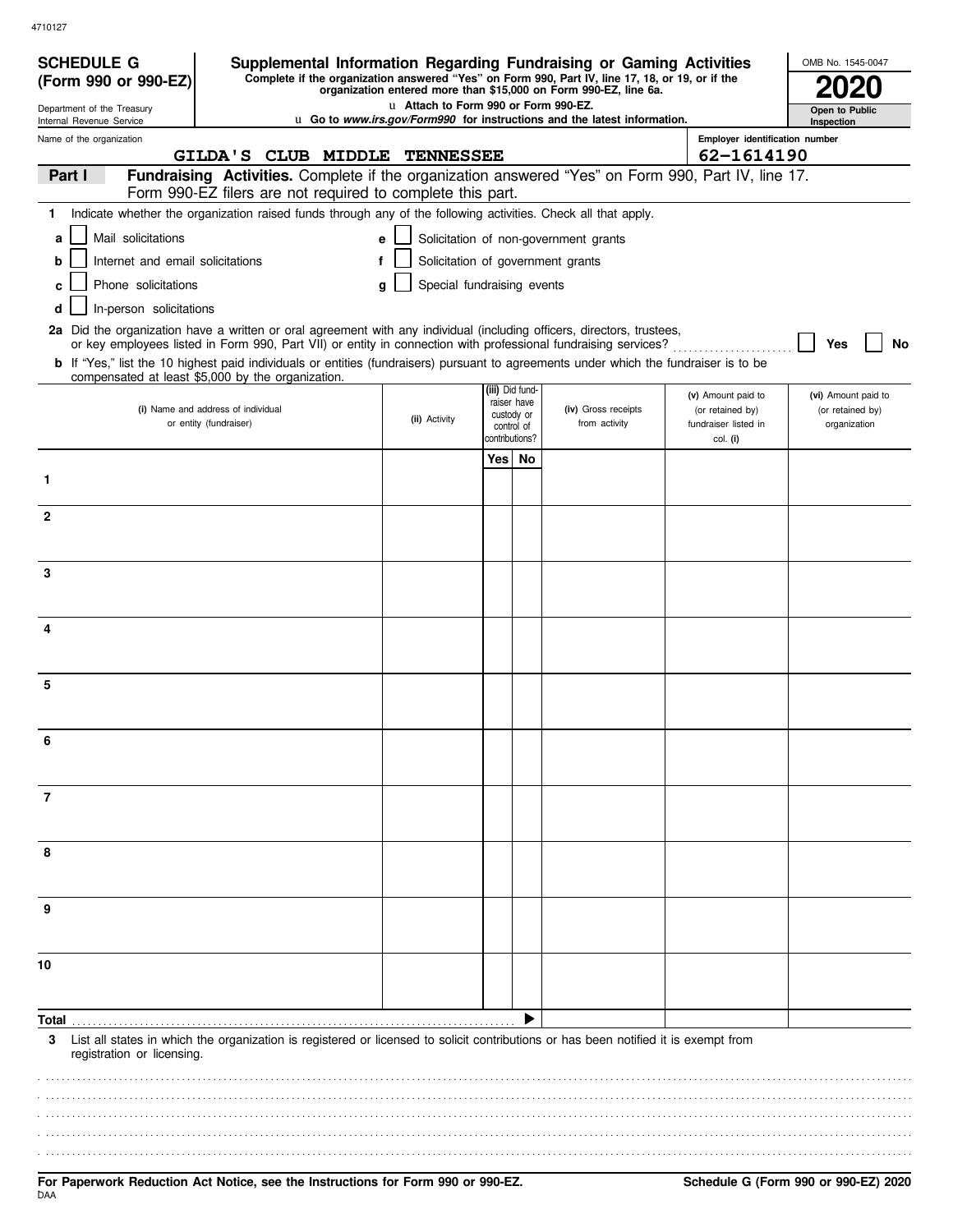4710127

**SCHEDULE G (Form 990 or 990-EZ)**

Department of the Treasury
Internal Revenue Service

# Supplemental Information Regarding Fundraising or Gaming Activities

**Complete if the organization answered "Yes" on Form 990, Part IV, line 17, 18, or 19, or if the organization entered more than $15,000 on Form 990-EZ, line 6a.**

u Attach to Form 990 or Form 990-EZ.

u Go to *www.irs.gov/Form990* for instructions and the latest information.

OMB No. 1545-0047

**2020**

**Open to Public Inspection**

Name of the organization: **GILDA'S CLUB MIDDLE TENNESSEE**

Employer identification number: **62-1614190**

## Part I — Fundraising Activities.

Complete if the organization answered "Yes" on Form 990, Part IV, line 17. Form 990-EZ filers are not required to complete this part.

**1** Indicate whether the organization raised funds through any of the following activities. Check all that apply.

- **a** ☐ Mail solicitations
- **b** ☐ Internet and email solicitations
- **c** ☐ Phone solicitations
- **d** ☐ In-person solicitations
- **e** ☐ Solicitation of non-government grants
- **f** ☐ Solicitation of government grants
- **g** ☐ Special fundraising events

**2a** Did the organization have a written or oral agreement with any individual (including officers, directors, trustees, or key employees listed in Form 990, Part VII) or entity in connection with professional fundraising services? ☐ Yes ☐ No

**b** If "Yes," list the 10 highest paid individuals or entities (fundraisers) pursuant to agreements under which the fundraiser is to be compensated at least $5,000 by the organization.

| | (i) Name and address of individual or entity (fundraiser) | (ii) Activity | (iii) Did fund-raiser have custody or control of contributions? Yes | No | (iv) Gross receipts from activity | (v) Amount paid to (or retained by) fundraiser listed in col. (i) | (vi) Amount paid to (or retained by) organization |
|---|---|---|---|---|---|---|---|
| 1 | | | | | | | |
| 2 | | | | | | | |
| 3 | | | | | | | |
| 4 | | | | | | | |
| 5 | | | | | | | |
| 6 | | | | | | | |
| 7 | | | | | | | |
| 8 | | | | | | | |
| 9 | | | | | | | |
| 10 | | | | | | | |
| Total ▶ | | | | | | | |

**3** List all states in which the organization is registered or licensed to solicit contributions or has been notified it is exempt from registration or licensing.

**For Paperwork Reduction Act Notice, see the Instructions for Form 990 or 990-EZ.**

DAA

**Schedule G (Form 990 or 990-EZ) 2020**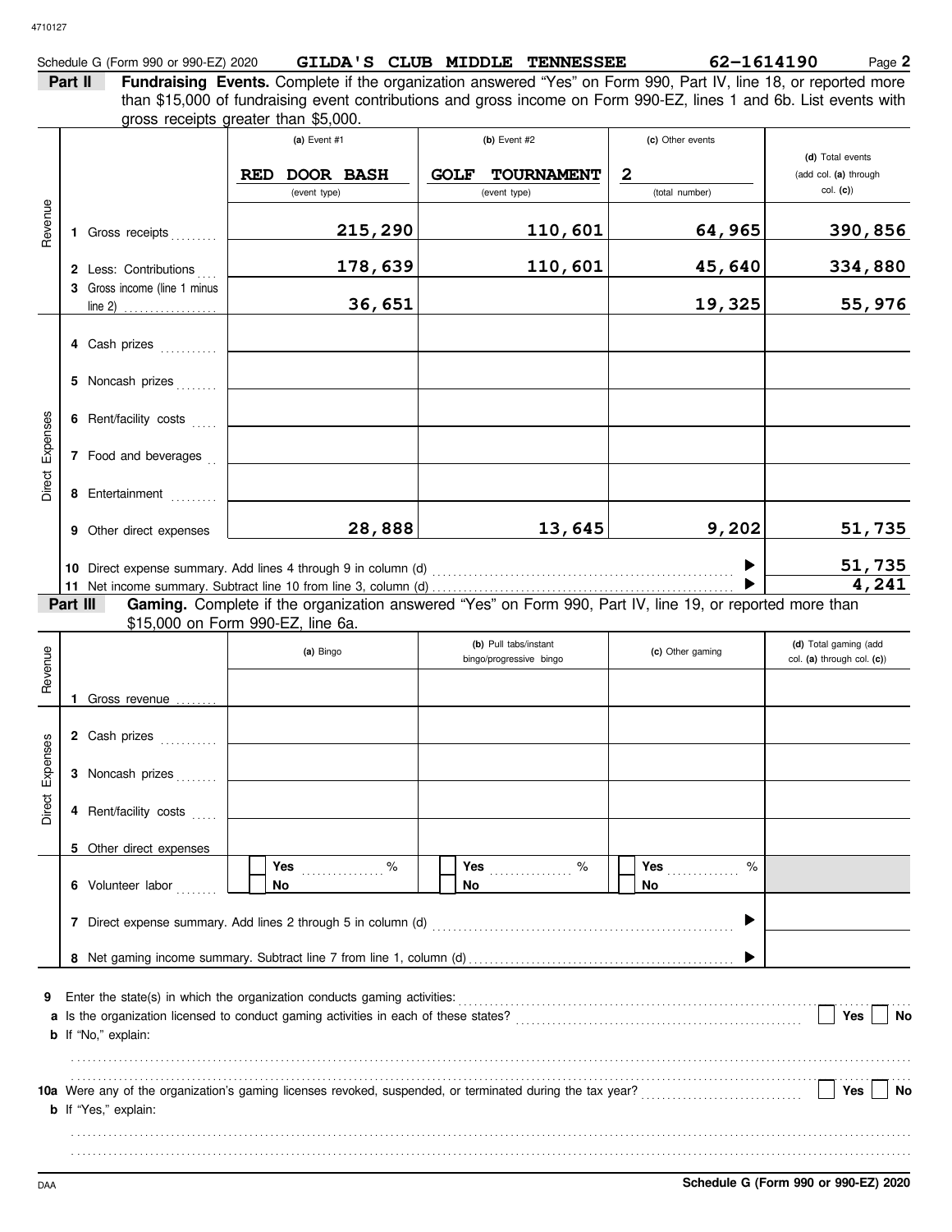4710127

Schedule G (Form 990 or 990-EZ) 2020 **GILDA'S CLUB MIDDLE TENNESSEE** **62-1614190** Page **2**

**Part II** **Fundraising Events.** Complete if the organization answered "Yes" on Form 990, Part IV, line 18, or reported more than $15,000 of fundraising event contributions and gross income on Form 990-EZ, lines 1 and 6b. List events with gross receipts greater than $5,000.

| | | (a) Event #1 | (b) Event #2 | (c) Other events | (d) Total events (add col. (a) through col. (c)) |
|---|---|---|---|---|---|
| | | RED DOOR BASH (event type) | GOLF TOURNAMENT (event type) | 2 (total number) | |
| Revenue | 1 Gross receipts | 215,290 | 110,601 | 64,965 | 390,856 |
| | 2 Less: Contributions | 178,639 | 110,601 | 45,640 | 334,880 |
| | 3 Gross income (line 1 minus line 2) | 36,651 | | 19,325 | 55,976 |
| Direct Expenses | 4 Cash prizes | | | | |
| | 5 Noncash prizes | | | | |
| | 6 Rent/facility costs | | | | |
| | 7 Food and beverages | | | | |
| | 8 Entertainment | | | | |
| | 9 Other direct expenses | 28,888 | 13,645 | 9,202 | 51,735 |
| | 10 Direct expense summary. Add lines 4 through 9 in column (d) | | | | 51,735 |
| | 11 Net income summary. Subtract line 10 from line 3, column (d) | | | | 4,241 |

**Part III** **Gaming.** Complete if the organization answered "Yes" on Form 990, Part IV, line 19, or reported more than $15,000 on Form 990-EZ, line 6a.

| | | (a) Bingo | (b) Pull tabs/instant bingo/progressive bingo | (c) Other gaming | (d) Total gaming (add col. (a) through col. (c)) |
|---|---|---|---|---|---|
| Revenue | 1 Gross revenue | | | | |
| Direct Expenses | 2 Cash prizes | | | | |
| | 3 Noncash prizes | | | | |
| | 4 Rent/facility costs | | | | |
| | 5 Other direct expenses | | | | |
| | 6 Volunteer labor | Yes ____ % / No | Yes ____ % / No | Yes ____ % / No | |
| | 7 Direct expense summary. Add lines 2 through 5 in column (d) | | | | |
| | 8 Net gaming income summary. Subtract line 7 from line 1, column (d) | | | | |

**9** Enter the state(s) in which the organization conducts gaming activities: ..........

**a** Is the organization licensed to conduct gaming activities in each of these states? ☐ Yes ☐ No

**b** If "No," explain:

**10a** Were any of the organization's gaming licenses revoked, suspended, or terminated during the tax year? ☐ Yes ☐ No

**b** If "Yes," explain:

DAA **Schedule G (Form 990 or 990-EZ) 2020**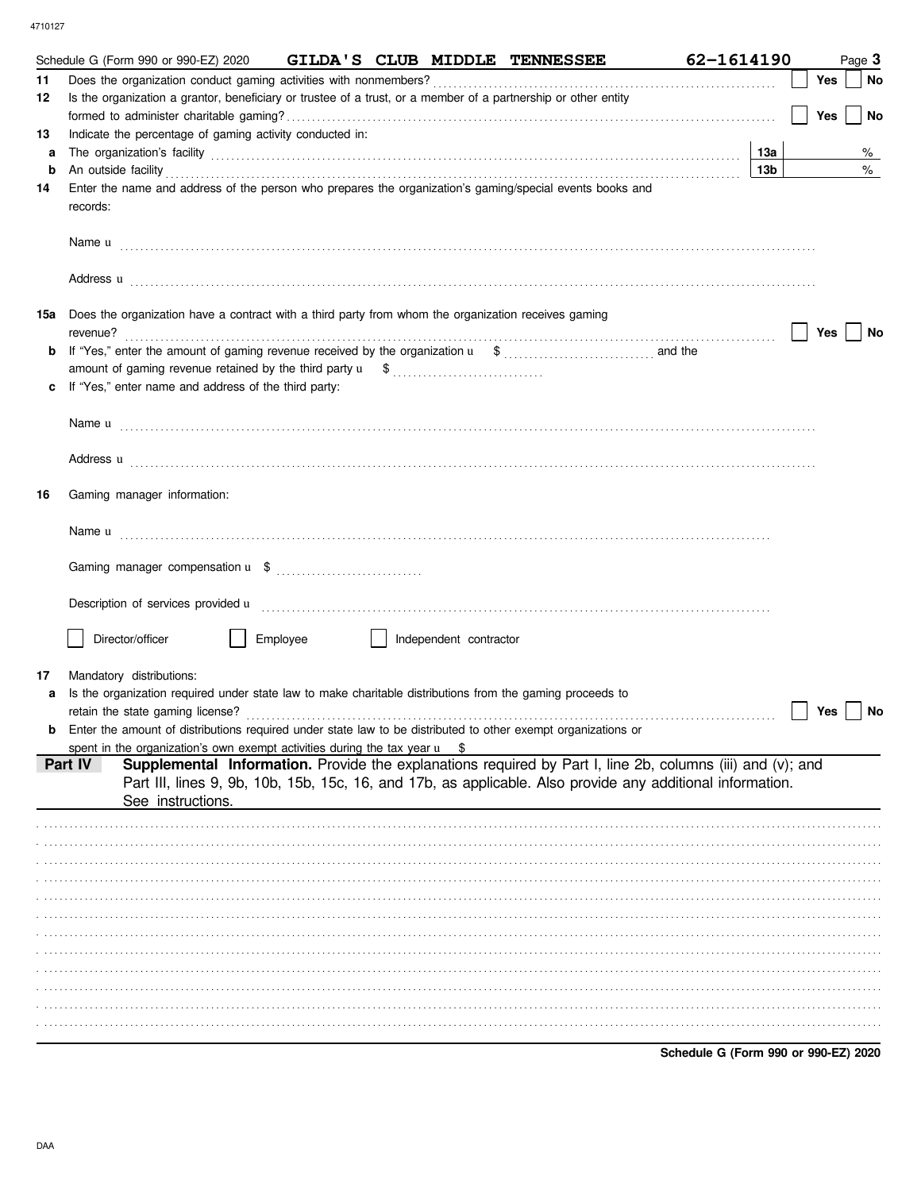Schedule G (Form 990 or 990-EZ) 2020 **GILDA'S CLUB MIDDLE TENNESSEE** **62-1614190**

**11** Does the organization conduct gaming activities with nonmembers? ☐ Yes ☐ No

**12** Is the organization a grantor, beneficiary or trustee of a trust, or a member of a partnership or other entity formed to administer charitable gaming? ☐ Yes ☐ No

**13** Indicate the percentage of gaming activity conducted in:

**a** The organization's facility **13a** %

**b** An outside facility **13b** %

**14** Enter the name and address of the person who prepares the organization's gaming/special events books and records:

Name u

Address u

**15a** Does the organization have a contract with a third party from whom the organization receives gaming revenue? ☐ Yes ☐ No

**b** If "Yes," enter the amount of gaming revenue received by the organization u $ and the amount of gaming revenue retained by the third party u $

**c** If "Yes," enter name and address of the third party:

Name u

Address u

**16** Gaming manager information:

Name u

Gaming manager compensation u $

Description of services provided u

☐ Director/officer ☐ Employee ☐ Independent contractor

**17** Mandatory distributions:

**a** Is the organization required under state law to make charitable distributions from the gaming proceeds to retain the state gaming license? ☐ Yes ☐ No

**b** Enter the amount of distributions required under state law to be distributed to other exempt organizations or spent in the organization's own exempt activities during the tax year u $

## Part IV Supplemental Information.

Provide the explanations required by Part I, line 2b, columns (iii) and (v); and Part III, lines 9, 9b, 10b, 15b, 15c, 16, and 17b, as applicable. Also provide any additional information. See instructions.

Schedule G (Form 990 or 990-EZ) 2020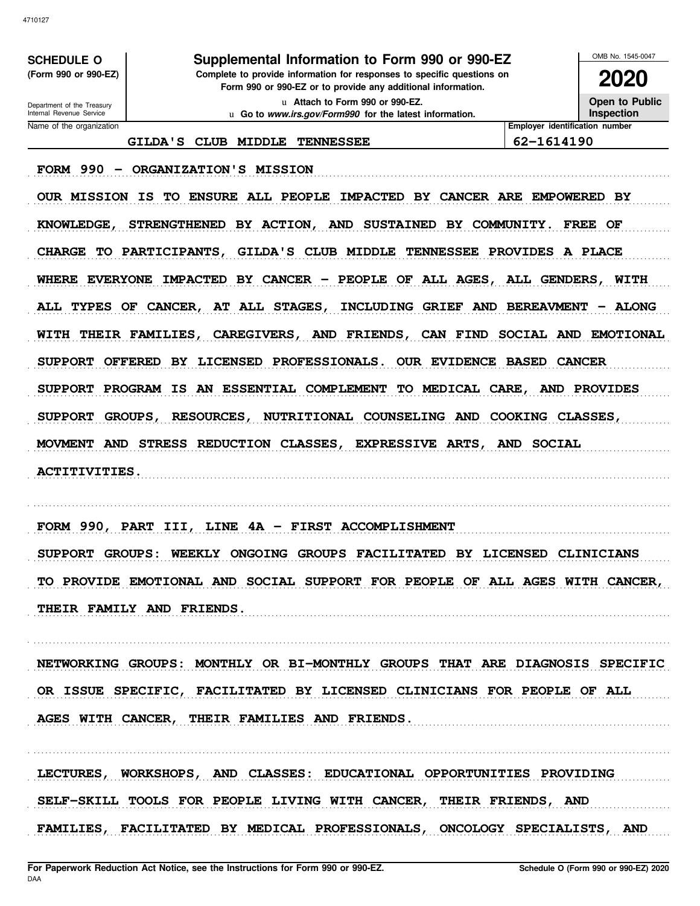**SCHEDULE O (Form 990 or 990-EZ)**

Department of the Treasury
Internal Revenue Service

# Supplemental Information to Form 990 or 990-EZ

**Complete to provide information for responses to specific questions on Form 990 or 990-EZ or to provide any additional information.**

u Attach to Form 990 or 990-EZ.

u Go to *www.irs.gov/Form990* for the latest information.

OMB No. 1545-0047

**2020**

**Open to Public Inspection**

| Name of the organization | Employer identification number |
|---|---|
| GILDA'S CLUB MIDDLE TENNESSEE | 62-1614190 |

FORM 990 - ORGANIZATION'S MISSION

OUR MISSION IS TO ENSURE ALL PEOPLE IMPACTED BY CANCER ARE EMPOWERED BY KNOWLEDGE, STRENGTHENED BY ACTION, AND SUSTAINED BY COMMUNITY. FREE OF CHARGE TO PARTICIPANTS, GILDA'S CLUB MIDDLE TENNESSEE PROVIDES A PLACE WHERE EVERYONE IMPACTED BY CANCER - PEOPLE OF ALL AGES, ALL GENDERS, WITH ALL TYPES OF CANCER, AT ALL STAGES, INCLUDING GRIEF AND BEREAVMENT - ALONG WITH THEIR FAMILIES, CAREGIVERS, AND FRIENDS, CAN FIND SOCIAL AND EMOTIONAL SUPPORT OFFERED BY LICENSED PROFESSIONALS. OUR EVIDENCE BASED CANCER SUPPORT PROGRAM IS AN ESSENTIAL COMPLEMENT TO MEDICAL CARE, AND PROVIDES SUPPORT GROUPS, RESOURCES, NUTRITIONAL COUNSELING AND COOKING CLASSES, MOVMENT AND STRESS REDUCTION CLASSES, EXPRESSIVE ARTS, AND SOCIAL ACTITIVITIES.

FORM 990, PART III, LINE 4A - FIRST ACCOMPLISHMENT

SUPPORT GROUPS: WEEKLY ONGOING GROUPS FACILITATED BY LICENSED CLINICIANS TO PROVIDE EMOTIONAL AND SOCIAL SUPPORT FOR PEOPLE OF ALL AGES WITH CANCER, THEIR FAMILY AND FRIENDS.

NETWORKING GROUPS: MONTHLY OR BI-MONTHLY GROUPS THAT ARE DIAGNOSIS SPECIFIC OR ISSUE SPECIFIC, FACILITATED BY LICENSED CLINICIANS FOR PEOPLE OF ALL AGES WITH CANCER, THEIR FAMILIES AND FRIENDS.

LECTURES, WORKSHOPS, AND CLASSES: EDUCATIONAL OPPORTUNITIES PROVIDING SELF-SKILL TOOLS FOR PEOPLE LIVING WITH CANCER, THEIR FRIENDS, AND FAMILIES, FACILITATED BY MEDICAL PROFESSIONALS, ONCOLOGY SPECIALISTS, AND

**For Paperwork Reduction Act Notice, see the Instructions for Form 990 or 990-EZ.**
DAA

**Schedule O (Form 990 or 990-EZ) 2020**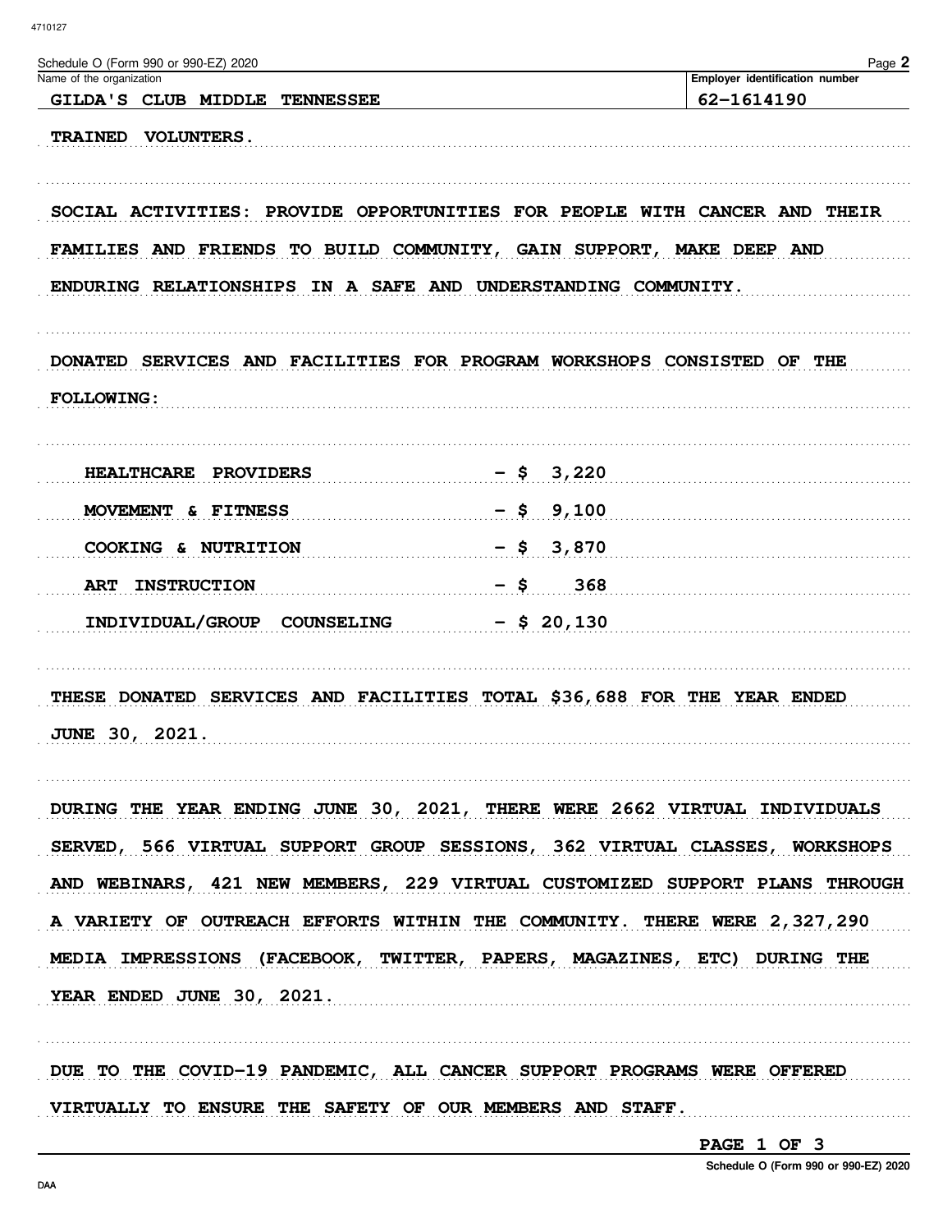Schedule O (Form 990 or 990-EZ) 2020

Name of the organization: GILDA'S CLUB MIDDLE TENNESSEE

Employer identification number: 62-1614190

TRAINED VOLUNTERS.

SOCIAL ACTIVITIES: PROVIDE OPPORTUNITIES FOR PEOPLE WITH CANCER AND THEIR FAMILIES AND FRIENDS TO BUILD COMMUNITY, GAIN SUPPORT, MAKE DEEP AND ENDURING RELATIONSHIPS IN A SAFE AND UNDERSTANDING COMMUNITY.

DONATED SERVICES AND FACILITIES FOR PROGRAM WORKSHOPS CONSISTED OF THE FOLLOWING:

| | |
|---|---|
| HEALTHCARE PROVIDERS | - $ 3,220 |
| MOVEMENT & FITNESS | - $ 9,100 |
| COOKING & NUTRITION | - $ 3,870 |
| ART INSTRUCTION | - $ 368 |
| INDIVIDUAL/GROUP COUNSELING | - $ 20,130 |

THESE DONATED SERVICES AND FACILITIES TOTAL $36,688 FOR THE YEAR ENDED JUNE 30, 2021.

DURING THE YEAR ENDING JUNE 30, 2021, THERE WERE 2662 VIRTUAL INDIVIDUALS SERVED, 566 VIRTUAL SUPPORT GROUP SESSIONS, 362 VIRTUAL CLASSES, WORKSHOPS AND WEBINARS, 421 NEW MEMBERS, 229 VIRTUAL CUSTOMIZED SUPPORT PLANS THROUGH A VARIETY OF OUTREACH EFFORTS WITHIN THE COMMUNITY. THERE WERE 2,327,290 MEDIA IMPRESSIONS (FACEBOOK, TWITTER, PAPERS, MAGAZINES, ETC) DURING THE YEAR ENDED JUNE 30, 2021.

DUE TO THE COVID-19 PANDEMIC, ALL CANCER SUPPORT PROGRAMS WERE OFFERED VIRTUALLY TO ENSURE THE SAFETY OF OUR MEMBERS AND STAFF.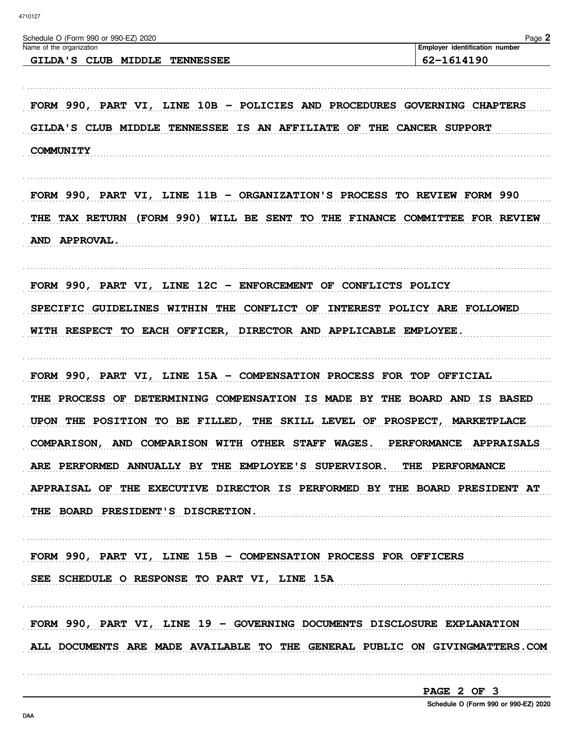Schedule O (Form 990 or 990-EZ) 2020

| Name of the organization | Employer identification number |
| --- | --- |
| GILDA'S CLUB MIDDLE TENNESSEE | 62-1614190 |

FORM 990, PART VI, LINE 10B - POLICIES AND PROCEDURES GOVERNING CHAPTERS

GILDA'S CLUB MIDDLE TENNESSEE IS AN AFFILIATE OF THE CANCER SUPPORT COMMUNITY

FORM 990, PART VI, LINE 11B - ORGANIZATION'S PROCESS TO REVIEW FORM 990

THE TAX RETURN (FORM 990) WILL BE SENT TO THE FINANCE COMMITTEE FOR REVIEW AND APPROVAL.

FORM 990, PART VI, LINE 12C - ENFORCEMENT OF CONFLICTS POLICY

SPECIFIC GUIDELINES WITHIN THE CONFLICT OF INTEREST POLICY ARE FOLLOWED WITH RESPECT TO EACH OFFICER, DIRECTOR AND APPLICABLE EMPLOYEE.

FORM 990, PART VI, LINE 15A - COMPENSATION PROCESS FOR TOP OFFICIAL

THE PROCESS OF DETERMINING COMPENSATION IS MADE BY THE BOARD AND IS BASED UPON THE POSITION TO BE FILLED, THE SKILL LEVEL OF PROSPECT, MARKETPLACE COMPARISON, AND COMPARISON WITH OTHER STAFF WAGES. PERFORMANCE APPRAISALS ARE PERFORMED ANNUALLY BY THE EMPLOYEE'S SUPERVISOR. THE PERFORMANCE APPRAISAL OF THE EXECUTIVE DIRECTOR IS PERFORMED BY THE BOARD PRESIDENT AT THE BOARD PRESIDENT'S DISCRETION.

FORM 990, PART VI, LINE 15B - COMPENSATION PROCESS FOR OFFICERS

SEE SCHEDULE O RESPONSE TO PART VI, LINE 15A

FORM 990, PART VI, LINE 19 - GOVERNING DOCUMENTS DISCLOSURE EXPLANATION

ALL DOCUMENTS ARE MADE AVAILABLE TO THE GENERAL PUBLIC ON GIVINGMATTERS.COM

Schedule O (Form 990 or 990-EZ) 2020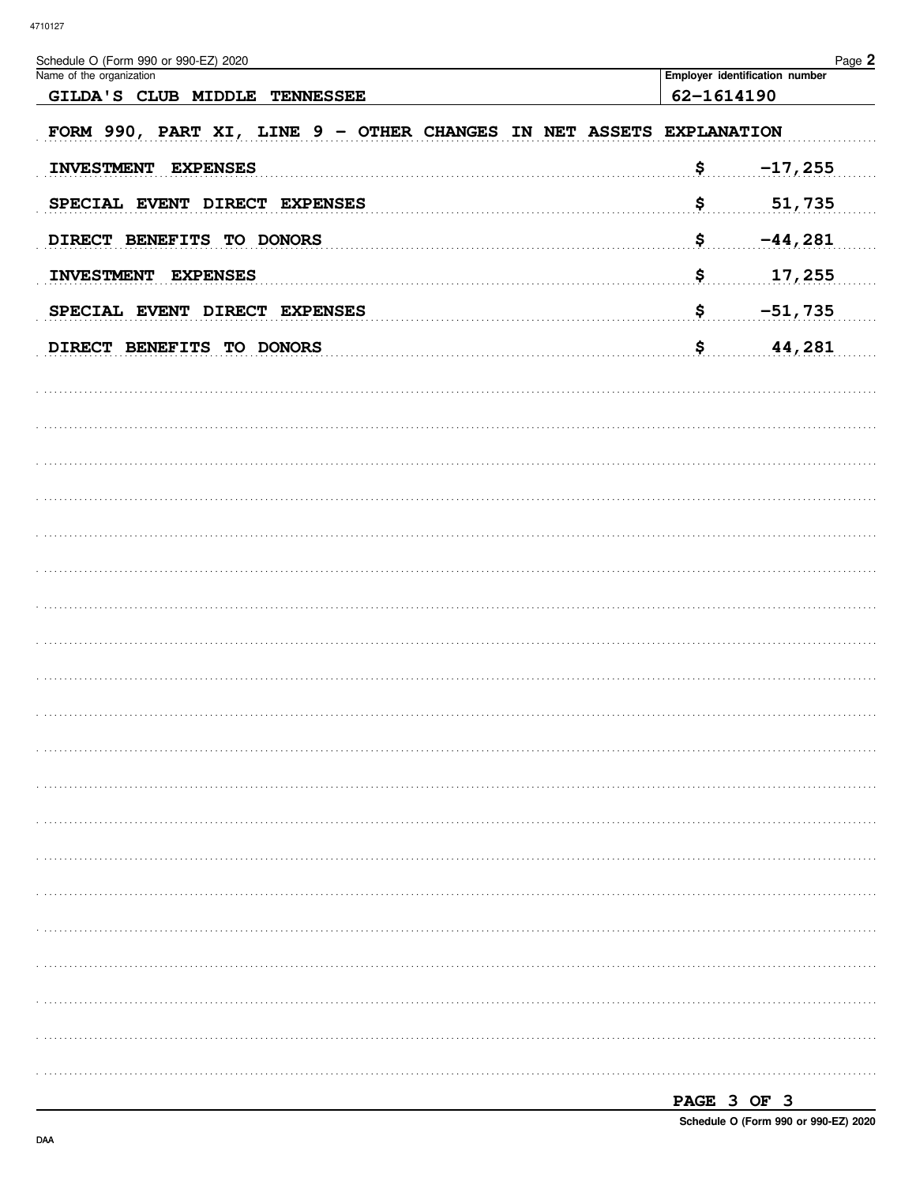Schedule O (Form 990 or 990-EZ) 2020

| Name of the organization | Employer identification number |
| --- | --- |
| GILDA'S CLUB MIDDLE TENNESSEE | 62-1614190 |

FORM 990, PART XI, LINE 9 - OTHER CHANGES IN NET ASSETS EXPLANATION

| Description | Amount |
| --- | --- |
| INVESTMENT EXPENSES | $ -17,255 |
| SPECIAL EVENT DIRECT EXPENSES | $ 51,735 |
| DIRECT BENEFITS TO DONORS | $ -44,281 |
| INVESTMENT EXPENSES | $ 17,255 |
| SPECIAL EVENT DIRECT EXPENSES | $ -51,735 |
| DIRECT BENEFITS TO DONORS | $ 44,281 |

PAGE 3 OF 3

Schedule O (Form 990 or 990-EZ) 2020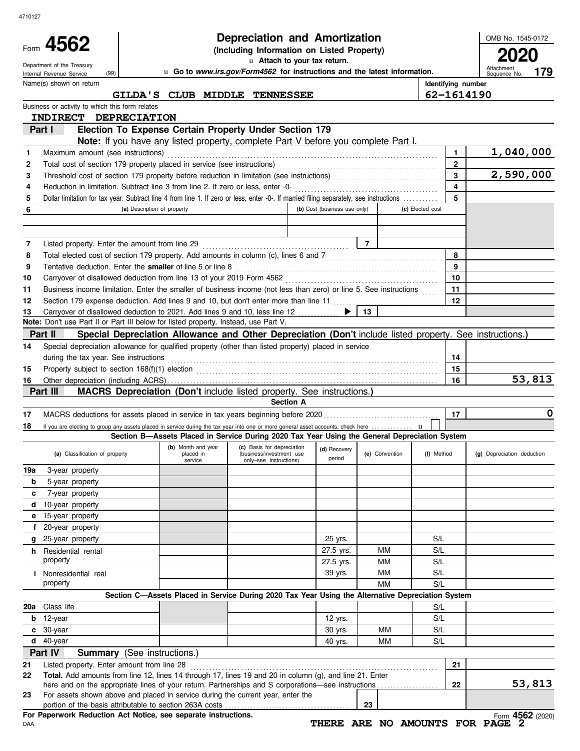4710127

# Form 4562 — Depreciation and Amortization (Including Information on Listed Property)

Department of the Treasury
Internal Revenue Service (99)

u Attach to your tax return.

u Go to *www.irs.gov/Form4562* for instructions and the latest information.

OMB No. 1545-0172

**2020**

Attachment Sequence No. **179**

Name(s) shown on return: **GILDA'S CLUB MIDDLE TENNESSEE**

Identifying number: **62-1614190**

Business or activity to which this form relates: **INDIRECT DEPRECIATION**

## Part I — Election To Expense Certain Property Under Section 179

**Note:** If you have any listed property, complete Part V before you complete Part I.

| Line | Description | | Amount |
|---|---|---|---|
| 1 | Maximum amount (see instructions) | 1 | 1,040,000 |
| 2 | Total cost of section 179 property placed in service (see instructions) | 2 | |
| 3 | Threshold cost of section 179 property before reduction in limitation (see instructions) | 3 | 2,590,000 |
| 4 | Reduction in limitation. Subtract line 3 from line 2. If zero or less, enter -0- | 4 | |
| 5 | Dollar limitation for tax year. Subtract line 4 from line 1. If zero or less, enter -0-. If married filing separately, see instructions | 5 | |

| 6 | (a) Description of property | (b) Cost (business use only) | (c) Elected cost |
|---|---|---|---|
| | | | |
| | | | |

| Line | Description | | Amount |
|---|---|---|---|
| 7 | Listed property. Enter the amount from line 29 | 7 | |
| 8 | Total elected cost of section 179 property. Add amounts in column (c), lines 6 and 7 | 8 | |
| 9 | Tentative deduction. Enter the **smaller** of line 5 or line 8 | 9 | |
| 10 | Carryover of disallowed deduction from line 13 of your 2019 Form 4562 | 10 | |
| 11 | Business income limitation. Enter the smaller of business income (not less than zero) or line 5. See instructions | 11 | |
| 12 | Section 179 expense deduction. Add lines 9 and 10, but don't enter more than line 11 | 12 | |
| 13 | Carryover of disallowed deduction to 2021. Add lines 9 and 10, less line 12 ▶ | 13 | |

**Note:** Don't use Part II or Part III below for listed property. Instead, use Part V.

## Part II — Special Depreciation Allowance and Other Depreciation (Don't include listed property. See instructions.)

| Line | Description | | Amount |
|---|---|---|---|
| 14 | Special depreciation allowance for qualified property (other than listed property) placed in service during the tax year. See instructions | 14 | |
| 15 | Property subject to section 168(f)(1) election | 15 | |
| 16 | Other depreciation (including ACRS) | 16 | 53,813 |

## Part III — MACRS Depreciation (Don't include listed property. See instructions.)

### Section A

| Line | Description | | Amount |
|---|---|---|---|
| 17 | MACRS deductions for assets placed in service in tax years beginning before 2020 | 17 | 0 |
| 18 | If you are electing to group any assets placed in service during the tax year into one or more general asset accounts, check here u ☐ | | |

### Section B—Assets Placed in Service During 2020 Tax Year Using the General Depreciation System

| (a) Classification of property | (b) Month and year placed in service | (c) Basis for depreciation (business/investment use only–see instructions) | (d) Recovery period | (e) Convention | (f) Method | (g) Depreciation deduction |
|---|---|---|---|---|---|---|
| 19a 3-year property | | | | | | |
| b 5-year property | | | | | | |
| c 7-year property | | | | | | |
| d 10-year property | | | | | | |
| e 15-year property | | | | | | |
| f 20-year property | | | | | | |
| g 25-year property | | | 25 yrs. | | S/L | |
| h Residential rental property | | | 27.5 yrs. | MM | S/L | |
| | | | 27.5 yrs. | MM | S/L | |
| i Nonresidential real property | | | 39 yrs. | MM | S/L | |
| | | | | MM | S/L | |

### Section C—Assets Placed in Service During 2020 Tax Year Using the Alternative Depreciation System

| (a) Classification of property | (b) Month and year placed in service | (c) Basis for depreciation | (d) Recovery period | (e) Convention | (f) Method | (g) Depreciation deduction |
|---|---|---|---|---|---|---|
| 20a Class life | | | | | S/L | |
| b 12-year | | | 12 yrs. | | S/L | |
| c 30-year | | | 30 yrs. | MM | S/L | |
| d 40-year | | | 40 yrs. | MM | S/L | |

## Part IV — Summary (See instructions.)

| Line | Description | | Amount |
|---|---|---|---|
| 21 | Listed property. Enter amount from line 28 | 21 | |
| 22 | **Total.** Add amounts from line 12, lines 14 through 17, lines 19 and 20 in column (g), and line 21. Enter here and on the appropriate lines of your return. Partnerships and S corporations—see instructions | 22 | 53,813 |
| 23 | For assets shown above and placed in service during the current year, enter the portion of the basis attributable to section 263A costs | 23 | |

**For Paperwork Reduction Act Notice, see separate instructions.**

DAA

Form **4562** (2020)

**THERE ARE NO AMOUNTS FOR PAGE 2**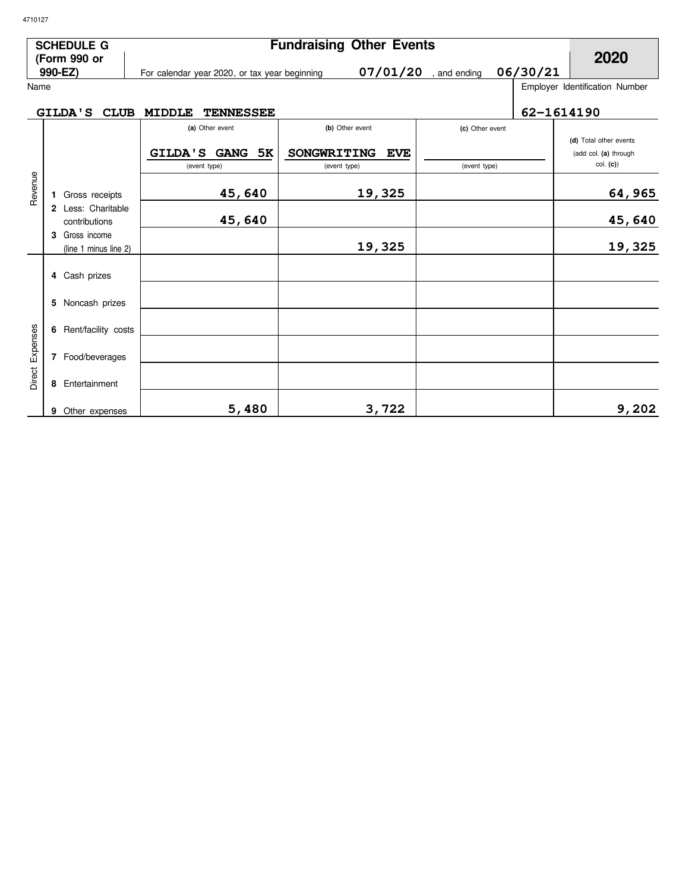4710127

**SCHEDULE G (Form 990 or 990-EZ)**

# Fundraising Other Events

For calendar year 2020, or tax year beginning 07/01/20 , and ending 06/30/21

**2020**

Name: GILDA'S CLUB MIDDLE TENNESSEE

Employer Identification Number: 62-1614190

| | | (a) Other event | (b) Other event | (c) Other event | (d) Total other events (add col. (a) through col. (c)) |
|---|---|---|---|---|---|
| | | GILDA'S GANG 5K | SONGWRITING EVE | | |
| | | (event type) | (event type) | (event type) | |
| Revenue | 1 Gross receipts | 45,640 | 19,325 | | 64,965 |
| | 2 Less: Charitable contributions | 45,640 | | | 45,640 |
| | 3 Gross income (line 1 minus line 2) | | 19,325 | | 19,325 |
| Direct Expenses | 4 Cash prizes | | | | |
| | 5 Noncash prizes | | | | |
| | 6 Rent/facility costs | | | | |
| | 7 Food/beverages | | | | |
| | 8 Entertainment | | | | |
| | 9 Other expenses | 5,480 | 3,722 | | 9,202 |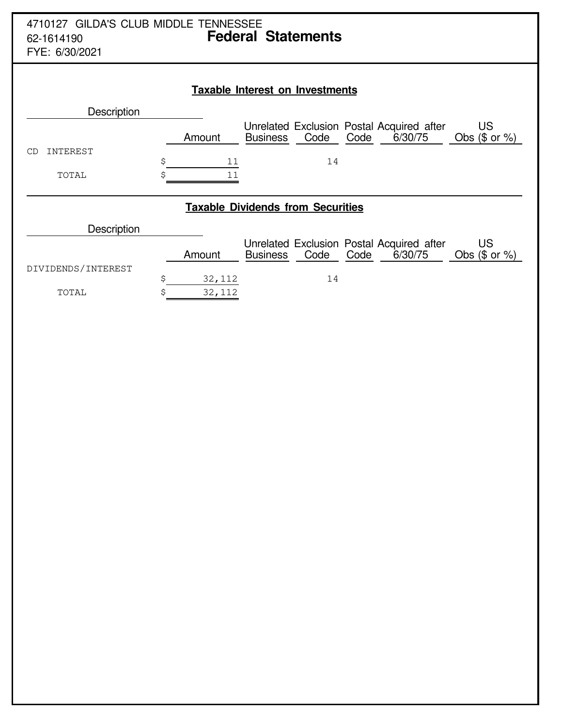4710127 GILDA'S CLUB MIDDLE TENNESSEE
62-1614190
FYE: 6/30/2021

# Federal Statements

## Taxable Interest on Investments

| Description | Amount | Unrelated Business | Exclusion Code | Postal Code | Acquired after 6/30/75 | US Obs ($ or %) |
|---|---|---|---|---|---|---|
| CD INTEREST | $ 11 | | 14 | | | |
| TOTAL | $ 11 | | | | | |

## Taxable Dividends from Securities

| Description | Amount | Unrelated Business | Exclusion Code | Postal Code | Acquired after 6/30/75 | US Obs ($ or %) |
|---|---|---|---|---|---|---|
| DIVIDENDS/INTEREST | $ 32,112 | | 14 | | | |
| TOTAL | $ 32,112 | | | | | |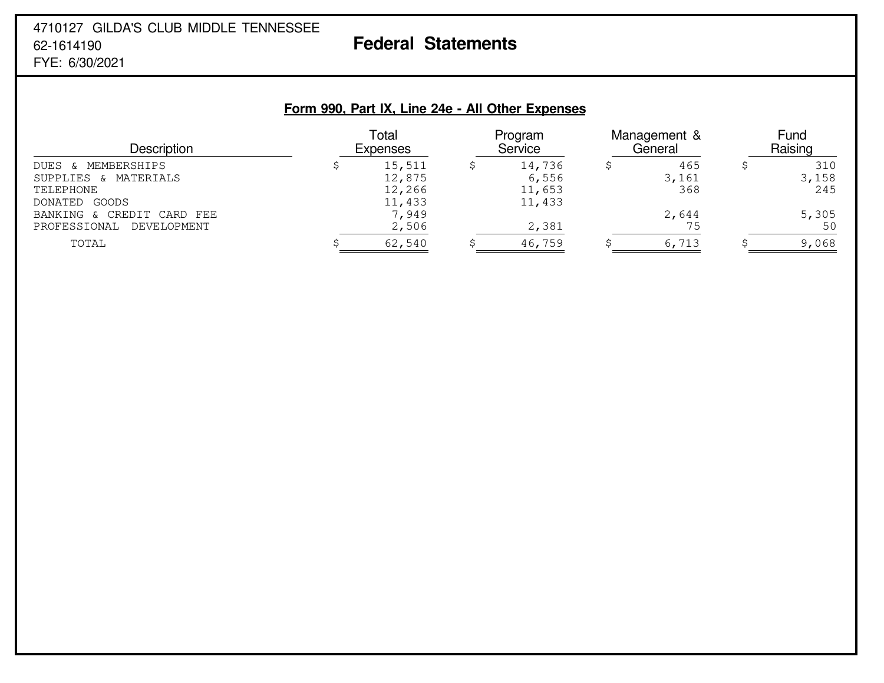4710127 GILDA'S CLUB MIDDLE TENNESSEE
62-1614190
FYE: 6/30/2021

# Federal Statements

## Form 990, Part IX, Line 24e - All Other Expenses

| Description | Total Expenses | Program Service | Management & General | Fund Raising |
|---|---|---|---|---|
| DUES & MEMBERSHIPS | $ 15,511 | $ 14,736 | $ 465 | $ 310 |
| SUPPLIES & MATERIALS | 12,875 | 6,556 | 3,161 | 3,158 |
| TELEPHONE | 12,266 | 11,653 | 368 | 245 |
| DONATED GOODS | 11,433 | 11,433 | | |
| BANKING & CREDIT CARD FEE | 7,949 | | 2,644 | 5,305 |
| PROFESSIONAL DEVELOPMENT | 2,506 | 2,381 | 75 | 50 |
| TOTAL | $ 62,540 | $ 46,759 | $ 6,713 | $ 9,068 |